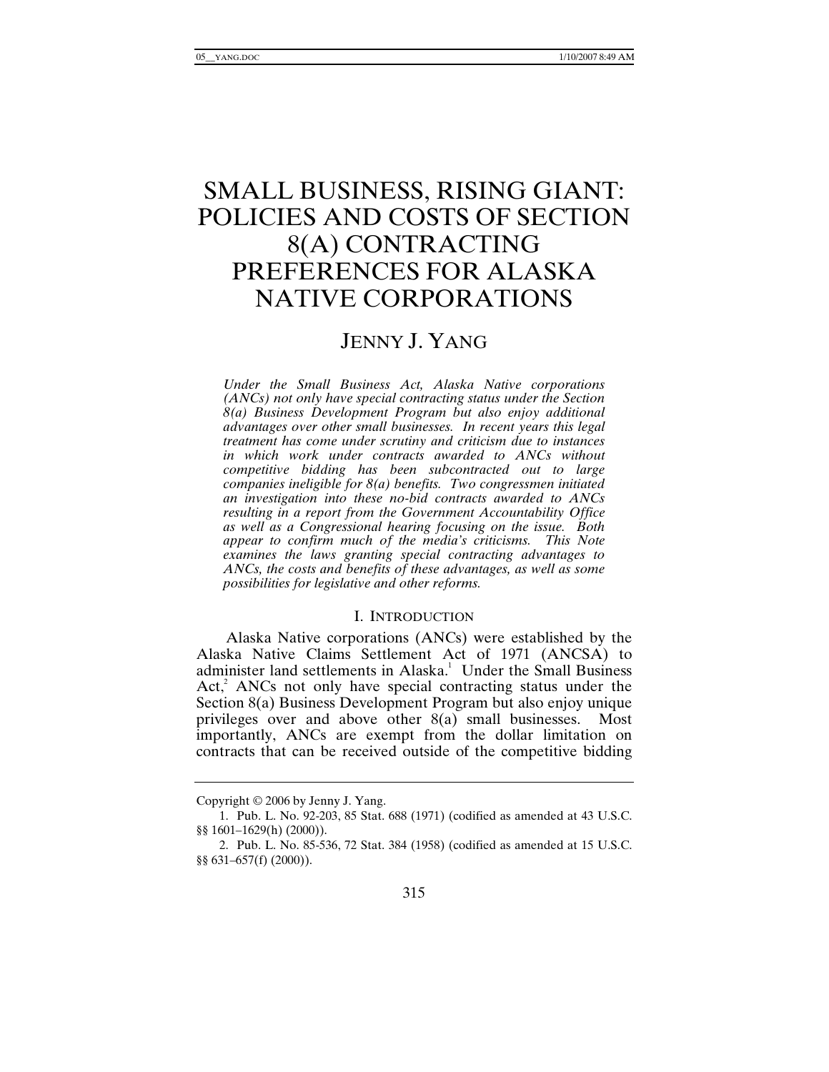# SMALL BUSINESS, RISING GIANT: POLICIES AND COSTS OF SECTION 8(A) CONTRACTING PREFERENCES FOR ALASKA NATIVE CORPORATIONS

## JENNY J. YANG

*Under the Small Business Act, Alaska Native corporations (ANCs) not only have special contracting status under the Section 8(a) Business Development Program but also enjoy additional advantages over other small businesses. In recent years this legal treatment has come under scrutiny and criticism due to instances in which work under contracts awarded to ANCs without competitive bidding has been subcontracted out to large companies ineligible for 8(a) benefits. Two congressmen initiated an investigation into these no-bid contracts awarded to ANCs resulting in a report from the Government Accountability Office as well as a Congressional hearing focusing on the issue. Both appear to confirm much of the media's criticisms. This Note examines the laws granting special contracting advantages to ANCs, the costs and benefits of these advantages, as well as some possibilities for legislative and other reforms.*

### I. INTRODUCTION

Alaska Native corporations (ANCs) were established by the Alaska Native Claims Settlement Act of 1971 (ANCSA) to administer land settlements in Alaska.[1] Under the Small Business Act,[2] ANCs not only have special contracting status under the Section 8(a) Business Development Program but also enjoy unique privileges over and above other 8(a) small businesses. Most importantly, ANCs are exempt from the dollar limitation on contracts that can be received outside of the competitive bidding

---

Copyright © 2006 by Jenny J. Yang.

1. Pub. L. No. 92-203, 85 Stat. 688 (1971) (codified as amended at 43 U.S.C. §§ 1601–1629(h) (2000)).

2. Pub. L. No. 85-536, 72 Stat. 384 (1958) (codified as amended at 15 U.S.C. §§ 631–657(f) (2000)).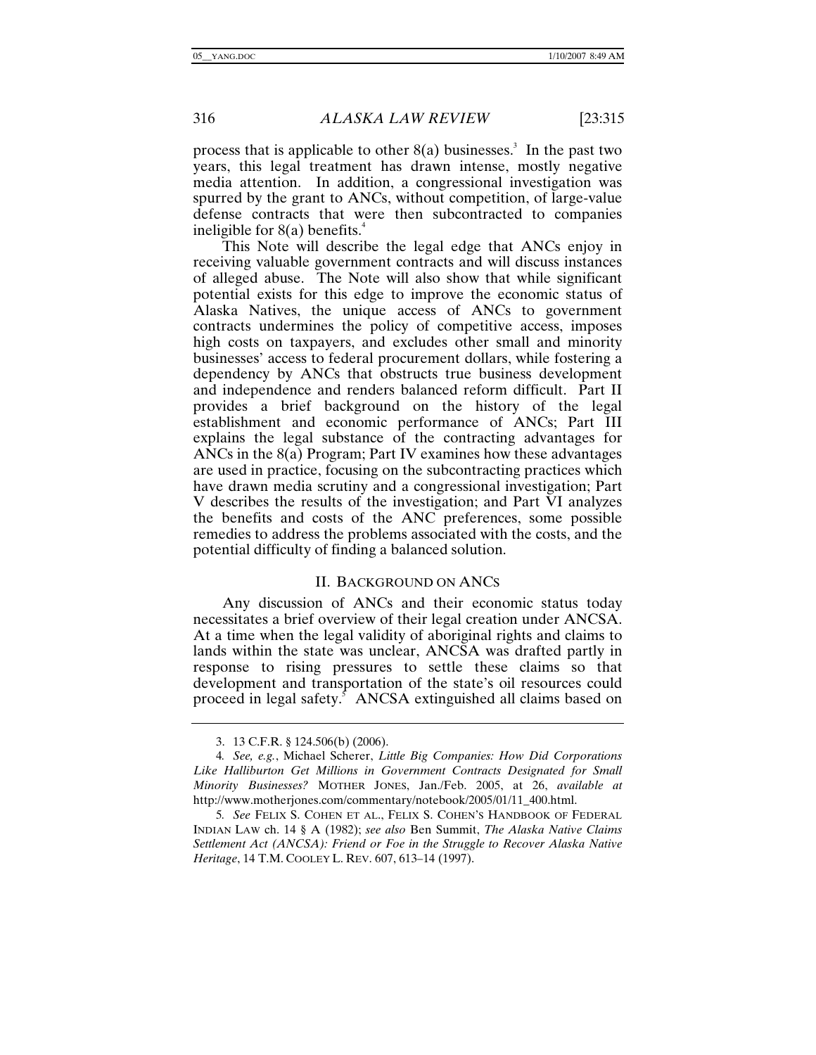process that is applicable to other 8(a) businesses.[3] In the past two years, this legal treatment has drawn intense, mostly negative media attention. In addition, a congressional investigation was spurred by the grant to ANCs, without competition, of large-value defense contracts that were then subcontracted to companies ineligible for 8(a) benefits.[4]

This Note will describe the legal edge that ANCs enjoy in receiving valuable government contracts and will discuss instances of alleged abuse. The Note will also show that while significant potential exists for this edge to improve the economic status of Alaska Natives, the unique access of ANCs to government contracts undermines the policy of competitive access, imposes high costs on taxpayers, and excludes other small and minority businesses' access to federal procurement dollars, while fostering a dependency by ANCs that obstructs true business development and independence and renders balanced reform difficult. Part II provides a brief background on the history of the legal establishment and economic performance of ANCs; Part III explains the legal substance of the contracting advantages for ANCs in the 8(a) Program; Part IV examines how these advantages are used in practice, focusing on the subcontracting practices which have drawn media scrutiny and a congressional investigation; Part V describes the results of the investigation; and Part VI analyzes the benefits and costs of the ANC preferences, some possible remedies to address the problems associated with the costs, and the potential difficulty of finding a balanced solution.

## II. BACKGROUND ON ANCS

Any discussion of ANCs and their economic status today necessitates a brief overview of their legal creation under ANCSA. At a time when the legal validity of aboriginal rights and claims to lands within the state was unclear, ANCSA was drafted partly in response to rising pressures to settle these claims so that development and transportation of the state's oil resources could proceed in legal safety.[5] ANCSA extinguished all claims based on

---

3. 13 C.F.R. § 124.506(b) (2006).

4. *See, e.g.*, Michael Scherer, *Little Big Companies: How Did Corporations Like Halliburton Get Millions in Government Contracts Designated for Small Minority Businesses?* MOTHER JONES, Jan./Feb. 2005, at 26, *available at* http://www.motherjones.com/commentary/notebook/2005/01/11_400.html.

5. *See* FELIX S. COHEN ET AL., FELIX S. COHEN'S HANDBOOK OF FEDERAL INDIAN LAW ch. 14 § A (1982); *see also* Ben Summit, *The Alaska Native Claims Settlement Act (ANCSA): Friend or Foe in the Struggle to Recover Alaska Native Heritage*, 14 T.M. COOLEY L. REV. 607, 613–14 (1997).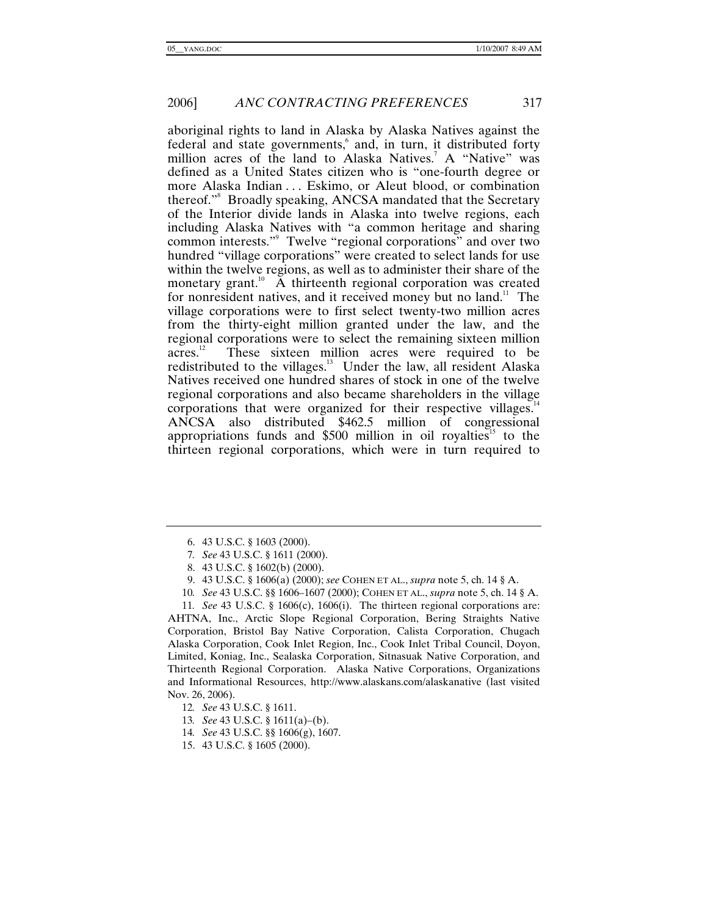aboriginal rights to land in Alaska by Alaska Natives against the federal and state governments,[6] and, in turn, it distributed forty million acres of the land to Alaska Natives.[7] A "Native" was defined as a United States citizen who is "one-fourth degree or more Alaska Indian . . . Eskimo, or Aleut blood, or combination thereof."[8] Broadly speaking, ANCSA mandated that the Secretary of the Interior divide lands in Alaska into twelve regions, each including Alaska Natives with "a common heritage and sharing common interests."[9] Twelve "regional corporations" and over two hundred "village corporations" were created to select lands for use within the twelve regions, as well as to administer their share of the monetary grant.[10] A thirteenth regional corporation was created for nonresident natives, and it received money but no land.[11] The village corporations were to first select twenty-two million acres from the thirty-eight million granted under the law, and the regional corporations were to select the remaining sixteen million acres.[12] These sixteen million acres were required to be redistributed to the villages.[13] Under the law, all resident Alaska Natives received one hundred shares of stock in one of the twelve regional corporations and also became shareholders in the village corporations that were organized for their respective villages.[14] ANCSA also distributed $462.5 million of congressional appropriations funds and $500 million in oil royalties[15] to the thirteen regional corporations, which were in turn required to

---

6. 43 U.S.C. § 1603 (2000).

7. *See* 43 U.S.C. § 1611 (2000).

8. 43 U.S.C. § 1602(b) (2000).

9. 43 U.S.C. § 1606(a) (2000); *see* COHEN ET AL., *supra* note 5, ch. 14 § A.

10. *See* 43 U.S.C. §§ 1606–1607 (2000); COHEN ET AL., *supra* note 5, ch. 14 § A.

11. *See* 43 U.S.C. § 1606(c), 1606(i). The thirteen regional corporations are: AHTNA, Inc., Arctic Slope Regional Corporation, Bering Straights Native Corporation, Bristol Bay Native Corporation, Calista Corporation, Chugach Alaska Corporation, Cook Inlet Region, Inc., Cook Inlet Tribal Council, Doyon, Limited, Koniag, Inc., Sealaska Corporation, Sitnasuak Native Corporation, and Thirteenth Regional Corporation. Alaska Native Corporations, Organizations and Informational Resources, http://www.alaskans.com/alaskanative (last visited Nov. 26, 2006).

12. *See* 43 U.S.C. § 1611.

13. *See* 43 U.S.C. § 1611(a)–(b).

14. *See* 43 U.S.C. §§ 1606(g), 1607.

15. 43 U.S.C. § 1605 (2000).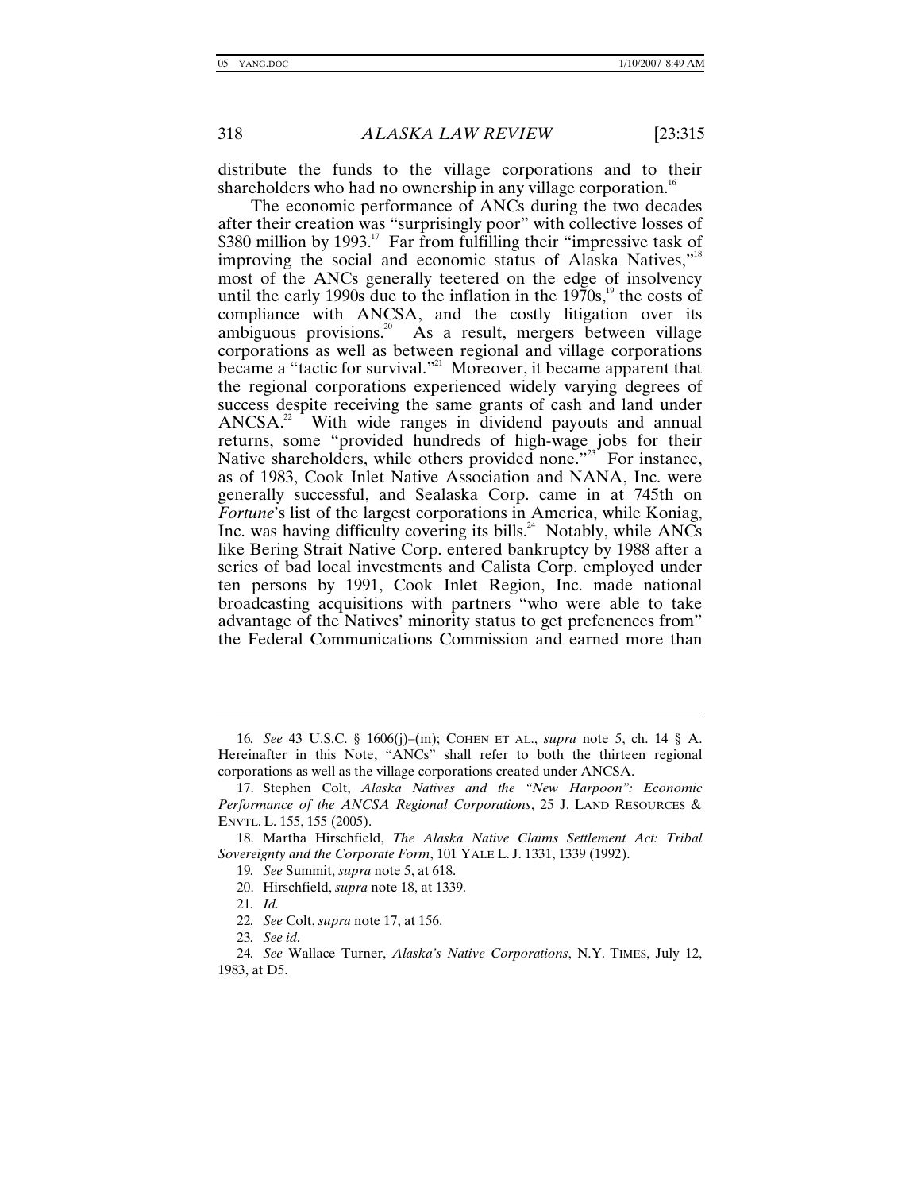distribute the funds to the village corporations and to their shareholders who had no ownership in any village corporation.[16]

The economic performance of ANCs during the two decades after their creation was "surprisingly poor" with collective losses of $380 million by 1993.[17] Far from fulfilling their "impressive task of improving the social and economic status of Alaska Natives,"[18] most of the ANCs generally teetered on the edge of insolvency until the early 1990s due to the inflation in the 1970s,[19] the costs of compliance with ANCSA, and the costly litigation over its ambiguous provisions.[20] As a result, mergers between village corporations as well as between regional and village corporations became a "tactic for survival."[21] Moreover, it became apparent that the regional corporations experienced widely varying degrees of success despite receiving the same grants of cash and land under ANCSA.[22] With wide ranges in dividend payouts and annual returns, some "provided hundreds of high-wage jobs for their Native shareholders, while others provided none."[23] For instance, as of 1983, Cook Inlet Native Association and NANA, Inc. were generally successful, and Sealaska Corp. came in at 745th on *Fortune*'s list of the largest corporations in America, while Koniag, Inc. was having difficulty covering its bills.[24] Notably, while ANCs like Bering Strait Native Corp. entered bankruptcy by 1988 after a series of bad local investments and Calista Corp. employed under ten persons by 1991, Cook Inlet Region, Inc. made national broadcasting acquisitions with partners "who were able to take advantage of the Natives' minority status to get prefenences from" the Federal Communications Commission and earned more than

---

16. *See* 43 U.S.C. § 1606(j)–(m); COHEN ET AL., *supra* note 5, ch. 14 § A. Hereinafter in this Note, "ANCs" shall refer to both the thirteen regional corporations as well as the village corporations created under ANCSA.

17. Stephen Colt, *Alaska Natives and the "New Harpoon": Economic Performance of the ANCSA Regional Corporations*, 25 J. LAND RESOURCES & ENVTL. L. 155, 155 (2005).

18. Martha Hirschfield, *The Alaska Native Claims Settlement Act: Tribal Sovereignty and the Corporate Form*, 101 YALE L. J. 1331, 1339 (1992).

19. *See* Summit, *supra* note 5, at 618.

20. Hirschfield, *supra* note 18, at 1339.

21. *Id.*

22. *See* Colt, *supra* note 17, at 156.

23. *See id.*

24. *See* Wallace Turner, *Alaska's Native Corporations*, N.Y. TIMES, July 12, 1983, at D5.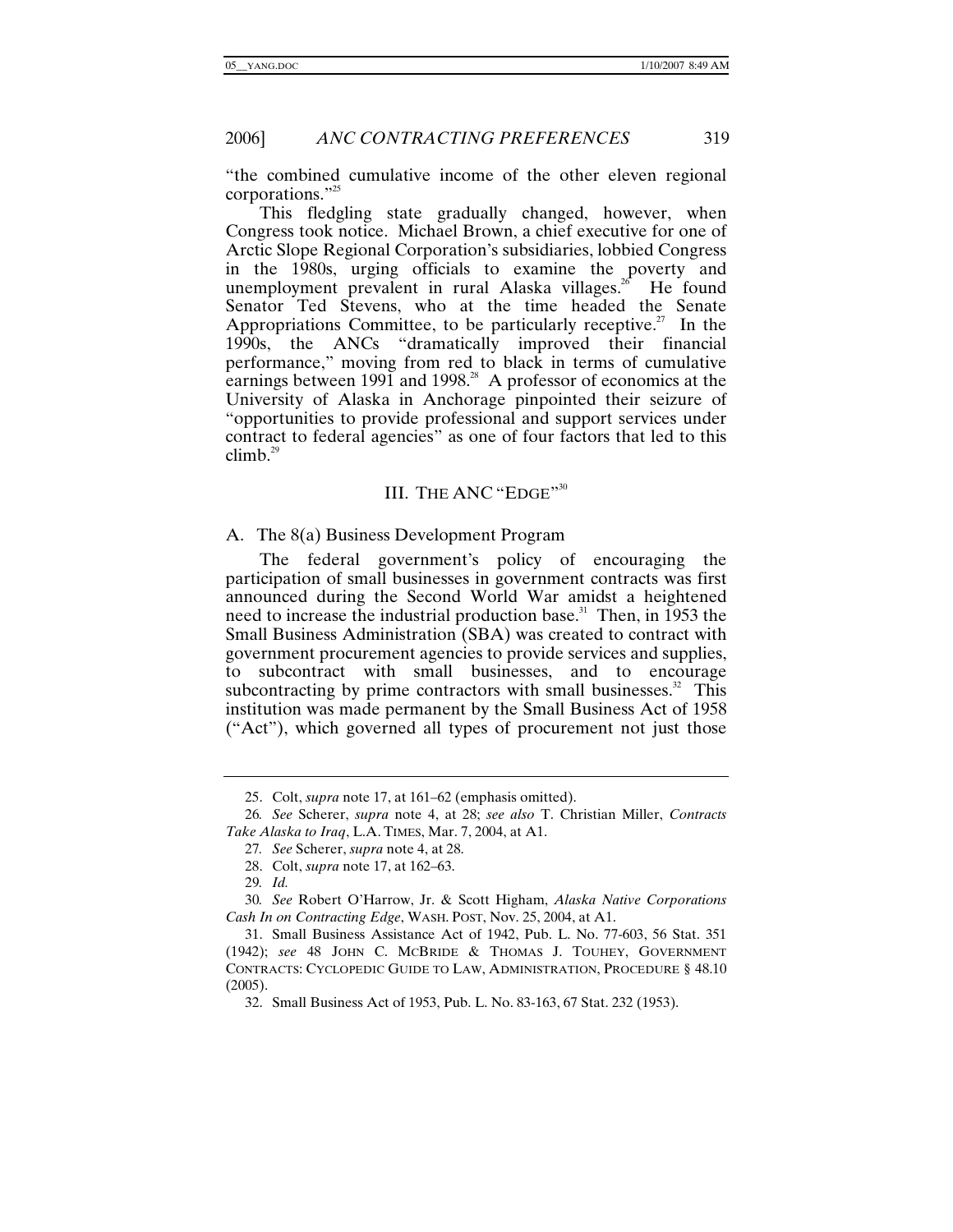"the combined cumulative income of the other eleven regional corporations."[25]

This fledgling state gradually changed, however, when Congress took notice. Michael Brown, a chief executive for one of Arctic Slope Regional Corporation's subsidiaries, lobbied Congress in the 1980s, urging officials to examine the poverty and unemployment prevalent in rural Alaska villages.[26] He found Senator Ted Stevens, who at the time headed the Senate Appropriations Committee, to be particularly receptive.[27] In the 1990s, the ANCs "dramatically improved their financial performance," moving from red to black in terms of cumulative earnings between 1991 and 1998.[28] A professor of economics at the University of Alaska in Anchorage pinpointed their seizure of "opportunities to provide professional and support services under contract to federal agencies" as one of four factors that led to this climb.[29]

## III. The ANC "Edge"[30]

### A. The 8(a) Business Development Program

The federal government's policy of encouraging the participation of small businesses in government contracts was first announced during the Second World War amidst a heightened need to increase the industrial production base.[31] Then, in 1953 the Small Business Administration (SBA) was created to contract with government procurement agencies to provide services and supplies, to subcontract with small businesses, and to encourage subcontracting by prime contractors with small businesses.[32] This institution was made permanent by the Small Business Act of 1958 ("Act"), which governed all types of procurement not just those

---

25. Colt, *supra* note 17, at 161–62 (emphasis omitted).

26. *See* Scherer, *supra* note 4, at 28; *see also* T. Christian Miller, *Contracts Take Alaska to Iraq*, L.A. TIMES, Mar. 7, 2004, at A1.

27. *See* Scherer, *supra* note 4, at 28.

28. Colt, *supra* note 17, at 162–63.

29. *Id.*

30. *See* Robert O'Harrow, Jr. & Scott Higham, *Alaska Native Corporations Cash In on Contracting Edge*, WASH. POST, Nov. 25, 2004, at A1.

31. Small Business Assistance Act of 1942, Pub. L. No. 77-603, 56 Stat. 351 (1942); *see* 48 JOHN C. MCBRIDE & THOMAS J. TOUHEY, GOVERNMENT CONTRACTS: CYCLOPEDIC GUIDE TO LAW, ADMINISTRATION, PROCEDURE § 48.10 (2005).

32. Small Business Act of 1953, Pub. L. No. 83-163, 67 Stat. 232 (1953).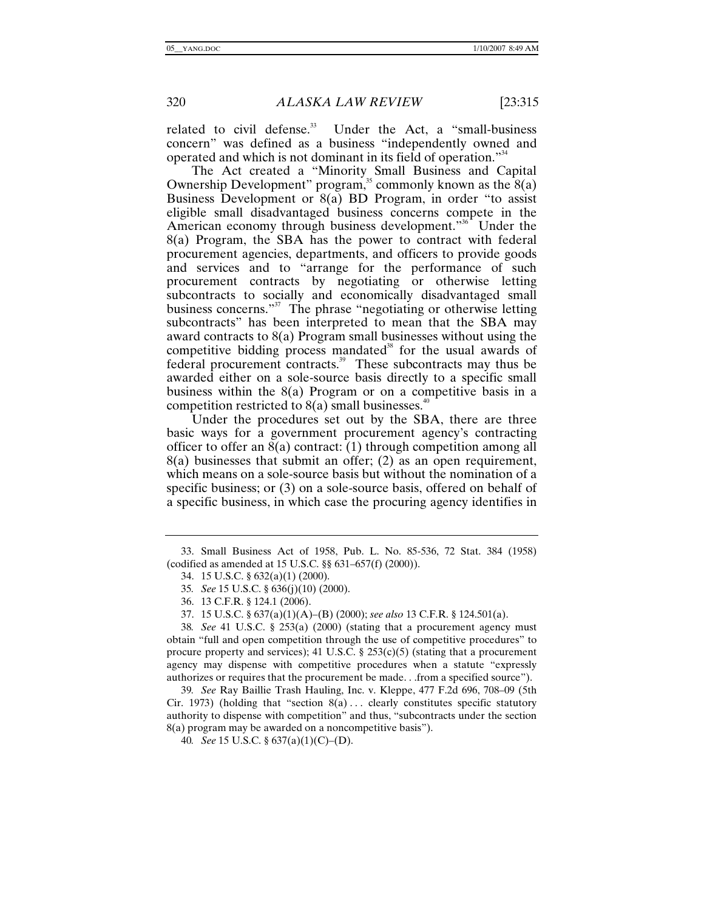related to civil defense.[33] Under the Act, a "small-business concern" was defined as a business "independently owned and operated and which is not dominant in its field of operation."[34]

The Act created a "Minority Small Business and Capital Ownership Development" program,[35] commonly known as the 8(a) Business Development or 8(a) BD Program, in order "to assist eligible small disadvantaged business concerns compete in the American economy through business development."[36] Under the 8(a) Program, the SBA has the power to contract with federal procurement agencies, departments, and officers to provide goods and services and to "arrange for the performance of such procurement contracts by negotiating or otherwise letting subcontracts to socially and economically disadvantaged small business concerns."[37] The phrase "negotiating or otherwise letting subcontracts" has been interpreted to mean that the SBA may award contracts to 8(a) Program small businesses without using the competitive bidding process mandated[38] for the usual awards of federal procurement contracts.[39] These subcontracts may thus be awarded either on a sole-source basis directly to a specific small business within the 8(a) Program or on a competitive basis in a competition restricted to 8(a) small businesses.[40]

Under the procedures set out by the SBA, there are three basic ways for a government procurement agency's contracting officer to offer an 8(a) contract: (1) through competition among all 8(a) businesses that submit an offer; (2) as an open requirement, which means on a sole-source basis but without the nomination of a specific business; or (3) on a sole-source basis, offered on behalf of a specific business, in which case the procuring agency identifies in

---

33. Small Business Act of 1958, Pub. L. No. 85-536, 72 Stat. 384 (1958) (codified as amended at 15 U.S.C. §§ 631–657(f) (2000)).

34. 15 U.S.C. § 632(a)(1) (2000).

35. *See* 15 U.S.C. § 636(j)(10) (2000).

36. 13 C.F.R. § 124.1 (2006).

37. 15 U.S.C. § 637(a)(1)(A)–(B) (2000); *see also* 13 C.F.R. § 124.501(a).

38. *See* 41 U.S.C. § 253(a) (2000) (stating that a procurement agency must obtain "full and open competition through the use of competitive procedures" to procure property and services); 41 U.S.C. § 253(c)(5) (stating that a procurement agency may dispense with competitive procedures when a statute "expressly authorizes or requires that the procurement be made. . .from a specified source").

39. *See* Ray Baillie Trash Hauling, Inc. v. Kleppe, 477 F.2d 696, 708–09 (5th Cir. 1973) (holding that "section 8(a) . . . clearly constitutes specific statutory authority to dispense with competition" and thus, "subcontracts under the section 8(a) program may be awarded on a noncompetitive basis").

40. *See* 15 U.S.C. § 637(a)(1)(C)–(D).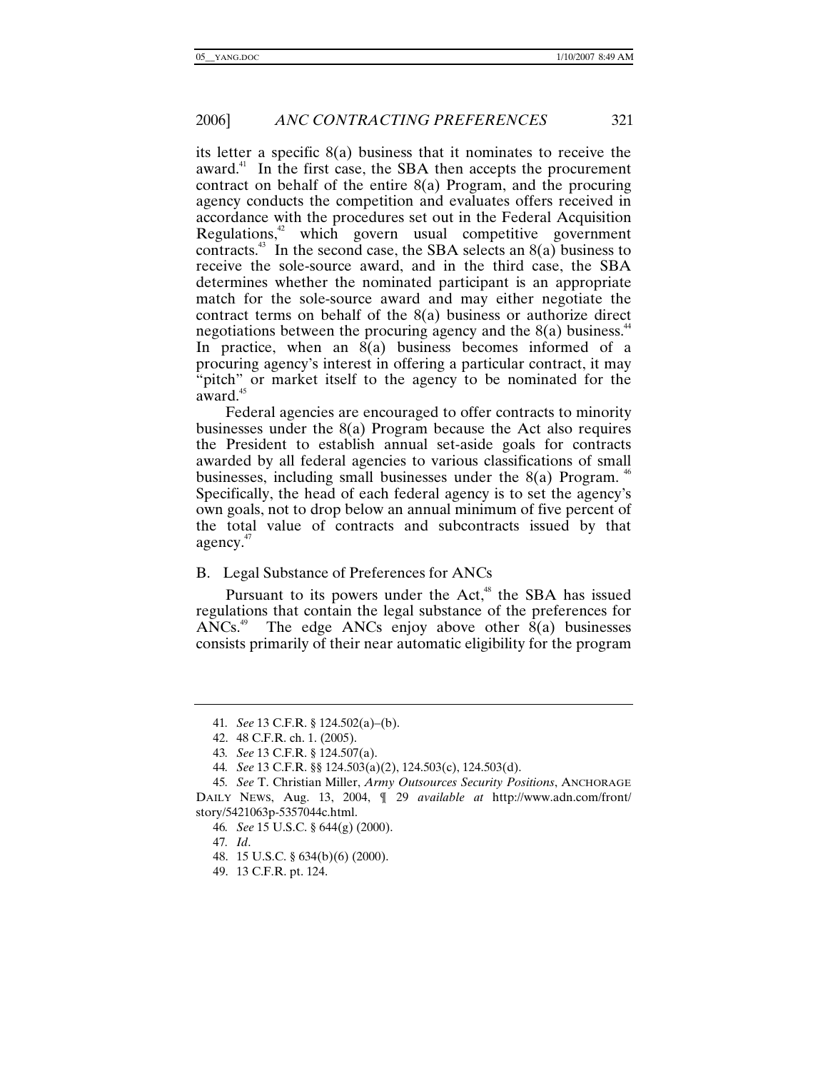its letter a specific 8(a) business that it nominates to receive the award.[41] In the first case, the SBA then accepts the procurement contract on behalf of the entire 8(a) Program, and the procuring agency conducts the competition and evaluates offers received in accordance with the procedures set out in the Federal Acquisition Regulations,[42] which govern usual competitive government contracts.[43] In the second case, the SBA selects an 8(a) business to receive the sole-source award, and in the third case, the SBA determines whether the nominated participant is an appropriate match for the sole-source award and may either negotiate the contract terms on behalf of the 8(a) business or authorize direct negotiations between the procuring agency and the 8(a) business.[44] In practice, when an 8(a) business becomes informed of a procuring agency's interest in offering a particular contract, it may "pitch" or market itself to the agency to be nominated for the award.[45]

Federal agencies are encouraged to offer contracts to minority businesses under the 8(a) Program because the Act also requires the President to establish annual set-aside goals for contracts awarded by all federal agencies to various classifications of small businesses, including small businesses under the 8(a) Program.[46] Specifically, the head of each federal agency is to set the agency's own goals, not to drop below an annual minimum of five percent of the total value of contracts and subcontracts issued by that agency.[47]

## B. Legal Substance of Preferences for ANCs

Pursuant to its powers under the Act,[48] the SBA has issued regulations that contain the legal substance of the preferences for ANCs.[49] The edge ANCs enjoy above other 8(a) businesses consists primarily of their near automatic eligibility for the program

---

41. *See* 13 C.F.R. § 124.502(a)–(b).

42. 48 C.F.R. ch. 1. (2005).

43. *See* 13 C.F.R. § 124.507(a).

44. *See* 13 C.F.R. §§ 124.503(a)(2), 124.503(c), 124.503(d).

45. *See* T. Christian Miller, *Army Outsources Security Positions*, ANCHORAGE DAILY NEWS, Aug. 13, 2004, ¶ 29 *available at* http://www.adn.com/front/story/5421063p-5357044c.html.

46. *See* 15 U.S.C. § 644(g) (2000).

47. *Id*.

48. 15 U.S.C. § 634(b)(6) (2000).

49. 13 C.F.R. pt. 124.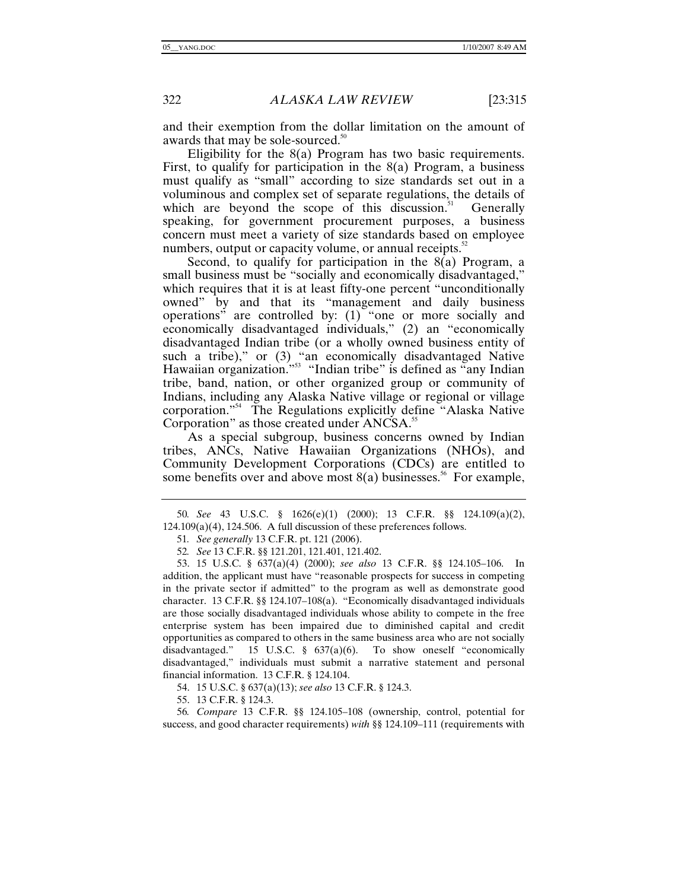and their exemption from the dollar limitation on the amount of awards that may be sole-sourced.[50]

Eligibility for the 8(a) Program has two basic requirements. First, to qualify for participation in the 8(a) Program, a business must qualify as "small" according to size standards set out in a voluminous and complex set of separate regulations, the details of which are beyond the scope of this discussion.[51] Generally speaking, for government procurement purposes, a business concern must meet a variety of size standards based on employee numbers, output or capacity volume, or annual receipts.[52]

Second, to qualify for participation in the 8(a) Program, a small business must be "socially and economically disadvantaged," which requires that it is at least fifty-one percent "unconditionally owned" by and that its "management and daily business operations" are controlled by: (1) "one or more socially and economically disadvantaged individuals," (2) an "economically disadvantaged Indian tribe (or a wholly owned business entity of such a tribe)," or (3) "an economically disadvantaged Native Hawaiian organization."[53] "Indian tribe" is defined as "any Indian tribe, band, nation, or other organized group or community of Indians, including any Alaska Native village or regional or village corporation."[54] The Regulations explicitly define "Alaska Native Corporation" as those created under ANCSA.[55]

As a special subgroup, business concerns owned by Indian tribes, ANCs, Native Hawaiian Organizations (NHOs), and Community Development Corporations (CDCs) are entitled to some benefits over and above most 8(a) businesses.[56] For example,

---

50. *See* 43 U.S.C. § 1626(e)(1) (2000); 13 C.F.R. §§ 124.109(a)(2), 124.109(a)(4), 124.506. A full discussion of these preferences follows.

51. *See generally* 13 C.F.R. pt. 121 (2006).

52. *See* 13 C.F.R. §§ 121.201, 121.401, 121.402.

53. 15 U.S.C. § 637(a)(4) (2000); *see also* 13 C.F.R. §§ 124.105–106. In addition, the applicant must have "reasonable prospects for success in competing in the private sector if admitted" to the program as well as demonstrate good character. 13 C.F.R. §§ 124.107–108(a). "Economically disadvantaged individuals are those socially disadvantaged individuals whose ability to compete in the free enterprise system has been impaired due to diminished capital and credit opportunities as compared to others in the same business area who are not socially disadvantaged." 15 U.S.C. § 637(a)(6). To show oneself "economically disadvantaged," individuals must submit a narrative statement and personal financial information. 13 C.F.R. § 124.104.

54. 15 U.S.C. § 637(a)(13); *see also* 13 C.F.R. § 124.3.

55. 13 C.F.R. § 124.3.

56. *Compare* 13 C.F.R. §§ 124.105–108 (ownership, control, potential for success, and good character requirements) *with* §§ 124.109–111 (requirements with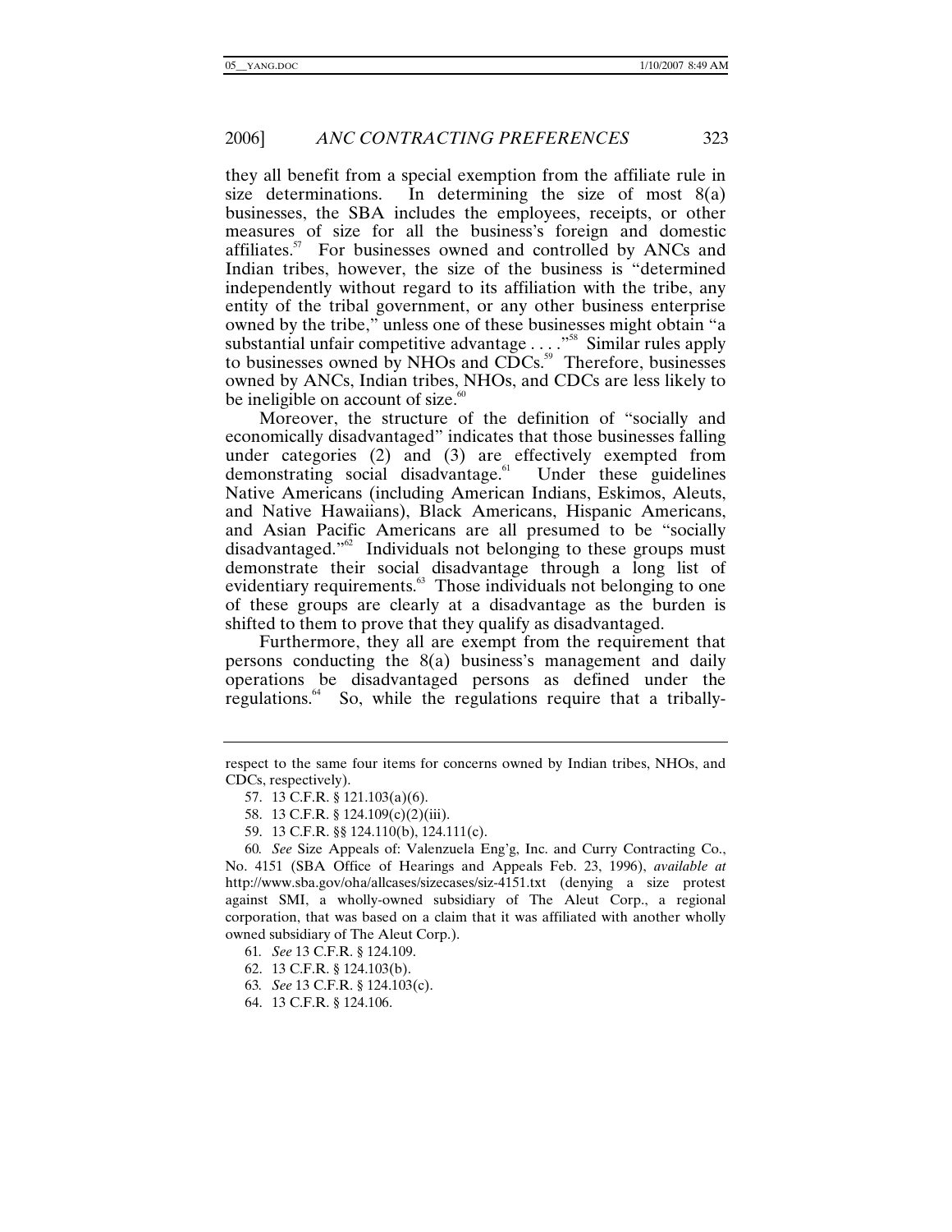they all benefit from a special exemption from the affiliate rule in size determinations. In determining the size of most 8(a) businesses, the SBA includes the employees, receipts, or other measures of size for all the business's foreign and domestic affiliates.[57] For businesses owned and controlled by ANCs and Indian tribes, however, the size of the business is "determined independently without regard to its affiliation with the tribe, any entity of the tribal government, or any other business enterprise owned by the tribe," unless one of these businesses might obtain "a substantial unfair competitive advantage . . . ."[58] Similar rules apply to businesses owned by NHOs and CDCs.[59] Therefore, businesses owned by ANCs, Indian tribes, NHOs, and CDCs are less likely to be ineligible on account of size.[60]

Moreover, the structure of the definition of "socially and economically disadvantaged" indicates that those businesses falling under categories (2) and (3) are effectively exempted from demonstrating social disadvantage.[61] Under these guidelines Native Americans (including American Indians, Eskimos, Aleuts, and Native Hawaiians), Black Americans, Hispanic Americans, and Asian Pacific Americans are all presumed to be "socially disadvantaged."[62] Individuals not belonging to these groups must demonstrate their social disadvantage through a long list of evidentiary requirements.[63] Those individuals not belonging to one of these groups are clearly at a disadvantage as the burden is shifted to them to prove that they qualify as disadvantaged.

Furthermore, they all are exempt from the requirement that persons conducting the 8(a) business's management and daily operations be disadvantaged persons as defined under the regulations.[64] So, while the regulations require that a tribally-

---

respect to the same four items for concerns owned by Indian tribes, NHOs, and CDCs, respectively).

57. 13 C.F.R. § 121.103(a)(6).

58. 13 C.F.R. § 124.109(c)(2)(iii).

59. 13 C.F.R. §§ 124.110(b), 124.111(c).

60. *See* Size Appeals of: Valenzuela Eng'g, Inc. and Curry Contracting Co., No. 4151 (SBA Office of Hearings and Appeals Feb. 23, 1996), *available at* http://www.sba.gov/oha/allcases/sizecases/siz-4151.txt (denying a size protest against SMI, a wholly-owned subsidiary of The Aleut Corp., a regional corporation, that was based on a claim that it was affiliated with another wholly owned subsidiary of The Aleut Corp.).

61. *See* 13 C.F.R. § 124.109.

62. 13 C.F.R. § 124.103(b).

63. *See* 13 C.F.R. § 124.103(c).

64. 13 C.F.R. § 124.106.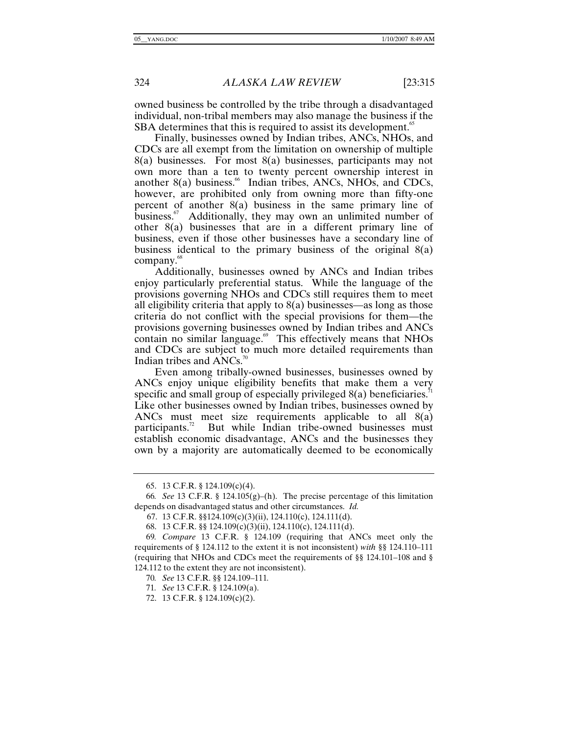owned business be controlled by the tribe through a disadvantaged individual, non-tribal members may also manage the business if the SBA determines that this is required to assist its development.[65]

Finally, businesses owned by Indian tribes, ANCs, NHOs, and CDCs are all exempt from the limitation on ownership of multiple 8(a) businesses. For most 8(a) businesses, participants may not own more than a ten to twenty percent ownership interest in another 8(a) business.[66] Indian tribes, ANCs, NHOs, and CDCs, however, are prohibited only from owning more than fifty-one percent of another 8(a) business in the same primary line of business.[67] Additionally, they may own an unlimited number of other 8(a) businesses that are in a different primary line of business, even if those other businesses have a secondary line of business identical to the primary business of the original 8(a) company.[68]

Additionally, businesses owned by ANCs and Indian tribes enjoy particularly preferential status. While the language of the provisions governing NHOs and CDCs still requires them to meet all eligibility criteria that apply to 8(a) businesses—as long as those criteria do not conflict with the special provisions for them—the provisions governing businesses owned by Indian tribes and ANCs contain no similar language.[69] This effectively means that NHOs and CDCs are subject to much more detailed requirements than Indian tribes and ANCs.[70]

Even among tribally-owned businesses, businesses owned by ANCs enjoy unique eligibility benefits that make them a very specific and small group of especially privileged 8(a) beneficiaries.[71] Like other businesses owned by Indian tribes, businesses owned by ANCs must meet size requirements applicable to all 8(a) participants.[72] But while Indian tribe-owned businesses must establish economic disadvantage, ANCs and the businesses they own by a majority are automatically deemed to be economically

---

65. 13 C.F.R. § 124.109(c)(4).

66. *See* 13 C.F.R. § 124.105(g)–(h). The precise percentage of this limitation depends on disadvantaged status and other circumstances. *Id.*

67. 13 C.F.R. §§124.109(c)(3)(ii), 124.110(c), 124.111(d).

68. 13 C.F.R. §§ 124.109(c)(3)(ii), 124.110(c), 124.111(d).

69. *Compare* 13 C.F.R. § 124.109 (requiring that ANCs meet only the requirements of § 124.112 to the extent it is not inconsistent) *with* §§ 124.110–111 (requiring that NHOs and CDCs meet the requirements of §§ 124.101–108 and § 124.112 to the extent they are not inconsistent).

70. *See* 13 C.F.R. §§ 124.109–111.

71. *See* 13 C.F.R. § 124.109(a).

72. 13 C.F.R. § 124.109(c)(2).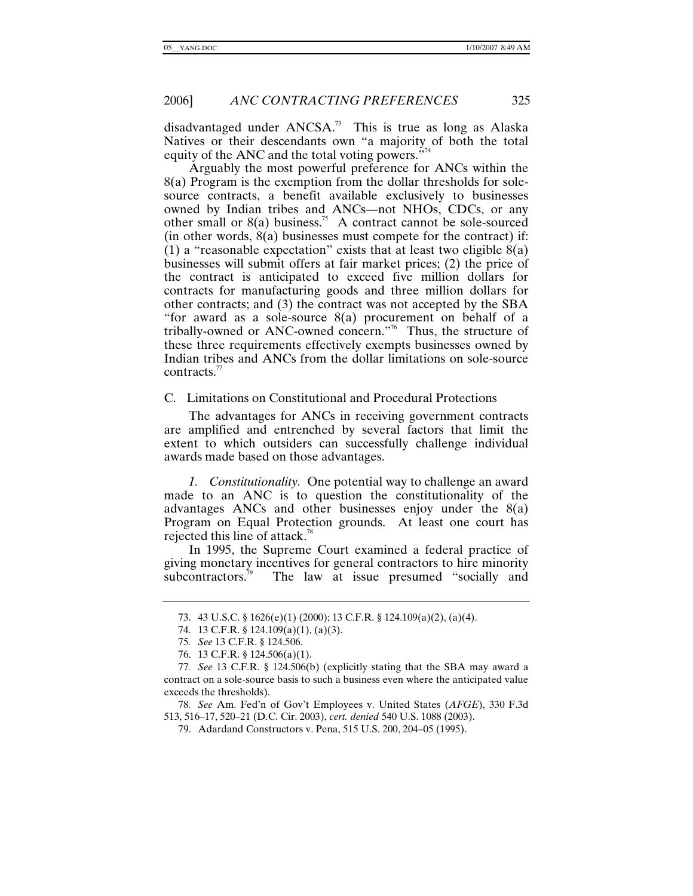disadvantaged under ANCSA.[73] This is true as long as Alaska Natives or their descendants own "a majority of both the total equity of the ANC and the total voting powers."[74]

Arguably the most powerful preference for ANCs within the 8(a) Program is the exemption from the dollar thresholds for sole-source contracts, a benefit available exclusively to businesses owned by Indian tribes and ANCs—not NHOs, CDCs, or any other small or 8(a) business.[75] A contract cannot be sole-sourced (in other words, 8(a) businesses must compete for the contract) if: (1) a "reasonable expectation" exists that at least two eligible 8(a) businesses will submit offers at fair market prices; (2) the price of the contract is anticipated to exceed five million dollars for contracts for manufacturing goods and three million dollars for other contracts; and (3) the contract was not accepted by the SBA "for award as a sole-source 8(a) procurement on behalf of a tribally-owned or ANC-owned concern."[76] Thus, the structure of these three requirements effectively exempts businesses owned by Indian tribes and ANCs from the dollar limitations on sole-source contracts.[77]

## C. Limitations on Constitutional and Procedural Protections

The advantages for ANCs in receiving government contracts are amplified and entrenched by several factors that limit the extent to which outsiders can successfully challenge individual awards made based on those advantages.

*1. Constitutionality.* One potential way to challenge an award made to an ANC is to question the constitutionality of the advantages ANCs and other businesses enjoy under the 8(a) Program on Equal Protection grounds. At least one court has rejected this line of attack.[78]

In 1995, the Supreme Court examined a federal practice of giving monetary incentives for general contractors to hire minority subcontractors.[79] The law at issue presumed "socially and

---

73. 43 U.S.C. § 1626(e)(1) (2000); 13 C.F.R. § 124.109(a)(2), (a)(4).

74. 13 C.F.R. § 124.109(a)(1), (a)(3).

75. *See* 13 C.F.R. § 124.506.

76. 13 C.F.R. § 124.506(a)(1).

77. *See* 13 C.F.R. § 124.506(b) (explicitly stating that the SBA may award a contract on a sole-source basis to such a business even where the anticipated value exceeds the thresholds).

78. *See* Am. Fed'n of Gov't Employees v. United States (*AFGE*), 330 F.3d 513, 516–17, 520–21 (D.C. Cir. 2003), *cert. denied* 540 U.S. 1088 (2003).

79. Adardand Constructors v. Pena, 515 U.S. 200, 204–05 (1995).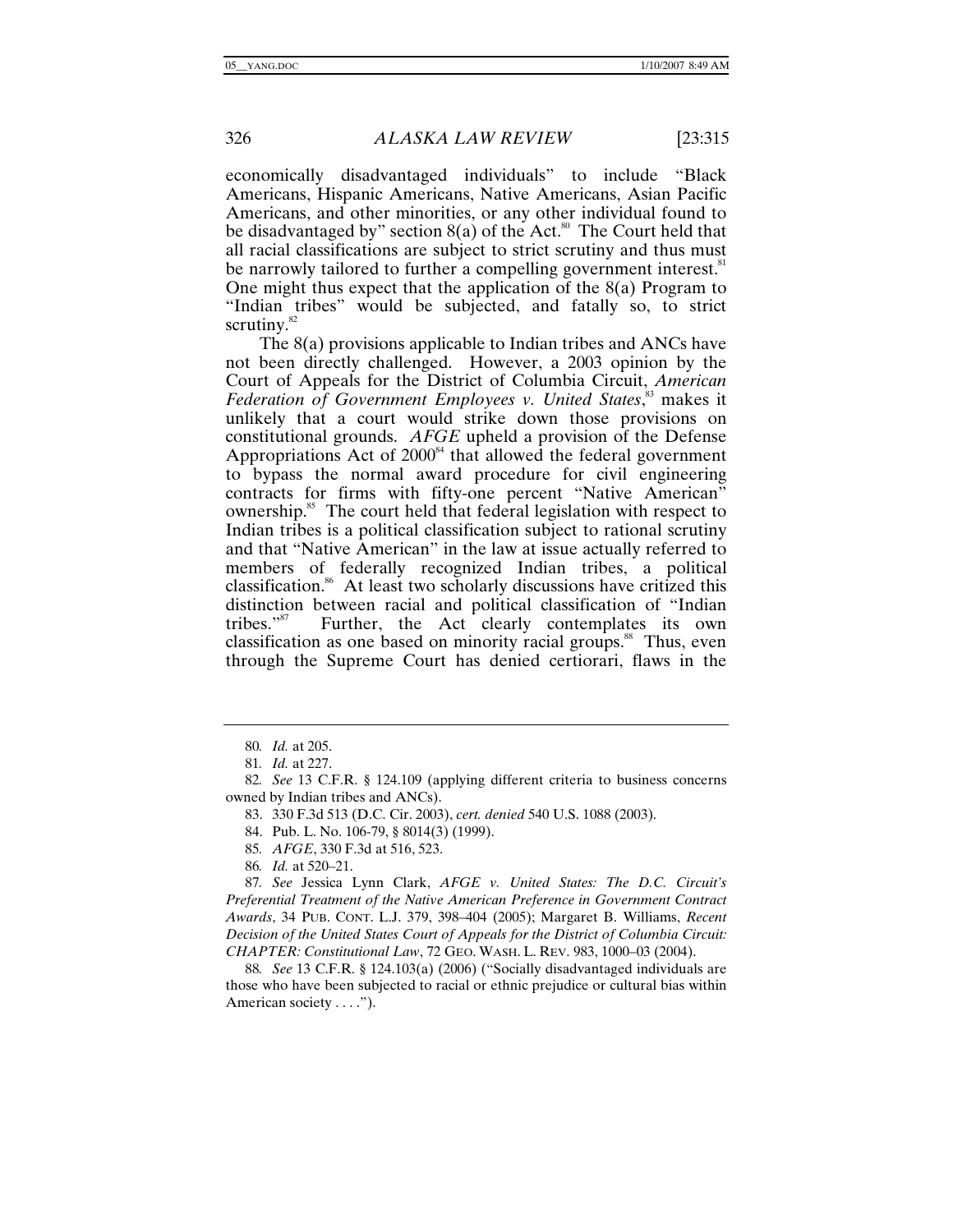economically disadvantaged individuals" to include "Black Americans, Hispanic Americans, Native Americans, Asian Pacific Americans, and other minorities, or any other individual found to be disadvantaged by" section 8(a) of the Act.[80] The Court held that all racial classifications are subject to strict scrutiny and thus must be narrowly tailored to further a compelling government interest.[81] One might thus expect that the application of the 8(a) Program to "Indian tribes" would be subjected, and fatally so, to strict scrutiny.[82]

The 8(a) provisions applicable to Indian tribes and ANCs have not been directly challenged. However, a 2003 opinion by the Court of Appeals for the District of Columbia Circuit, *American Federation of Government Employees v. United States*,[83] makes it unlikely that a court would strike down those provisions on constitutional grounds. *AFGE* upheld a provision of the Defense Appropriations Act of 2000[84] that allowed the federal government to bypass the normal award procedure for civil engineering contracts for firms with fifty-one percent "Native American" ownership.[85] The court held that federal legislation with respect to Indian tribes is a political classification subject to rational scrutiny and that "Native American" in the law at issue actually referred to members of federally recognized Indian tribes, a political classification.[86] At least two scholarly discussions have critized this distinction between racial and political classification of "Indian tribes."[87] Further, the Act clearly contemplates its own classification as one based on minority racial groups.[88] Thus, even through the Supreme Court has denied certiorari, flaws in the

---

80. *Id.* at 205.

81. *Id.* at 227.

82. *See* 13 C.F.R. § 124.109 (applying different criteria to business concerns owned by Indian tribes and ANCs).

83. 330 F.3d 513 (D.C. Cir. 2003), *cert. denied* 540 U.S. 1088 (2003).

84. Pub. L. No. 106-79, § 8014(3) (1999).

85. *AFGE*, 330 F.3d at 516, 523.

86. *Id.* at 520–21.

87. *See* Jessica Lynn Clark, *AFGE v. United States: The D.C. Circuit's Preferential Treatment of the Native American Preference in Government Contract Awards*, 34 PUB. CONT. L.J. 379, 398–404 (2005); Margaret B. Williams, *Recent Decision of the United States Court of Appeals for the District of Columbia Circuit: CHAPTER: Constitutional Law*, 72 GEO. WASH. L. REV. 983, 1000–03 (2004).

88. *See* 13 C.F.R. § 124.103(a) (2006) ("Socially disadvantaged individuals are those who have been subjected to racial or ethnic prejudice or cultural bias within American society . . . .").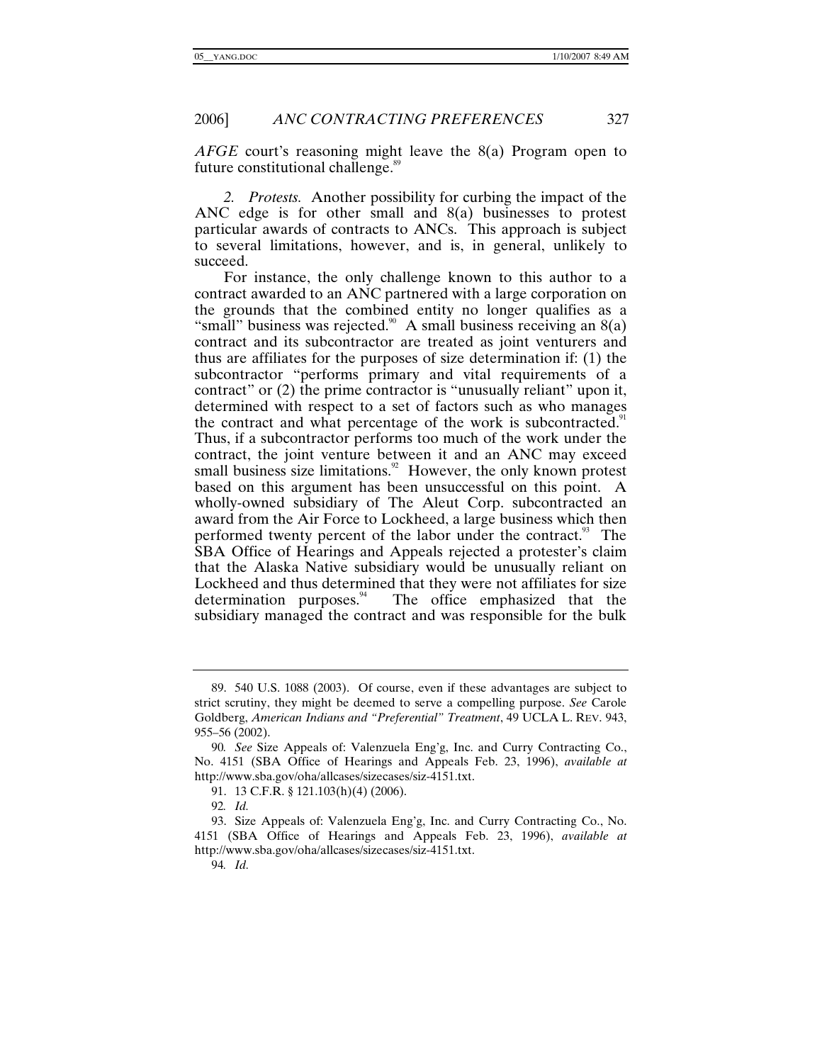*AFGE* court's reasoning might leave the 8(a) Program open to future constitutional challenge.[89]

*2. Protests.* Another possibility for curbing the impact of the ANC edge is for other small and 8(a) businesses to protest particular awards of contracts to ANCs. This approach is subject to several limitations, however, and is, in general, unlikely to succeed.

For instance, the only challenge known to this author to a contract awarded to an ANC partnered with a large corporation on the grounds that the combined entity no longer qualifies as a "small" business was rejected.[90] A small business receiving an 8(a) contract and its subcontractor are treated as joint venturers and thus are affiliates for the purposes of size determination if: (1) the subcontractor "performs primary and vital requirements of a contract" or (2) the prime contractor is "unusually reliant" upon it, determined with respect to a set of factors such as who manages the contract and what percentage of the work is subcontracted.[91] Thus, if a subcontractor performs too much of the work under the contract, the joint venture between it and an ANC may exceed small business size limitations.[92] However, the only known protest based on this argument has been unsuccessful on this point. A wholly-owned subsidiary of The Aleut Corp. subcontracted an award from the Air Force to Lockheed, a large business which then performed twenty percent of the labor under the contract.[93] The SBA Office of Hearings and Appeals rejected a protester's claim that the Alaska Native subsidiary would be unusually reliant on Lockheed and thus determined that they were not affiliates for size determination purposes.[94] The office emphasized that the subsidiary managed the contract and was responsible for the bulk

---

89. 540 U.S. 1088 (2003). Of course, even if these advantages are subject to strict scrutiny, they might be deemed to serve a compelling purpose. *See* Carole Goldberg, *American Indians and "Preferential" Treatment*, 49 UCLA L. REV. 943, 955–56 (2002).

90. *See* Size Appeals of: Valenzuela Eng'g, Inc. and Curry Contracting Co., No. 4151 (SBA Office of Hearings and Appeals Feb. 23, 1996), *available at* http://www.sba.gov/oha/allcases/sizecases/siz-4151.txt.

91. 13 C.F.R. § 121.103(h)(4) (2006).

92. *Id.*

93. Size Appeals of: Valenzuela Eng'g, Inc. and Curry Contracting Co., No. 4151 (SBA Office of Hearings and Appeals Feb. 23, 1996), *available at* http://www.sba.gov/oha/allcases/sizecases/siz-4151.txt.

94. *Id.*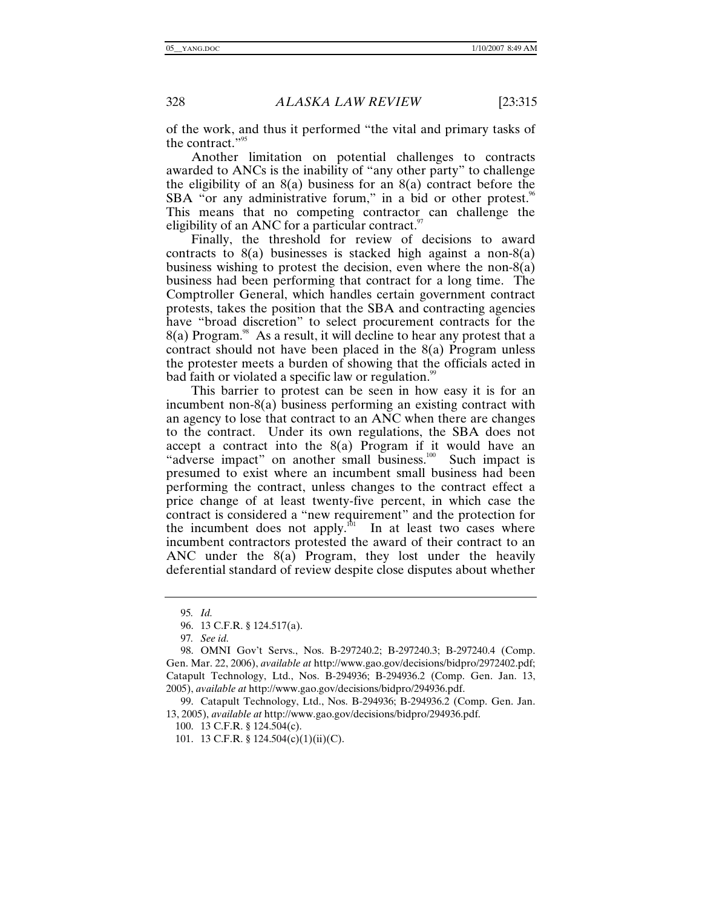of the work, and thus it performed "the vital and primary tasks of the contract."[95]

Another limitation on potential challenges to contracts awarded to ANCs is the inability of "any other party" to challenge the eligibility of an 8(a) business for an 8(a) contract before the SBA "or any administrative forum," in a bid or other protest.[96] This means that no competing contractor can challenge the eligibility of an ANC for a particular contract.[97]

Finally, the threshold for review of decisions to award contracts to 8(a) businesses is stacked high against a non-8(a) business wishing to protest the decision, even where the non-8(a) business had been performing that contract for a long time. The Comptroller General, which handles certain government contract protests, takes the position that the SBA and contracting agencies have "broad discretion" to select procurement contracts for the 8(a) Program.[98] As a result, it will decline to hear any protest that a contract should not have been placed in the 8(a) Program unless the protester meets a burden of showing that the officials acted in bad faith or violated a specific law or regulation.[99]

This barrier to protest can be seen in how easy it is for an incumbent non-8(a) business performing an existing contract with an agency to lose that contract to an ANC when there are changes to the contract. Under its own regulations, the SBA does not accept a contract into the 8(a) Program if it would have an "adverse impact" on another small business.[100] Such impact is presumed to exist where an incumbent small business had been performing the contract, unless changes to the contract effect a price change of at least twenty-five percent, in which case the contract is considered a "new requirement" and the protection for the incumbent does not apply.[101] In at least two cases where incumbent contractors protested the award of their contract to an ANC under the 8(a) Program, they lost under the heavily deferential standard of review despite close disputes about whether

---

95. *Id.*

96. 13 C.F.R. § 124.517(a).

97. *See id.*

98. OMNI Gov't Servs., Nos. B-297240.2; B-297240.3; B-297240.4 (Comp. Gen. Mar. 22, 2006), *available at* http://www.gao.gov/decisions/bidpro/2972402.pdf; Catapult Technology, Ltd., Nos. B-294936; B-294936.2 (Comp. Gen. Jan. 13, 2005), *available at* http://www.gao.gov/decisions/bidpro/294936.pdf.

99. Catapult Technology, Ltd., Nos. B-294936; B-294936.2 (Comp. Gen. Jan. 13, 2005), *available at* http://www.gao.gov/decisions/bidpro/294936.pdf.

100. 13 C.F.R. § 124.504(c).

101. 13 C.F.R. § 124.504(c)(1)(ii)(C).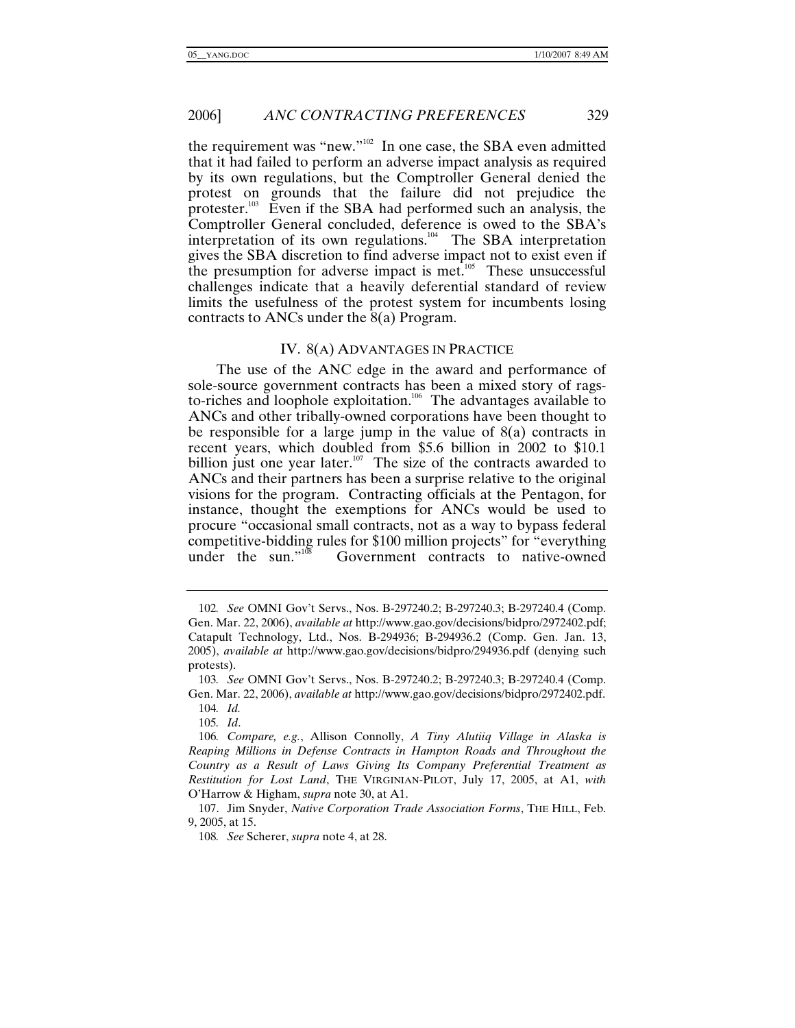the requirement was "new."[102] In one case, the SBA even admitted that it had failed to perform an adverse impact analysis as required by its own regulations, but the Comptroller General denied the protest on grounds that the failure did not prejudice the protester.[103] Even if the SBA had performed such an analysis, the Comptroller General concluded, deference is owed to the SBA's interpretation of its own regulations.[104] The SBA interpretation gives the SBA discretion to find adverse impact not to exist even if the presumption for adverse impact is met.[105] These unsuccessful challenges indicate that a heavily deferential standard of review limits the usefulness of the protest system for incumbents losing contracts to ANCs under the 8(a) Program.

## IV. 8(A) ADVANTAGES IN PRACTICE

The use of the ANC edge in the award and performance of sole-source government contracts has been a mixed story of rags-to-riches and loophole exploitation.[106] The advantages available to ANCs and other tribally-owned corporations have been thought to be responsible for a large jump in the value of 8(a) contracts in recent years, which doubled from $5.6 billion in 2002 to $10.1 billion just one year later.[107] The size of the contracts awarded to ANCs and their partners has been a surprise relative to the original visions for the program. Contracting officials at the Pentagon, for instance, thought the exemptions for ANCs would be used to procure "occasional small contracts, not as a way to bypass federal competitive-bidding rules for $100 million projects" for "everything under the sun."[108] Government contracts to native-owned

---

102. *See* OMNI Gov't Servs., Nos. B-297240.2; B-297240.3; B-297240.4 (Comp. Gen. Mar. 22, 2006), *available at* http://www.gao.gov/decisions/bidpro/2972402.pdf; Catapult Technology, Ltd., Nos. B-294936; B-294936.2 (Comp. Gen. Jan. 13, 2005), *available at* http://www.gao.gov/decisions/bidpro/294936.pdf (denying such protests).

103. *See* OMNI Gov't Servs., Nos. B-297240.2; B-297240.3; B-297240.4 (Comp. Gen. Mar. 22, 2006), *available at* http://www.gao.gov/decisions/bidpro/2972402.pdf.

104. *Id.*

105. *Id*.

106. *Compare, e.g.*, Allison Connolly, *A Tiny Alutiiq Village in Alaska is Reaping Millions in Defense Contracts in Hampton Roads and Throughout the Country as a Result of Laws Giving Its Company Preferential Treatment as Restitution for Lost Land*, THE VIRGINIAN-PILOT, July 17, 2005, at A1, *with* O'Harrow & Higham, *supra* note 30, at A1.

107. Jim Snyder, *Native Corporation Trade Association Forms*, THE HILL, Feb. 9, 2005, at 15.

108. *See* Scherer, *supra* note 4, at 28.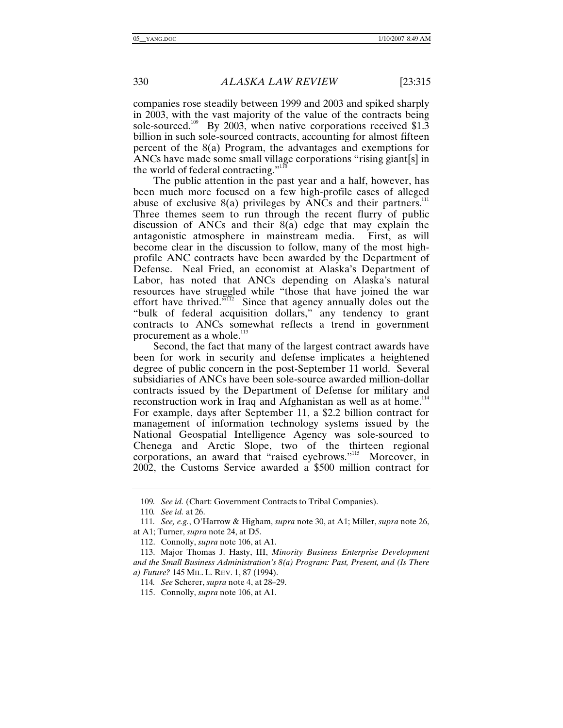companies rose steadily between 1999 and 2003 and spiked sharply in 2003, with the vast majority of the value of the contracts being sole-sourced.[109] By 2003, when native corporations received $1.3 billion in such sole-sourced contracts, accounting for almost fifteen percent of the 8(a) Program, the advantages and exemptions for ANCs have made some small village corporations "rising giant[s] in the world of federal contracting."[110]

The public attention in the past year and a half, however, has been much more focused on a few high-profile cases of alleged abuse of exclusive 8(a) privileges by ANCs and their partners.[111] Three themes seem to run through the recent flurry of public discussion of ANCs and their 8(a) edge that may explain the antagonistic atmosphere in mainstream media. First, as will become clear in the discussion to follow, many of the most high-profile ANC contracts have been awarded by the Department of Defense. Neal Fried, an economist at Alaska's Department of Labor, has noted that ANCs depending on Alaska's natural resources have struggled while "those that have joined the war effort have thrived."[112] Since that agency annually doles out the "bulk of federal acquisition dollars," any tendency to grant contracts to ANCs somewhat reflects a trend in government procurement as a whole.[113]

Second, the fact that many of the largest contract awards have been for work in security and defense implicates a heightened degree of public concern in the post-September 11 world. Several subsidiaries of ANCs have been sole-source awarded million-dollar contracts issued by the Department of Defense for military and reconstruction work in Iraq and Afghanistan as well as at home.[114] For example, days after September 11, a $2.2 billion contract for management of information technology systems issued by the National Geospatial Intelligence Agency was sole-sourced to Chenega and Arctic Slope, two of the thirteen regional corporations, an award that "raised eyebrows."[115] Moreover, in 2002, the Customs Service awarded a $500 million contract for

---

109. *See id.* (Chart: Government Contracts to Tribal Companies).

110. *See id.* at 26.

111. *See, e.g.*, O'Harrow & Higham, *supra* note 30, at A1; Miller, *supra* note 26, at A1; Turner, *supra* note 24, at D5.

112. Connolly, *supra* note 106, at A1.

113. Major Thomas J. Hasty, III, *Minority Business Enterprise Development and the Small Business Administration's 8(a) Program: Past, Present, and (Is There a) Future?* 145 MIL. L. REV. 1, 87 (1994).

114. *See* Scherer, *supra* note 4, at 28–29.

115. Connolly, *supra* note 106, at A1.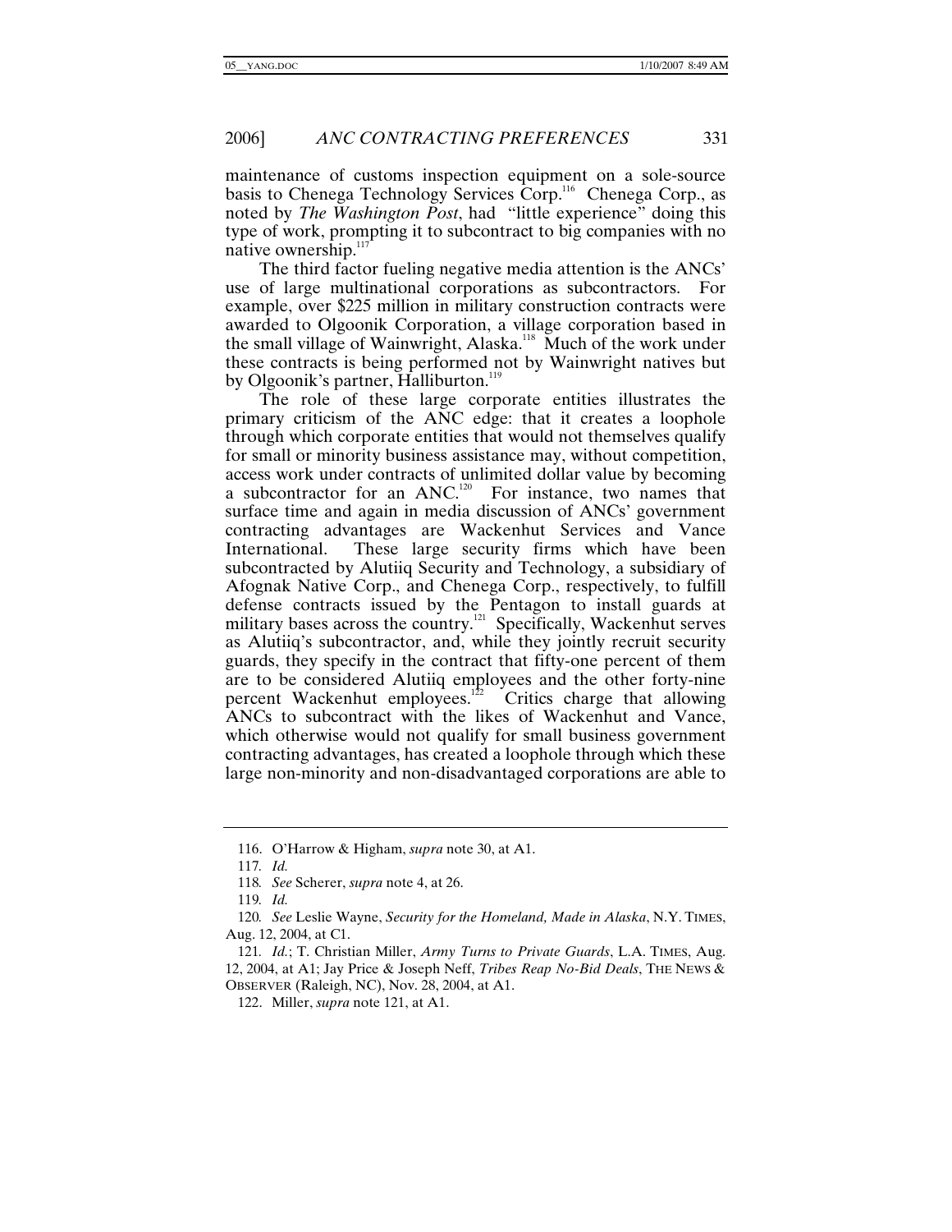maintenance of customs inspection equipment on a sole-source basis to Chenega Technology Services Corp.[116] Chenega Corp., as noted by *The Washington Post*, had "little experience" doing this type of work, prompting it to subcontract to big companies with no native ownership.[117]

The third factor fueling negative media attention is the ANCs' use of large multinational corporations as subcontractors. For example, over $225 million in military construction contracts were awarded to Olgoonik Corporation, a village corporation based in the small village of Wainwright, Alaska.[118] Much of the work under these contracts is being performed not by Wainwright natives but by Olgoonik's partner, Halliburton.[119]

The role of these large corporate entities illustrates the primary criticism of the ANC edge: that it creates a loophole through which corporate entities that would not themselves qualify for small or minority business assistance may, without competition, access work under contracts of unlimited dollar value by becoming a subcontractor for an ANC.[120] For instance, two names that surface time and again in media discussion of ANCs' government contracting advantages are Wackenhut Services and Vance International. These large security firms which have been subcontracted by Alutiiq Security and Technology, a subsidiary of Afognak Native Corp., and Chenega Corp., respectively, to fulfill defense contracts issued by the Pentagon to install guards at military bases across the country.[121] Specifically, Wackenhut serves as Alutiiq's subcontractor, and, while they jointly recruit security guards, they specify in the contract that fifty-one percent of them are to be considered Alutiiq employees and the other forty-nine percent Wackenhut employees.[122] Critics charge that allowing ANCs to subcontract with the likes of Wackenhut and Vance, which otherwise would not qualify for small business government contracting advantages, has created a loophole through which these large non-minority and non-disadvantaged corporations are able to

---

116. O'Harrow & Higham, *supra* note 30, at A1.

117. *Id.*

118. *See* Scherer, *supra* note 4, at 26.

119. *Id.*

120. *See* Leslie Wayne, *Security for the Homeland, Made in Alaska*, N.Y. TIMES, Aug. 12, 2004, at C1.

121. *Id.*; T. Christian Miller, *Army Turns to Private Guards*, L.A. TIMES, Aug. 12, 2004, at A1; Jay Price & Joseph Neff, *Tribes Reap No-Bid Deals*, THE NEWS & OBSERVER (Raleigh, NC), Nov. 28, 2004, at A1.

122. Miller, *supra* note 121, at A1.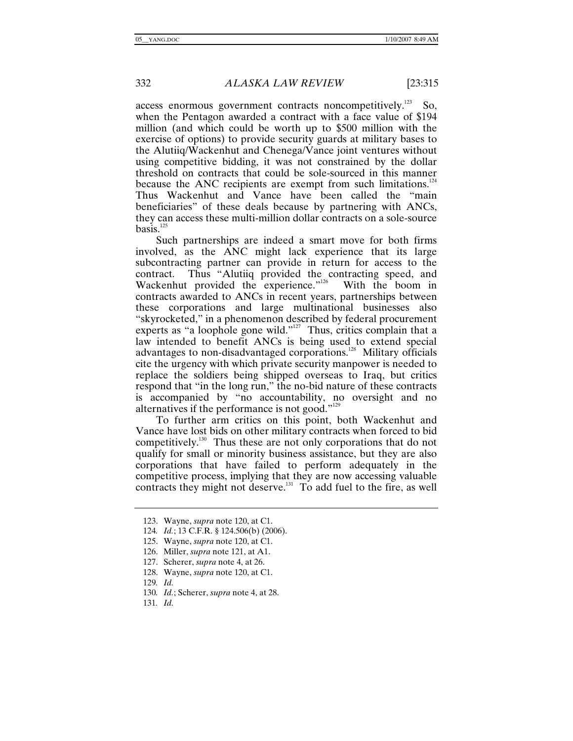access enormous government contracts noncompetitively.[123] So, when the Pentagon awarded a contract with a face value of $194 million (and which could be worth up to $500 million with the exercise of options) to provide security guards at military bases to the Alutiiq/Wackenhut and Chenega/Vance joint ventures without using competitive bidding, it was not constrained by the dollar threshold on contracts that could be sole-sourced in this manner because the ANC recipients are exempt from such limitations.[124] Thus Wackenhut and Vance have been called the "main beneficiaries" of these deals because by partnering with ANCs, they can access these multi-million dollar contracts on a sole-source basis.[125]

Such partnerships are indeed a smart move for both firms involved, as the ANC might lack experience that its large subcontracting partner can provide in return for access to the contract. Thus "Alutiiq provided the contracting speed, and Wackenhut provided the experience."[126] With the boom in contracts awarded to ANCs in recent years, partnerships between these corporations and large multinational businesses also "skyrocketed," in a phenomenon described by federal procurement experts as "a loophole gone wild."[127] Thus, critics complain that a law intended to benefit ANCs is being used to extend special advantages to non-disadvantaged corporations.[128] Military officials cite the urgency with which private security manpower is needed to replace the soldiers being shipped overseas to Iraq, but critics respond that "in the long run," the no-bid nature of these contracts is accompanied by "no accountability, no oversight and no alternatives if the performance is not good."[129]

To further arm critics on this point, both Wackenhut and Vance have lost bids on other military contracts when forced to bid competitively.[130] Thus these are not only corporations that do not qualify for small or minority business assistance, but they are also corporations that have failed to perform adequately in the competitive process, implying that they are now accessing valuable contracts they might not deserve.[131] To add fuel to the fire, as well

---

123. Wayne, *supra* note 120, at C1.

124. *Id.*; 13 C.F.R. § 124.506(b) (2006).

125. Wayne, *supra* note 120, at C1.

126. Miller, *supra* note 121, at A1.

127. Scherer, *supra* note 4, at 26.

128. Wayne, *supra* note 120, at C1.

129. *Id.*

130. *Id.*; Scherer, *supra* note 4, at 28.

131. *Id.*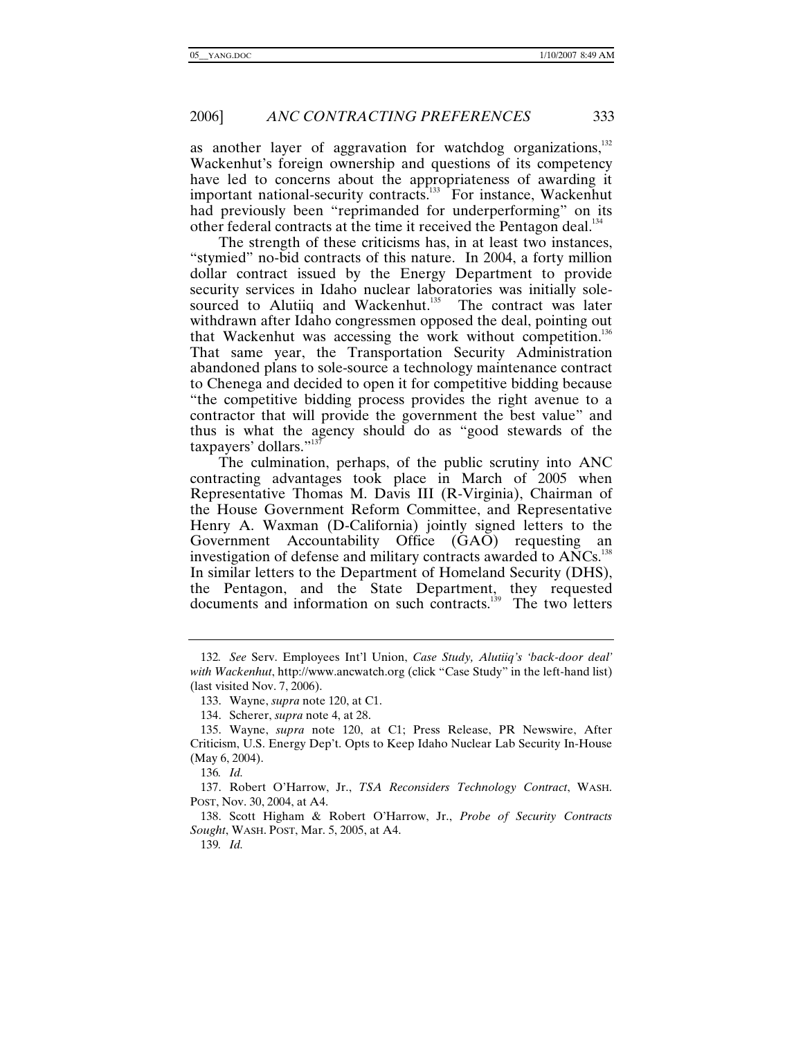as another layer of aggravation for watchdog organizations,[132] Wackenhut's foreign ownership and questions of its competency have led to concerns about the appropriateness of awarding it important national-security contracts.[133] For instance, Wackenhut had previously been "reprimanded for underperforming" on its other federal contracts at the time it received the Pentagon deal.[134]

The strength of these criticisms has, in at least two instances, "stymied" no-bid contracts of this nature. In 2004, a forty million dollar contract issued by the Energy Department to provide security services in Idaho nuclear laboratories was initially sole-sourced to Alutiiq and Wackenhut.[135] The contract was later withdrawn after Idaho congressmen opposed the deal, pointing out that Wackenhut was accessing the work without competition.[136] That same year, the Transportation Security Administration abandoned plans to sole-source a technology maintenance contract to Chenega and decided to open it for competitive bidding because "the competitive bidding process provides the right avenue to a contractor that will provide the government the best value" and thus is what the agency should do as "good stewards of the taxpayers' dollars."[137]

The culmination, perhaps, of the public scrutiny into ANC contracting advantages took place in March of 2005 when Representative Thomas M. Davis III (R-Virginia), Chairman of the House Government Reform Committee, and Representative Henry A. Waxman (D-California) jointly signed letters to the Government Accountability Office (GAO) requesting an investigation of defense and military contracts awarded to ANCs.[138] In similar letters to the Department of Homeland Security (DHS), the Pentagon, and the State Department, they requested documents and information on such contracts.[139] The two letters

---

132. *See* Serv. Employees Int'l Union, *Case Study, Alutiiq's 'back-door deal' with Wackenhut*, http://www.ancwatch.org (click "Case Study" in the left-hand list) (last visited Nov. 7, 2006).

133. Wayne, *supra* note 120, at C1.

134. Scherer, *supra* note 4, at 28.

135. Wayne, *supra* note 120, at C1; Press Release, PR Newswire, After Criticism, U.S. Energy Dep't. Opts to Keep Idaho Nuclear Lab Security In-House (May 6, 2004).

136. *Id.*

137. Robert O'Harrow, Jr., *TSA Reconsiders Technology Contract*, WASH. POST, Nov. 30, 2004, at A4.

138. Scott Higham & Robert O'Harrow, Jr., *Probe of Security Contracts Sought*, WASH. POST, Mar. 5, 2005, at A4.

139. *Id.*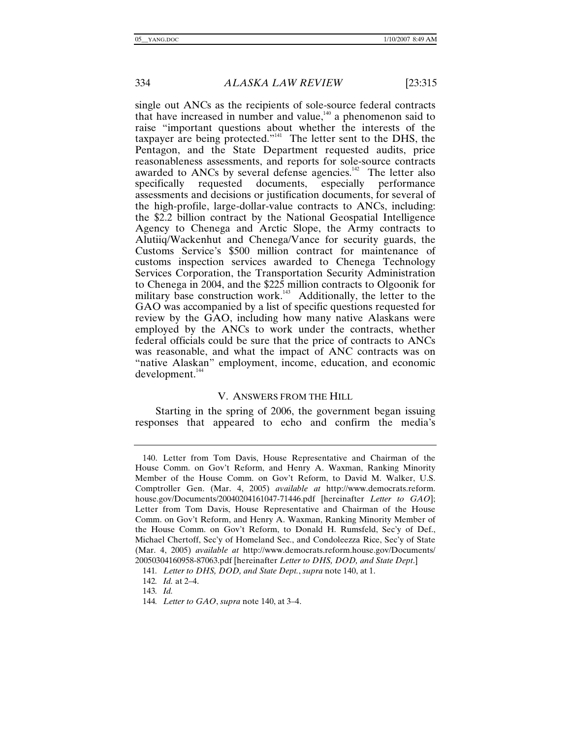single out ANCs as the recipients of sole-source federal contracts that have increased in number and value,[140] a phenomenon said to raise "important questions about whether the interests of the taxpayer are being protected."[141] The letter sent to the DHS, the Pentagon, and the State Department requested audits, price reasonableness assessments, and reports for sole-source contracts awarded to ANCs by several defense agencies.[142] The letter also specifically requested documents, especially performance assessments and decisions or justification documents, for several of the high-profile, large-dollar-value contracts to ANCs, including: the $2.2 billion contract by the National Geospatial Intelligence Agency to Chenega and Arctic Slope, the Army contracts to Alutiiq/Wackenhut and Chenega/Vance for security guards, the Customs Service's $500 million contract for maintenance of customs inspection services awarded to Chenega Technology Services Corporation, the Transportation Security Administration to Chenega in 2004, and the $225 million contracts to Olgoonik for military base construction work.[143] Additionally, the letter to the GAO was accompanied by a list of specific questions requested for review by the GAO, including how many native Alaskans were employed by the ANCs to work under the contracts, whether federal officials could be sure that the price of contracts to ANCs was reasonable, and what the impact of ANC contracts was on "native Alaskan" employment, income, education, and economic development.[144]

## V. ANSWERS FROM THE HILL

Starting in the spring of 2006, the government began issuing responses that appeared to echo and confirm the media's

---

140. Letter from Tom Davis, House Representative and Chairman of the House Comm. on Gov't Reform, and Henry A. Waxman, Ranking Minority Member of the House Comm. on Gov't Reform, to David M. Walker, U.S. Comptroller Gen. (Mar. 4, 2005) *available at* http://www.democrats.reform.house.gov/Documents/20040204161047-71446.pdf [hereinafter *Letter to GAO*]; Letter from Tom Davis, House Representative and Chairman of the House Comm. on Gov't Reform, and Henry A. Waxman, Ranking Minority Member of the House Comm. on Gov't Reform, to Donald H. Rumsfeld, Sec'y of Def., Michael Chertoff, Sec'y of Homeland Sec., and Condoleezza Rice, Sec'y of State (Mar. 4, 2005) *available at* http://www.democrats.reform.house.gov/Documents/20050304160958-87063.pdf [hereinafter *Letter to DHS, DOD, and State Dept.*]

141. *Letter to DHS, DOD, and State Dept.*, *supra* note 140, at 1.

142. *Id.* at 2–4.

143. *Id.*

144. *Letter to GAO*, *supra* note 140, at 3–4.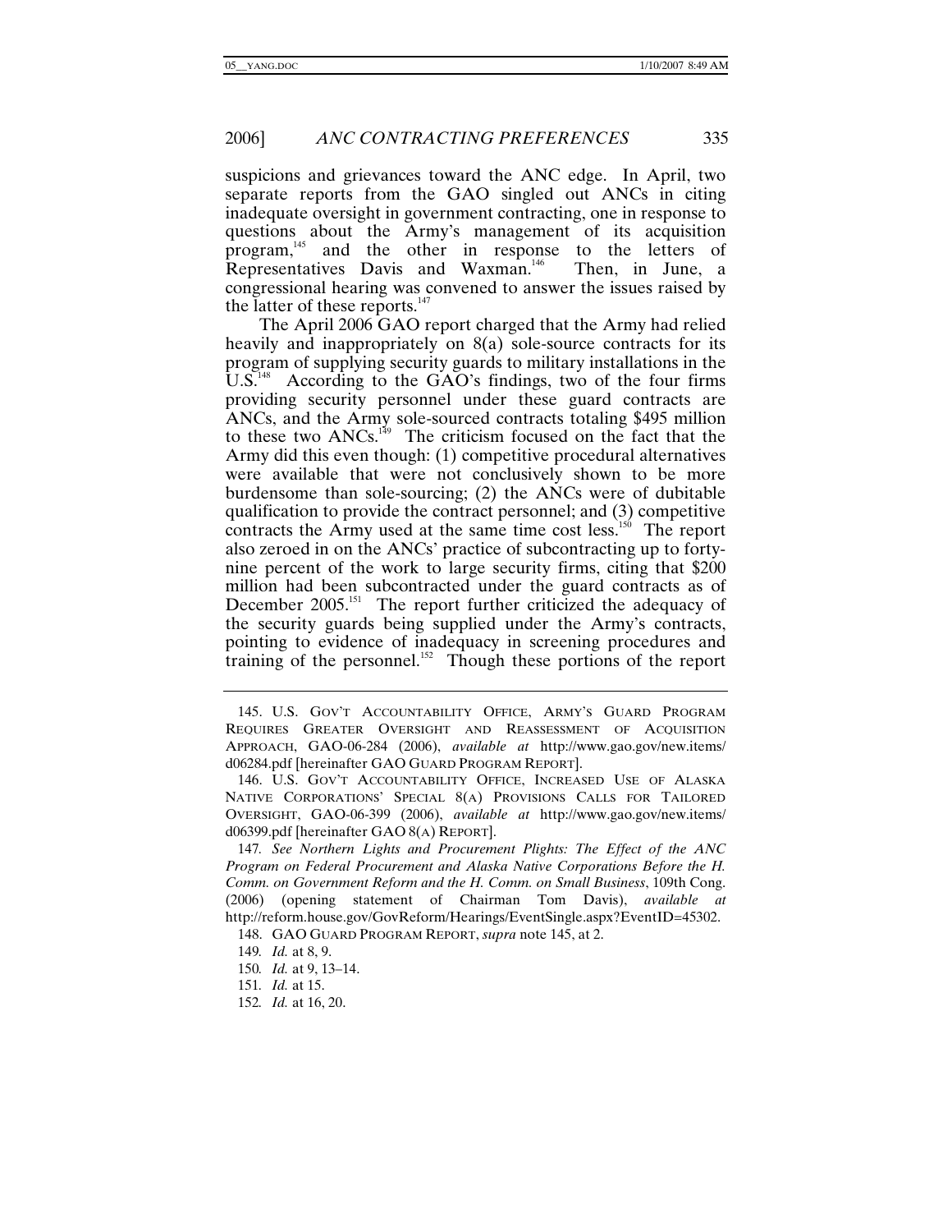suspicions and grievances toward the ANC edge. In April, two separate reports from the GAO singled out ANCs in citing inadequate oversight in government contracting, one in response to questions about the Army's management of its acquisition program,[145] and the other in response to the letters of Representatives Davis and Waxman.[146] Then, in June, a congressional hearing was convened to answer the issues raised by the latter of these reports.[147]

The April 2006 GAO report charged that the Army had relied heavily and inappropriately on 8(a) sole-source contracts for its program of supplying security guards to military installations in the U.S.[148] According to the GAO's findings, two of the four firms providing security personnel under these guard contracts are ANCs, and the Army sole-sourced contracts totaling $495 million to these two ANCs.[149] The criticism focused on the fact that the Army did this even though: (1) competitive procedural alternatives were available that were not conclusively shown to be more burdensome than sole-sourcing; (2) the ANCs were of dubitable qualification to provide the contract personnel; and (3) competitive contracts the Army used at the same time cost less.[150] The report also zeroed in on the ANCs' practice of subcontracting up to forty-nine percent of the work to large security firms, citing that $200 million had been subcontracted under the guard contracts as of December 2005.[151] The report further criticized the adequacy of the security guards being supplied under the Army's contracts, pointing to evidence of inadequacy in screening procedures and training of the personnel.[152] Though these portions of the report

---

145. U.S. GOV'T ACCOUNTABILITY OFFICE, ARMY'S GUARD PROGRAM REQUIRES GREATER OVERSIGHT AND REASSESSMENT OF ACQUISITION APPROACH, GAO-06-284 (2006), *available at* http://www.gao.gov/new.items/d06284.pdf [hereinafter GAO GUARD PROGRAM REPORT].

146. U.S. GOV'T ACCOUNTABILITY OFFICE, INCREASED USE OF ALASKA NATIVE CORPORATIONS' SPECIAL 8(A) PROVISIONS CALLS FOR TAILORED OVERSIGHT, GAO-06-399 (2006), *available at* http://www.gao.gov/new.items/d06399.pdf [hereinafter GAO 8(A) REPORT].

147. *See Northern Lights and Procurement Plights: The Effect of the ANC Program on Federal Procurement and Alaska Native Corporations Before the H. Comm. on Government Reform and the H. Comm. on Small Business*, 109th Cong. (2006) (opening statement of Chairman Tom Davis), *available at* http://reform.house.gov/GovReform/Hearings/EventSingle.aspx?EventID=45302.

148. GAO GUARD PROGRAM REPORT, *supra* note 145, at 2.

149. *Id.* at 8, 9.

150. *Id.* at 9, 13–14.

151. *Id.* at 15.

152. *Id.* at 16, 20.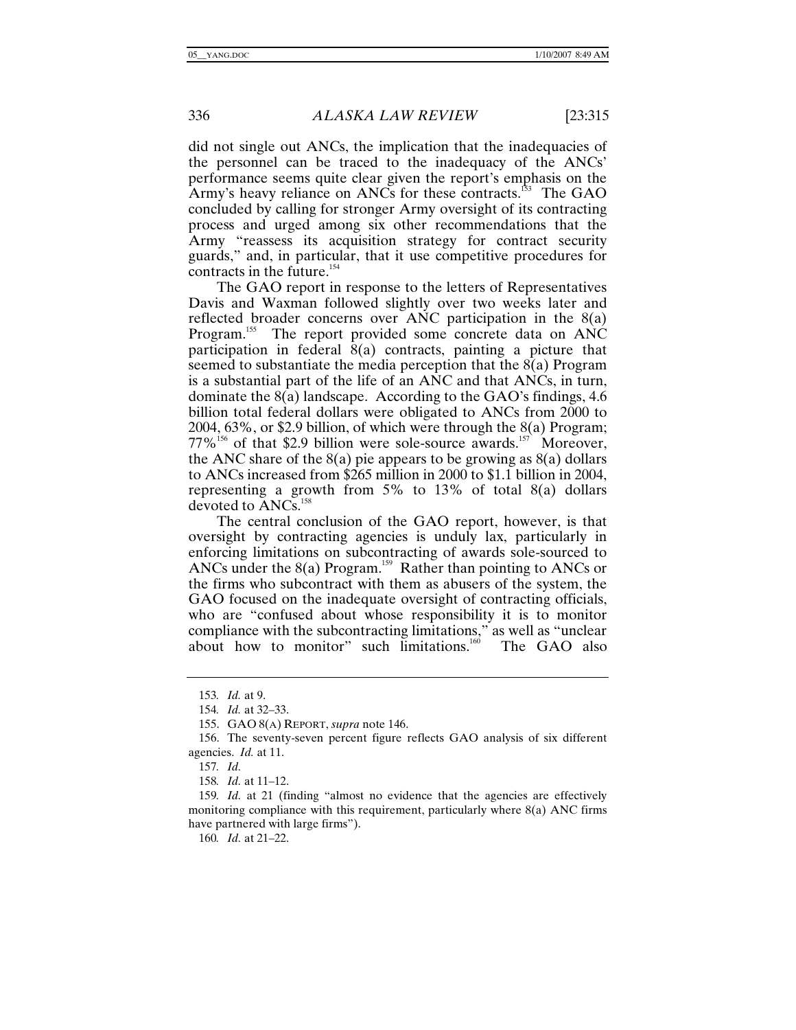did not single out ANCs, the implication that the inadequacies of the personnel can be traced to the inadequacy of the ANCs' performance seems quite clear given the report's emphasis on the Army's heavy reliance on ANCs for these contracts.[153] The GAO concluded by calling for stronger Army oversight of its contracting process and urged among six other recommendations that the Army "reassess its acquisition strategy for contract security guards," and, in particular, that it use competitive procedures for contracts in the future.[154]

The GAO report in response to the letters of Representatives Davis and Waxman followed slightly over two weeks later and reflected broader concerns over ANC participation in the 8(a) Program.[155] The report provided some concrete data on ANC participation in federal 8(a) contracts, painting a picture that seemed to substantiate the media perception that the 8(a) Program is a substantial part of the life of an ANC and that ANCs, in turn, dominate the 8(a) landscape. According to the GAO's findings, 4.6 billion total federal dollars were obligated to ANCs from 2000 to 2004, 63%, or $2.9 billion, of which were through the 8(a) Program; 77%[156] of that $2.9 billion were sole-source awards.[157] Moreover, the ANC share of the 8(a) pie appears to be growing as 8(a) dollars to ANCs increased from $265 million in 2000 to $1.1 billion in 2004, representing a growth from 5% to 13% of total 8(a) dollars devoted to ANCs.[158]

The central conclusion of the GAO report, however, is that oversight by contracting agencies is unduly lax, particularly in enforcing limitations on subcontracting of awards sole-sourced to ANCs under the 8(a) Program.[159] Rather than pointing to ANCs or the firms who subcontract with them as abusers of the system, the GAO focused on the inadequate oversight of contracting officials, who are "confused about whose responsibility it is to monitor compliance with the subcontracting limitations," as well as "unclear about how to monitor" such limitations.[160] The GAO also

---

153. *Id.* at 9.

154. *Id.* at 32–33.

155. GAO 8(A) REPORT, *supra* note 146.

156. The seventy-seven percent figure reflects GAO analysis of six different agencies. *Id.* at 11.

157. *Id.*

158. *Id.* at 11–12.

159. *Id.* at 21 (finding "almost no evidence that the agencies are effectively monitoring compliance with this requirement, particularly where 8(a) ANC firms have partnered with large firms").

160. *Id.* at 21–22.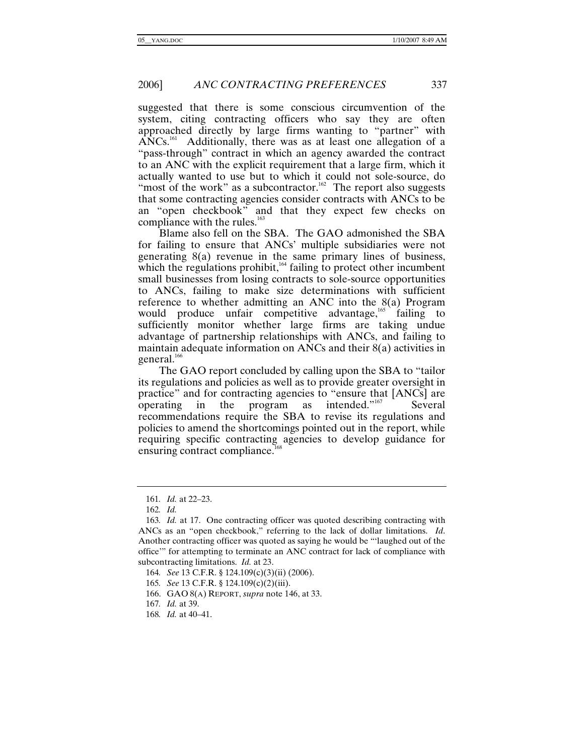suggested that there is some conscious circumvention of the system, citing contracting officers who say they are often approached directly by large firms wanting to "partner" with ANCs.[161] Additionally, there was as at least one allegation of a "pass-through" contract in which an agency awarded the contract to an ANC with the explicit requirement that a large firm, which it actually wanted to use but to which it could not sole-source, do "most of the work" as a subcontractor.[162] The report also suggests that some contracting agencies consider contracts with ANCs to be an "open checkbook" and that they expect few checks on compliance with the rules.[163]

Blame also fell on the SBA. The GAO admonished the SBA for failing to ensure that ANCs' multiple subsidiaries were not generating 8(a) revenue in the same primary lines of business, which the regulations prohibit,[164] failing to protect other incumbent small businesses from losing contracts to sole-source opportunities to ANCs, failing to make size determinations with sufficient reference to whether admitting an ANC into the 8(a) Program would produce unfair competitive advantage,[165] failing to sufficiently monitor whether large firms are taking undue advantage of partnership relationships with ANCs, and failing to maintain adequate information on ANCs and their 8(a) activities in general.[166]

The GAO report concluded by calling upon the SBA to "tailor its regulations and policies as well as to provide greater oversight in practice" and for contracting agencies to "ensure that [ANCs] are operating in the program as intended."[167] Several recommendations require the SBA to revise its regulations and policies to amend the shortcomings pointed out in the report, while requiring specific contracting agencies to develop guidance for ensuring contract compliance.[168]

---

161. *Id.* at 22–23.

162. *Id.*

163. *Id.* at 17. One contracting officer was quoted describing contracting with ANCs as an "open checkbook," referring to the lack of dollar limitations. *Id*. Another contracting officer was quoted as saying he would be "'laughed out of the office'" for attempting to terminate an ANC contract for lack of compliance with subcontracting limitations. *Id.* at 23.

164. *See* 13 C.F.R. § 124.109(c)(3)(ii) (2006).

165. *See* 13 C.F.R. § 124.109(c)(2)(iii).

166. GAO 8(A) REPORT, *supra* note 146, at 33.

167. *Id.* at 39.

168. *Id.* at 40–41.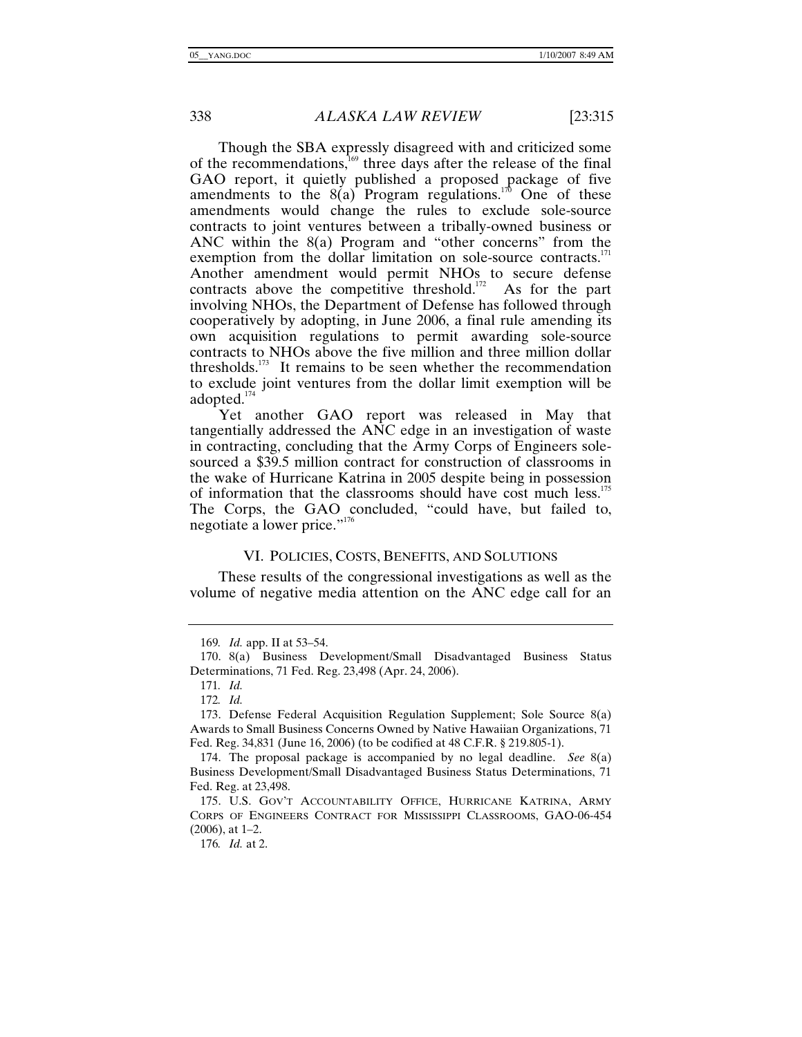Though the SBA expressly disagreed with and criticized some of the recommendations,[169] three days after the release of the final GAO report, it quietly published a proposed package of five amendments to the 8(a) Program regulations.[170] One of these amendments would change the rules to exclude sole-source contracts to joint ventures between a tribally-owned business or ANC within the 8(a) Program and "other concerns" from the exemption from the dollar limitation on sole-source contracts.[171] Another amendment would permit NHOs to secure defense contracts above the competitive threshold.[172] As for the part involving NHOs, the Department of Defense has followed through cooperatively by adopting, in June 2006, a final rule amending its own acquisition regulations to permit awarding sole-source contracts to NHOs above the five million and three million dollar thresholds.[173] It remains to be seen whether the recommendation to exclude joint ventures from the dollar limit exemption will be adopted.[174]

Yet another GAO report was released in May that tangentially addressed the ANC edge in an investigation of waste in contracting, concluding that the Army Corps of Engineers sole-sourced a $39.5 million contract for construction of classrooms in the wake of Hurricane Katrina in 2005 despite being in possession of information that the classrooms should have cost much less.[175] The Corps, the GAO concluded, "could have, but failed to, negotiate a lower price."[176]

## VI. POLICIES, COSTS, BENEFITS, AND SOLUTIONS

These results of the congressional investigations as well as the volume of negative media attention on the ANC edge call for an

---

169. *Id.* app. II at 53–54.

170. 8(a) Business Development/Small Disadvantaged Business Status Determinations, 71 Fed. Reg. 23,498 (Apr. 24, 2006).

171. *Id.*

172. *Id.*

173. Defense Federal Acquisition Regulation Supplement; Sole Source 8(a) Awards to Small Business Concerns Owned by Native Hawaiian Organizations, 71 Fed. Reg. 34,831 (June 16, 2006) (to be codified at 48 C.F.R. § 219.805-1).

174. The proposal package is accompanied by no legal deadline. *See* 8(a) Business Development/Small Disadvantaged Business Status Determinations, 71 Fed. Reg. at 23,498.

175. U.S. GOV'T ACCOUNTABILITY OFFICE, HURRICANE KATRINA, ARMY CORPS OF ENGINEERS CONTRACT FOR MISSISSIPPI CLASSROOMS, GAO-06-454 (2006), at 1–2.

176. *Id.* at 2.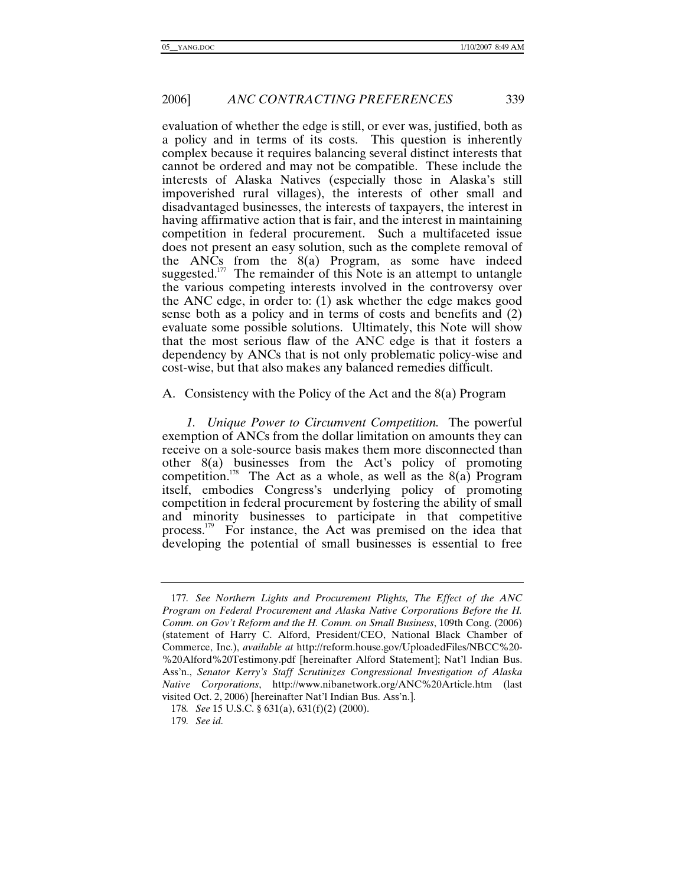evaluation of whether the edge is still, or ever was, justified, both as a policy and in terms of its costs. This question is inherently complex because it requires balancing several distinct interests that cannot be ordered and may not be compatible. These include the interests of Alaska Natives (especially those in Alaska's still impoverished rural villages), the interests of other small and disadvantaged businesses, the interests of taxpayers, the interest in having affirmative action that is fair, and the interest in maintaining competition in federal procurement. Such a multifaceted issue does not present an easy solution, such as the complete removal of the ANCs from the 8(a) Program, as some have indeed suggested.[177] The remainder of this Note is an attempt to untangle the various competing interests involved in the controversy over the ANC edge, in order to: (1) ask whether the edge makes good sense both as a policy and in terms of costs and benefits and (2) evaluate some possible solutions. Ultimately, this Note will show that the most serious flaw of the ANC edge is that it fosters a dependency by ANCs that is not only problematic policy-wise and cost-wise, but that also makes any balanced remedies difficult.

## A. Consistency with the Policy of the Act and the 8(a) Program

*1. Unique Power to Circumvent Competition.* The powerful exemption of ANCs from the dollar limitation on amounts they can receive on a sole-source basis makes them more disconnected than other 8(a) businesses from the Act's policy of promoting competition.[178] The Act as a whole, as well as the 8(a) Program itself, embodies Congress's underlying policy of promoting competition in federal procurement by fostering the ability of small and minority businesses to participate in that competitive process.[179] For instance, the Act was premised on the idea that developing the potential of small businesses is essential to free

---

177. *See Northern Lights and Procurement Plights, The Effect of the ANC Program on Federal Procurement and Alaska Native Corporations Before the H. Comm. on Gov't Reform and the H. Comm. on Small Business*, 109th Cong. (2006) (statement of Harry C. Alford, President/CEO, National Black Chamber of Commerce, Inc.), *available at* http://reform.house.gov/UploadedFiles/NBCC%20-%20Alford%20Testimony.pdf [hereinafter Alford Statement]; Nat'l Indian Bus. Ass'n., *Senator Kerry's Staff Scrutinizes Congressional Investigation of Alaska Native Corporations*, http://www.nibanetwork.org/ANC%20Article.htm (last visited Oct. 2, 2006) [hereinafter Nat'l Indian Bus. Ass'n.].

178. *See* 15 U.S.C. § 631(a), 631(f)(2) (2000).

179. *See id.*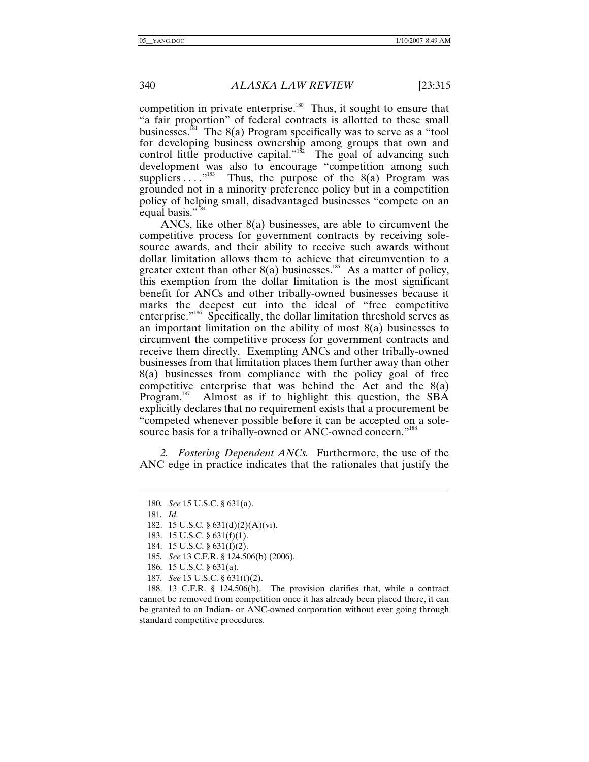competition in private enterprise.[180] Thus, it sought to ensure that "a fair proportion" of federal contracts is allotted to these small businesses.[181] The 8(a) Program specifically was to serve as a "tool for developing business ownership among groups that own and control little productive capital."[182] The goal of advancing such development was also to encourage "competition among such suppliers . . . ."[183] Thus, the purpose of the 8(a) Program was grounded not in a minority preference policy but in a competition policy of helping small, disadvantaged businesses "compete on an equal basis."[184]

ANCs, like other 8(a) businesses, are able to circumvent the competitive process for government contracts by receiving sole-source awards, and their ability to receive such awards without dollar limitation allows them to achieve that circumvention to a greater extent than other 8(a) businesses.[185] As a matter of policy, this exemption from the dollar limitation is the most significant benefit for ANCs and other tribally-owned businesses because it marks the deepest cut into the ideal of "free competitive enterprise."[186] Specifically, the dollar limitation threshold serves as an important limitation on the ability of most 8(a) businesses to circumvent the competitive process for government contracts and receive them directly. Exempting ANCs and other tribally-owned businesses from that limitation places them further away than other 8(a) businesses from compliance with the policy goal of free competitive enterprise that was behind the Act and the 8(a) Program.[187] Almost as if to highlight this question, the SBA explicitly declares that no requirement exists that a procurement be "competed whenever possible before it can be accepted on a sole-source basis for a tribally-owned or ANC-owned concern."[188]

*2. Fostering Dependent ANCs.* Furthermore, the use of the ANC edge in practice indicates that the rationales that justify the

---

180. *See* 15 U.S.C. § 631(a).

181. *Id.*

182. 15 U.S.C. § 631(d)(2)(A)(vi).

183. 15 U.S.C. § 631(f)(1).

184. 15 U.S.C. § 631(f)(2).

185. *See* 13 C.F.R. § 124.506(b) (2006).

186. 15 U.S.C. § 631(a).

187. *See* 15 U.S.C. § 631(f)(2).

188. 13 C.F.R. § 124.506(b). The provision clarifies that, while a contract cannot be removed from competition once it has already been placed there, it can be granted to an Indian- or ANC-owned corporation without ever going through standard competitive procedures.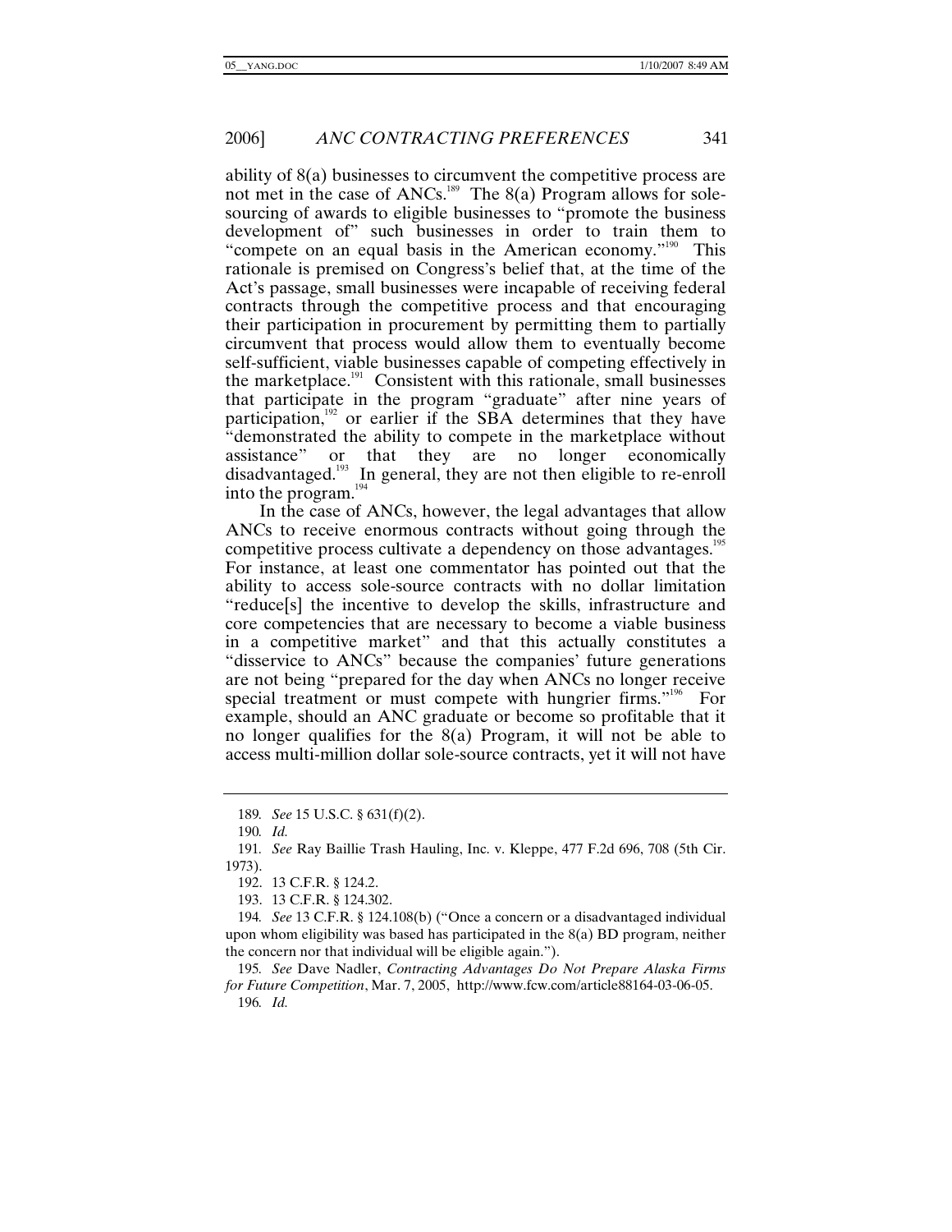ability of 8(a) businesses to circumvent the competitive process are not met in the case of ANCs.[189] The 8(a) Program allows for sole-sourcing of awards to eligible businesses to "promote the business development of" such businesses in order to train them to "compete on an equal basis in the American economy."[190] This rationale is premised on Congress's belief that, at the time of the Act's passage, small businesses were incapable of receiving federal contracts through the competitive process and that encouraging their participation in procurement by permitting them to partially circumvent that process would allow them to eventually become self-sufficient, viable businesses capable of competing effectively in the marketplace.[191] Consistent with this rationale, small businesses that participate in the program "graduate" after nine years of participation,[192] or earlier if the SBA determines that they have "demonstrated the ability to compete in the marketplace without assistance" or that they are no longer economically disadvantaged.[193] In general, they are not then eligible to re-enroll into the program.[194]

In the case of ANCs, however, the legal advantages that allow ANCs to receive enormous contracts without going through the competitive process cultivate a dependency on those advantages.[195] For instance, at least one commentator has pointed out that the ability to access sole-source contracts with no dollar limitation "reduce[s] the incentive to develop the skills, infrastructure and core competencies that are necessary to become a viable business in a competitive market" and that this actually constitutes a "disservice to ANCs" because the companies' future generations are not being "prepared for the day when ANCs no longer receive special treatment or must compete with hungrier firms."[196] For example, should an ANC graduate or become so profitable that it no longer qualifies for the 8(a) Program, it will not be able to access multi-million dollar sole-source contracts, yet it will not have

---

189. *See* 15 U.S.C. § 631(f)(2).

190. *Id.*

191. *See* Ray Baillie Trash Hauling, Inc. v. Kleppe, 477 F.2d 696, 708 (5th Cir. 1973).

192. 13 C.F.R. § 124.2.

193. 13 C.F.R. § 124.302.

194. *See* 13 C.F.R. § 124.108(b) ("Once a concern or a disadvantaged individual upon whom eligibility was based has participated in the 8(a) BD program, neither the concern nor that individual will be eligible again.").

195. *See* Dave Nadler, *Contracting Advantages Do Not Prepare Alaska Firms for Future Competition*, Mar. 7, 2005, http://www.fcw.com/article88164-03-06-05.

196. *Id.*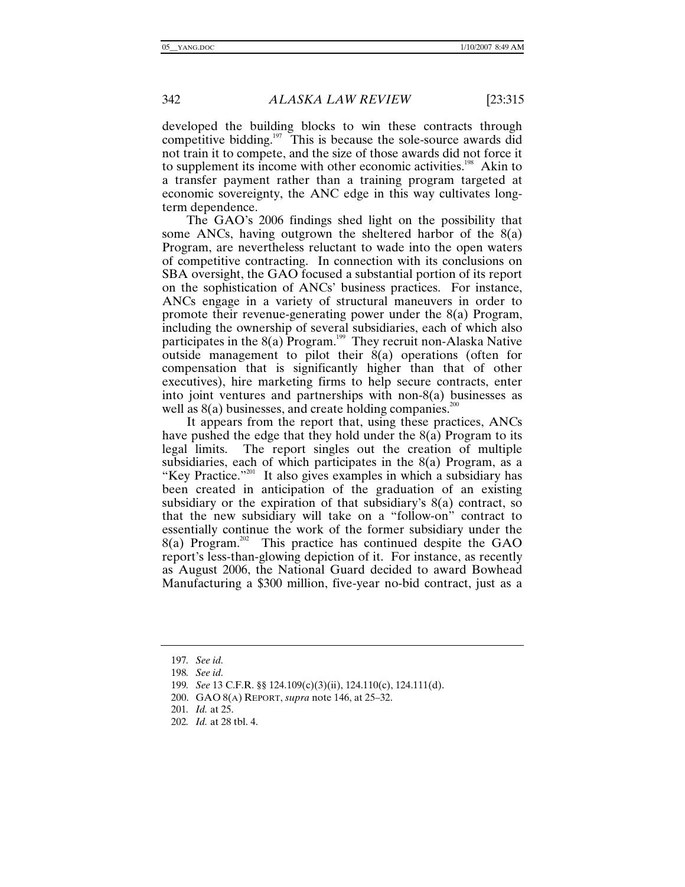developed the building blocks to win these contracts through competitive bidding.[197] This is because the sole-source awards did not train it to compete, and the size of those awards did not force it to supplement its income with other economic activities.[198] Akin to a transfer payment rather than a training program targeted at economic sovereignty, the ANC edge in this way cultivates long-term dependence.

The GAO's 2006 findings shed light on the possibility that some ANCs, having outgrown the sheltered harbor of the 8(a) Program, are nevertheless reluctant to wade into the open waters of competitive contracting. In connection with its conclusions on SBA oversight, the GAO focused a substantial portion of its report on the sophistication of ANCs' business practices. For instance, ANCs engage in a variety of structural maneuvers in order to promote their revenue-generating power under the 8(a) Program, including the ownership of several subsidiaries, each of which also participates in the 8(a) Program.[199] They recruit non-Alaska Native outside management to pilot their 8(a) operations (often for compensation that is significantly higher than that of other executives), hire marketing firms to help secure contracts, enter into joint ventures and partnerships with non-8(a) businesses as well as 8(a) businesses, and create holding companies.[200]

It appears from the report that, using these practices, ANCs have pushed the edge that they hold under the 8(a) Program to its legal limits. The report singles out the creation of multiple subsidiaries, each of which participates in the 8(a) Program, as a "Key Practice."[201] It also gives examples in which a subsidiary has been created in anticipation of the graduation of an existing subsidiary or the expiration of that subsidiary's 8(a) contract, so that the new subsidiary will take on a "follow-on" contract to essentially continue the work of the former subsidiary under the 8(a) Program.[202] This practice has continued despite the GAO report's less-than-glowing depiction of it. For instance, as recently as August 2006, the National Guard decided to award Bowhead Manufacturing a $300 million, five-year no-bid contract, just as a

---

197. *See id.*

198. *See id.*

199. *See* 13 C.F.R. §§ 124.109(c)(3)(ii), 124.110(c), 124.111(d).

200. GAO 8(A) REPORT, *supra* note 146, at 25–32.

201. *Id.* at 25.

202. *Id.* at 28 tbl. 4.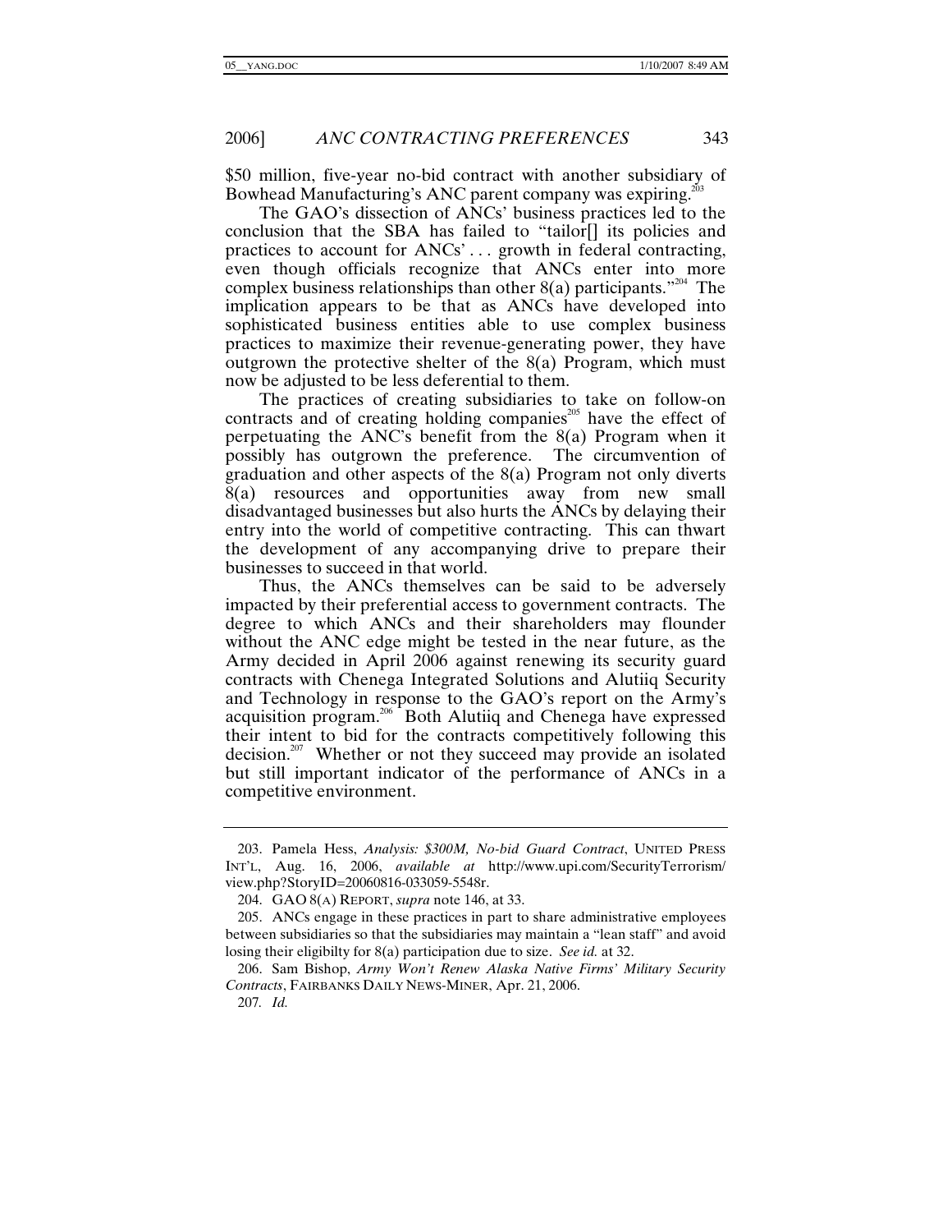$50 million, five-year no-bid contract with another subsidiary of Bowhead Manufacturing's ANC parent company was expiring.[203]

The GAO's dissection of ANCs' business practices led to the conclusion that the SBA has failed to "tailor[] its policies and practices to account for ANCs' . . . growth in federal contracting, even though officials recognize that ANCs enter into more complex business relationships than other 8(a) participants."[204] The implication appears to be that as ANCs have developed into sophisticated business entities able to use complex business practices to maximize their revenue-generating power, they have outgrown the protective shelter of the 8(a) Program, which must now be adjusted to be less deferential to them.

The practices of creating subsidiaries to take on follow-on contracts and of creating holding companies[205] have the effect of perpetuating the ANC's benefit from the 8(a) Program when it possibly has outgrown the preference. The circumvention of graduation and other aspects of the 8(a) Program not only diverts 8(a) resources and opportunities away from new small disadvantaged businesses but also hurts the ANCs by delaying their entry into the world of competitive contracting. This can thwart the development of any accompanying drive to prepare their businesses to succeed in that world.

Thus, the ANCs themselves can be said to be adversely impacted by their preferential access to government contracts. The degree to which ANCs and their shareholders may flounder without the ANC edge might be tested in the near future, as the Army decided in April 2006 against renewing its security guard contracts with Chenega Integrated Solutions and Alutiiq Security and Technology in response to the GAO's report on the Army's acquisition program.[206] Both Alutiiq and Chenega have expressed their intent to bid for the contracts competitively following this decision.[207] Whether or not they succeed may provide an isolated but still important indicator of the performance of ANCs in a competitive environment.

---

203. Pamela Hess, *Analysis: $300M, No-bid Guard Contract*, UNITED PRESS INT'L, Aug. 16, 2006, *available at* http://www.upi.com/SecurityTerrorism/view.php?StoryID=20060816-033059-5548r.

204. GAO 8(A) REPORT, *supra* note 146, at 33.

205. ANCs engage in these practices in part to share administrative employees between subsidiaries so that the subsidiaries may maintain a "lean staff" and avoid losing their eligibilty for 8(a) participation due to size. *See id.* at 32.

206. Sam Bishop, *Army Won't Renew Alaska Native Firms' Military Security Contracts*, FAIRBANKS DAILY NEWS-MINER, Apr. 21, 2006.

207. *Id.*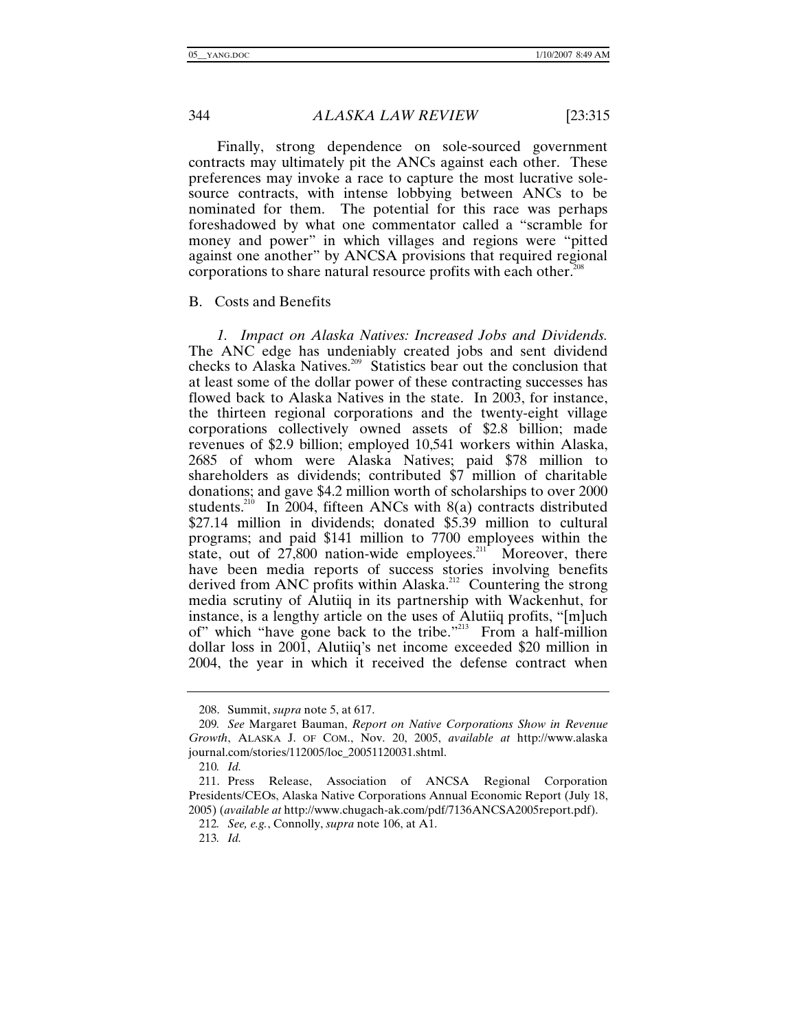Finally, strong dependence on sole-sourced government contracts may ultimately pit the ANCs against each other. These preferences may invoke a race to capture the most lucrative sole-source contracts, with intense lobbying between ANCs to be nominated for them. The potential for this race was perhaps foreshadowed by what one commentator called a "scramble for money and power" in which villages and regions were "pitted against one another" by ANCSA provisions that required regional corporations to share natural resource profits with each other.[208]

B. Costs and Benefits

*1. Impact on Alaska Natives: Increased Jobs and Dividends.* The ANC edge has undeniably created jobs and sent dividend checks to Alaska Natives.[209] Statistics bear out the conclusion that at least some of the dollar power of these contracting successes has flowed back to Alaska Natives in the state. In 2003, for instance, the thirteen regional corporations and the twenty-eight village corporations collectively owned assets of $2.8 billion; made revenues of $2.9 billion; employed 10,541 workers within Alaska, 2685 of whom were Alaska Natives; paid $78 million to shareholders as dividends; contributed $7 million of charitable donations; and gave $4.2 million worth of scholarships to over 2000 students.[210] In 2004, fifteen ANCs with 8(a) contracts distributed $27.14 million in dividends; donated $5.39 million to cultural programs; and paid $141 million to 7700 employees within the state, out of 27,800 nation-wide employees.[211] Moreover, there have been media reports of success stories involving benefits derived from ANC profits within Alaska.[212] Countering the strong media scrutiny of Alutiiq in its partnership with Wackenhut, for instance, is a lengthy article on the uses of Alutiiq profits, "[m]uch of" which "have gone back to the tribe."[213] From a half-million dollar loss in 2001, Alutiiq's net income exceeded $20 million in 2004, the year in which it received the defense contract when

---

208. Summit, *supra* note 5, at 617.

209. *See* Margaret Bauman, *Report on Native Corporations Show in Revenue Growth*, ALASKA J. OF COM., Nov. 20, 2005, *available at* http://www.alaskajournal.com/stories/112005/loc_20051120031.shtml.

210. *Id.*

211. Press Release, Association of ANCSA Regional Corporation Presidents/CEOs, Alaska Native Corporations Annual Economic Report (July 18, 2005) (*available at* http://www.chugach-ak.com/pdf/7136ANCSA2005report.pdf).

212. *See, e.g.*, Connolly, *supra* note 106, at A1.

213. *Id.*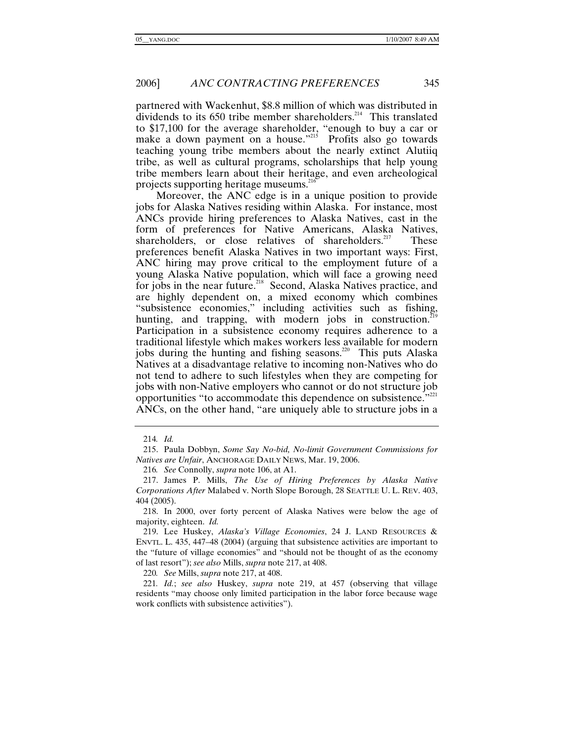partnered with Wackenhut, $8.8 million of which was distributed in dividends to its 650 tribe member shareholders.[214] This translated to $17,100 for the average shareholder, "enough to buy a car or make a down payment on a house."[215] Profits also go towards teaching young tribe members about the nearly extinct Alutiiq tribe, as well as cultural programs, scholarships that help young tribe members learn about their heritage, and even archeological projects supporting heritage museums.[216]

Moreover, the ANC edge is in a unique position to provide jobs for Alaska Natives residing within Alaska. For instance, most ANCs provide hiring preferences to Alaska Natives, cast in the form of preferences for Native Americans, Alaska Natives, shareholders, or close relatives of shareholders.[217] These preferences benefit Alaska Natives in two important ways: First, ANC hiring may prove critical to the employment future of a young Alaska Native population, which will face a growing need for jobs in the near future.[218] Second, Alaska Natives practice, and are highly dependent on, a mixed economy which combines "subsistence economies," including activities such as fishing, hunting, and trapping, with modern jobs in construction.[219] Participation in a subsistence economy requires adherence to a traditional lifestyle which makes workers less available for modern jobs during the hunting and fishing seasons.[220] This puts Alaska Natives at a disadvantage relative to incoming non-Natives who do not tend to adhere to such lifestyles when they are competing for jobs with non-Native employers who cannot or do not structure job opportunities "to accommodate this dependence on subsistence."[221] ANCs, on the other hand, "are uniquely able to structure jobs in a

---

214. *Id.*

215. Paula Dobbyn, *Some Say No-bid, No-limit Government Commissions for Natives are Unfair*, ANCHORAGE DAILY NEWS, Mar. 19, 2006.

216. *See* Connolly, *supra* note 106, at A1.

217. James P. Mills, *The Use of Hiring Preferences by Alaska Native Corporations After* Malabed v. North Slope Borough, 28 SEATTLE U. L. REV. 403, 404 (2005).

218. In 2000, over forty percent of Alaska Natives were below the age of majority, eighteen. *Id.*

219. Lee Huskey, *Alaska's Village Economies*, 24 J. LAND RESOURCES & ENVTL. L. 435, 447–48 (2004) (arguing that subsistence activities are important to the "future of village economies" and "should not be thought of as the economy of last resort"); *see also* Mills, *supra* note 217, at 408.

220. *See* Mills, *supra* note 217, at 408.

221. *Id.*; *see also* Huskey, *supra* note 219, at 457 (observing that village residents "may choose only limited participation in the labor force because wage work conflicts with subsistence activities").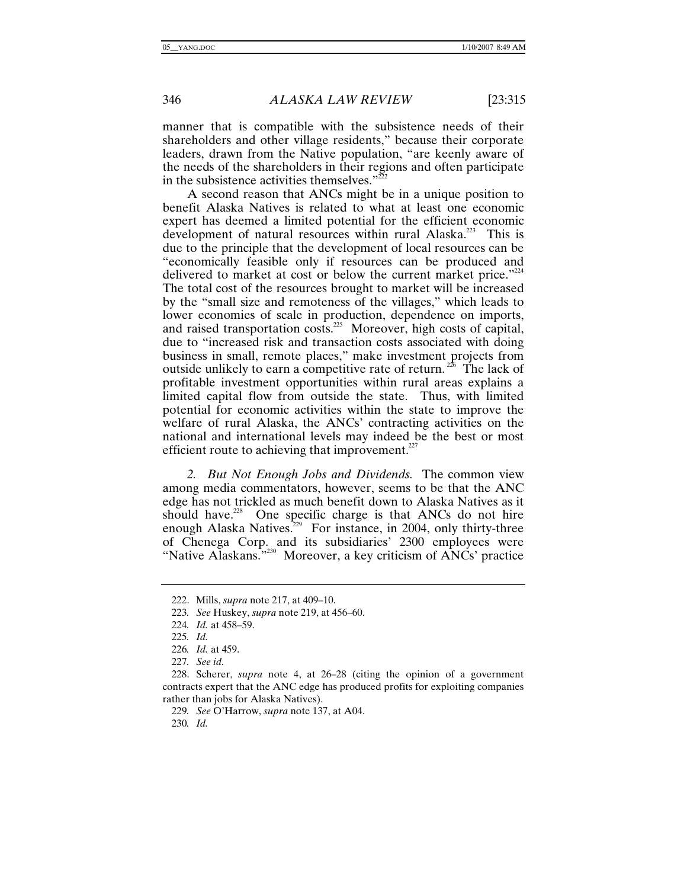manner that is compatible with the subsistence needs of their shareholders and other village residents," because their corporate leaders, drawn from the Native population, "are keenly aware of the needs of the shareholders in their regions and often participate in the subsistence activities themselves."[222]

A second reason that ANCs might be in a unique position to benefit Alaska Natives is related to what at least one economic expert has deemed a limited potential for the efficient economic development of natural resources within rural Alaska.[223] This is due to the principle that the development of local resources can be "economically feasible only if resources can be produced and delivered to market at cost or below the current market price."[224] The total cost of the resources brought to market will be increased by the "small size and remoteness of the villages," which leads to lower economies of scale in production, dependence on imports, and raised transportation costs.[225] Moreover, high costs of capital, due to "increased risk and transaction costs associated with doing business in small, remote places," make investment projects from outside unlikely to earn a competitive rate of return.[226] The lack of profitable investment opportunities within rural areas explains a limited capital flow from outside the state. Thus, with limited potential for economic activities within the state to improve the welfare of rural Alaska, the ANCs' contracting activities on the national and international levels may indeed be the best or most efficient route to achieving that improvement.[227]

*2. But Not Enough Jobs and Dividends.* The common view among media commentators, however, seems to be that the ANC edge has not trickled as much benefit down to Alaska Natives as it should have.[228] One specific charge is that ANCs do not hire enough Alaska Natives.[229] For instance, in 2004, only thirty-three of Chenega Corp. and its subsidiaries' 2300 employees were "Native Alaskans."[230] Moreover, a key criticism of ANCs' practice

---

222. Mills, *supra* note 217, at 409–10.

223. *See* Huskey, *supra* note 219, at 456–60.

224. *Id.* at 458–59.

225. *Id.*

226. *Id.* at 459.

227. *See id.*

228. Scherer, *supra* note 4, at 26–28 (citing the opinion of a government contracts expert that the ANC edge has produced profits for exploiting companies rather than jobs for Alaska Natives).

229. *See* O'Harrow, *supra* note 137, at A04.

230. *Id.*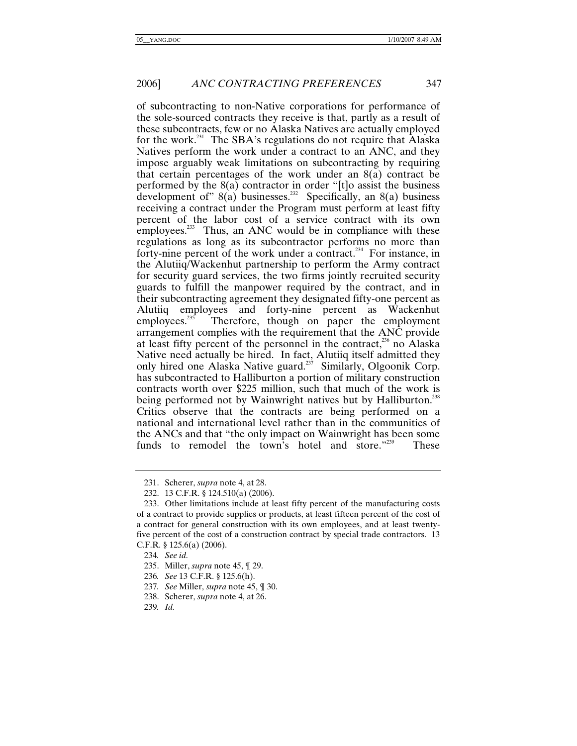of subcontracting to non-Native corporations for performance of the sole-sourced contracts they receive is that, partly as a result of these subcontracts, few or no Alaska Natives are actually employed for the work.[231] The SBA's regulations do not require that Alaska Natives perform the work under a contract to an ANC, and they impose arguably weak limitations on subcontracting by requiring that certain percentages of the work under an 8(a) contract be performed by the 8(a) contractor in order "[t]o assist the business development of" 8(a) businesses.[232] Specifically, an 8(a) business receiving a contract under the Program must perform at least fifty percent of the labor cost of a service contract with its own employees.[233] Thus, an ANC would be in compliance with these regulations as long as its subcontractor performs no more than forty-nine percent of the work under a contract.[234] For instance, in the Alutiiq/Wackenhut partnership to perform the Army contract for security guard services, the two firms jointly recruited security guards to fulfill the manpower required by the contract, and in their subcontracting agreement they designated fifty-one percent as Alutiiq employees and forty-nine percent as Wackenhut employees.[235] Therefore, though on paper the employment arrangement complies with the requirement that the ANC provide at least fifty percent of the personnel in the contract,[236] no Alaska Native need actually be hired. In fact, Alutiiq itself admitted they only hired one Alaska Native guard.[237] Similarly, Olgoonik Corp. has subcontracted to Halliburton a portion of military construction contracts worth over $225 million, such that much of the work is being performed not by Wainwright natives but by Halliburton.[238] Critics observe that the contracts are being performed on a national and international level rather than in the communities of the ANCs and that "the only impact on Wainwright has been some funds to remodel the town's hotel and store."[239] These

---

231. Scherer, *supra* note 4, at 28.

232. 13 C.F.R. § 124.510(a) (2006).

233. Other limitations include at least fifty percent of the manufacturing costs of a contract to provide supplies or products, at least fifteen percent of the cost of a contract for general construction with its own employees, and at least twenty-five percent of the cost of a construction contract by special trade contractors. 13 C.F.R. § 125.6(a) (2006).

234. *See id.*

235. Miller, *supra* note 45, ¶ 29.

236. *See* 13 C.F.R. § 125.6(h).

237. *See* Miller, *supra* note 45, ¶ 30.

238. Scherer, *supra* note 4, at 26.

239. *Id.*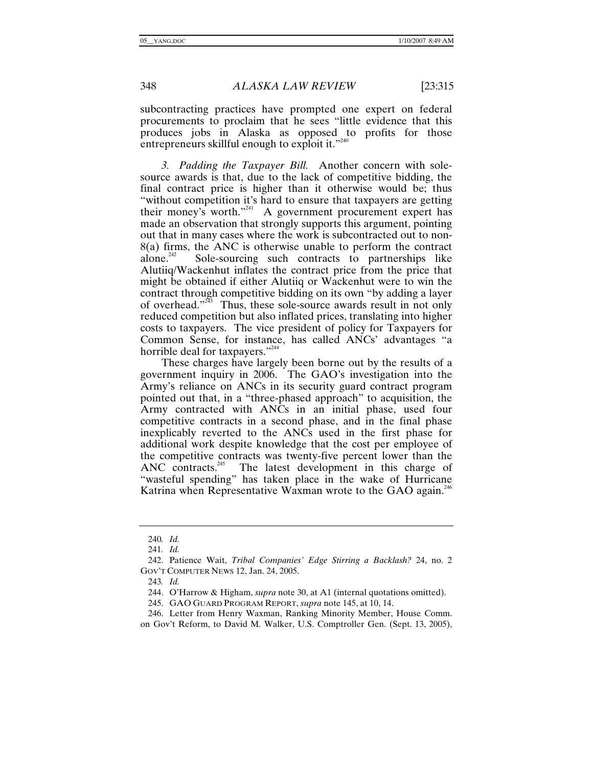subcontracting practices have prompted one expert on federal procurements to proclaim that he sees "little evidence that this produces jobs in Alaska as opposed to profits for those entrepreneurs skillful enough to exploit it."[240]

*3. Padding the Taxpayer Bill.* Another concern with sole-source awards is that, due to the lack of competitive bidding, the final contract price is higher than it otherwise would be; thus "without competition it's hard to ensure that taxpayers are getting their money's worth."[241] A government procurement expert has made an observation that strongly supports this argument, pointing out that in many cases where the work is subcontracted out to non-8(a) firms, the ANC is otherwise unable to perform the contract alone.[242] Sole-sourcing such contracts to partnerships like Alutiiq/Wackenhut inflates the contract price from the price that might be obtained if either Alutiiq or Wackenhut were to win the contract through competitive bidding on its own "by adding a layer of overhead."[243] Thus, these sole-source awards result in not only reduced competition but also inflated prices, translating into higher costs to taxpayers. The vice president of policy for Taxpayers for Common Sense, for instance, has called ANCs' advantages "a horrible deal for taxpayers."[244]

These charges have largely been borne out by the results of a government inquiry in 2006. The GAO's investigation into the Army's reliance on ANCs in its security guard contract program pointed out that, in a "three-phased approach" to acquisition, the Army contracted with ANCs in an initial phase, used four competitive contracts in a second phase, and in the final phase inexplicably reverted to the ANCs used in the first phase for additional work despite knowledge that the cost per employee of the competitive contracts was twenty-five percent lower than the ANC contracts.[245] The latest development in this charge of "wasteful spending" has taken place in the wake of Hurricane Katrina when Representative Waxman wrote to the GAO again.[246]

---

240. *Id.*

241. *Id.*

242. Patience Wait, *Tribal Companies' Edge Stirring a Backlash?* 24, no. 2 GOV'T COMPUTER NEWS 12, Jan. 24, 2005.

243. *Id.*

244. O'Harrow & Higham, *supra* note 30, at A1 (internal quotations omitted).

245. GAO GUARD PROGRAM REPORT, *supra* note 145, at 10, 14.

246. Letter from Henry Waxman, Ranking Minority Member, House Comm. on Gov't Reform, to David M. Walker, U.S. Comptroller Gen. (Sept. 13, 2005),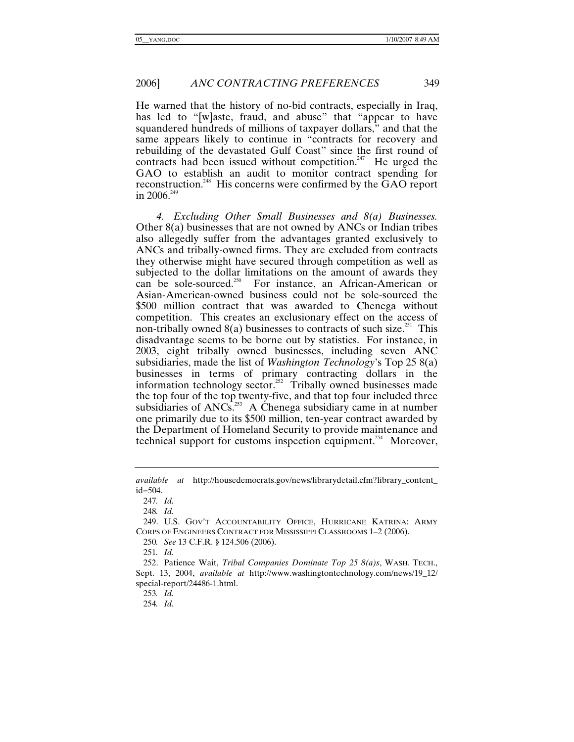He warned that the history of no-bid contracts, especially in Iraq, has led to "[w]aste, fraud, and abuse" that "appear to have squandered hundreds of millions of taxpayer dollars," and that the same appears likely to continue in "contracts for recovery and rebuilding of the devastated Gulf Coast" since the first round of contracts had been issued without competition.[247] He urged the GAO to establish an audit to monitor contract spending for reconstruction.[248] His concerns were confirmed by the GAO report in 2006.[249]

*4. Excluding Other Small Businesses and 8(a) Businesses.* Other 8(a) businesses that are not owned by ANCs or Indian tribes also allegedly suffer from the advantages granted exclusively to ANCs and tribally-owned firms. They are excluded from contracts they otherwise might have secured through competition as well as subjected to the dollar limitations on the amount of awards they can be sole-sourced.[250] For instance, an African-American or Asian-American-owned business could not be sole-sourced the $500 million contract that was awarded to Chenega without competition. This creates an exclusionary effect on the access of non-tribally owned 8(a) businesses to contracts of such size.[251] This disadvantage seems to be borne out by statistics. For instance, in 2003, eight tribally owned businesses, including seven ANC subsidiaries, made the list of *Washington Technology*'s Top 25 8(a) businesses in terms of primary contracting dollars in the information technology sector.[252] Tribally owned businesses made the top four of the top twenty-five, and that top four included three subsidiaries of ANCs.[253] A Chenega subsidiary came in at number one primarily due to its $500 million, ten-year contract awarded by the Department of Homeland Security to provide maintenance and technical support for customs inspection equipment.[254] Moreover,

---

*available at* http://housedemocrats.gov/news/librarydetail.cfm?library_content_id=504.

247. *Id.*

248. *Id.*

249. U.S. GOV'T ACCOUNTABILITY OFFICE, HURRICANE KATRINA: ARMY CORPS OF ENGINEERS CONTRACT FOR MISSISSIPPI CLASSROOMS 1–2 (2006).

250. *See* 13 C.F.R. § 124.506 (2006).

251. *Id.*

252. Patience Wait, *Tribal Companies Dominate Top 25 8(a)s*, WASH. TECH., Sept. 13, 2004, *available at* http://www.washingtontechnology.com/news/19_12/special-report/24486-1.html.

253. *Id.*

254. *Id.*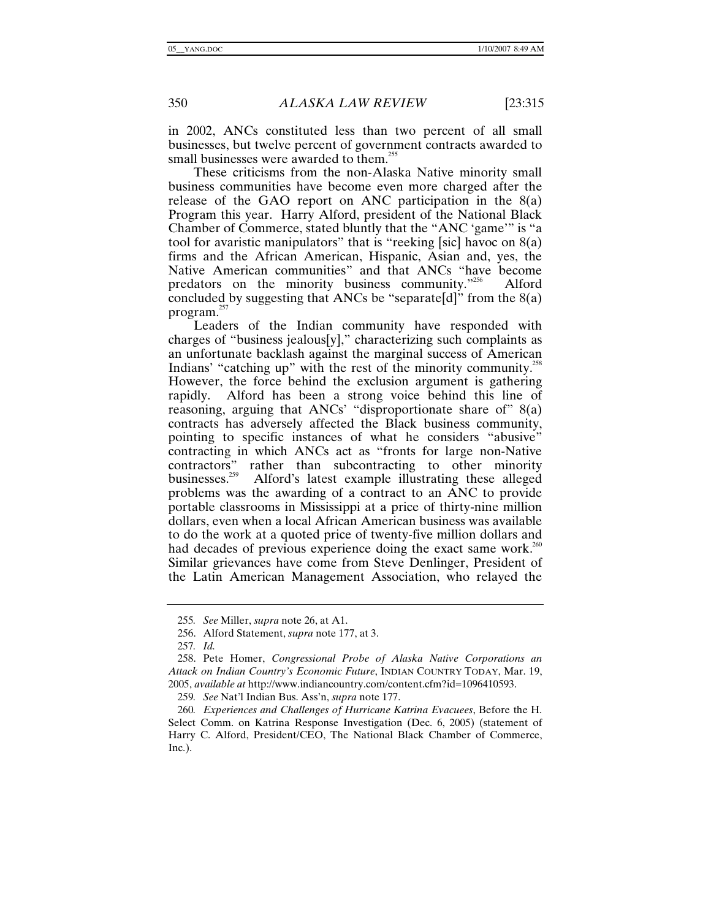in 2002, ANCs constituted less than two percent of all small businesses, but twelve percent of government contracts awarded to small businesses were awarded to them.[255]

These criticisms from the non-Alaska Native minority small business communities have become even more charged after the release of the GAO report on ANC participation in the 8(a) Program this year. Harry Alford, president of the National Black Chamber of Commerce, stated bluntly that the "ANC 'game'" is "a tool for avaristic manipulators" that is "reeking [sic] havoc on 8(a) firms and the African American, Hispanic, Asian and, yes, the Native American communities" and that ANCs "have become predators on the minority business community."[256] Alford concluded by suggesting that ANCs be "separate[d]" from the 8(a) program.[257]

Leaders of the Indian community have responded with charges of "business jealous[y]," characterizing such complaints as an unfortunate backlash against the marginal success of American Indians' "catching up" with the rest of the minority community.[258] However, the force behind the exclusion argument is gathering rapidly. Alford has been a strong voice behind this line of reasoning, arguing that ANCs' "disproportionate share of" 8(a) contracts has adversely affected the Black business community, pointing to specific instances of what he considers "abusive" contracting in which ANCs act as "fronts for large non-Native contractors" rather than subcontracting to other minority businesses.[259] Alford's latest example illustrating these alleged problems was the awarding of a contract to an ANC to provide portable classrooms in Mississippi at a price of thirty-nine million dollars, even when a local African American business was available to do the work at a quoted price of twenty-five million dollars and had decades of previous experience doing the exact same work.[260] Similar grievances have come from Steve Denlinger, President of the Latin American Management Association, who relayed the

---

255. *See* Miller, *supra* note 26, at A1.

256. Alford Statement, *supra* note 177, at 3.

257. *Id.*

258. Pete Homer, *Congressional Probe of Alaska Native Corporations an Attack on Indian Country's Economic Future*, INDIAN COUNTRY TODAY, Mar. 19, 2005, *available at* http://www.indiancountry.com/content.cfm?id=1096410593.

259. *See* Nat'l Indian Bus. Ass'n, *supra* note 177.

260. *Experiences and Challenges of Hurricane Katrina Evacuees*, Before the H. Select Comm. on Katrina Response Investigation (Dec. 6, 2005) (statement of Harry C. Alford, President/CEO, The National Black Chamber of Commerce, Inc.).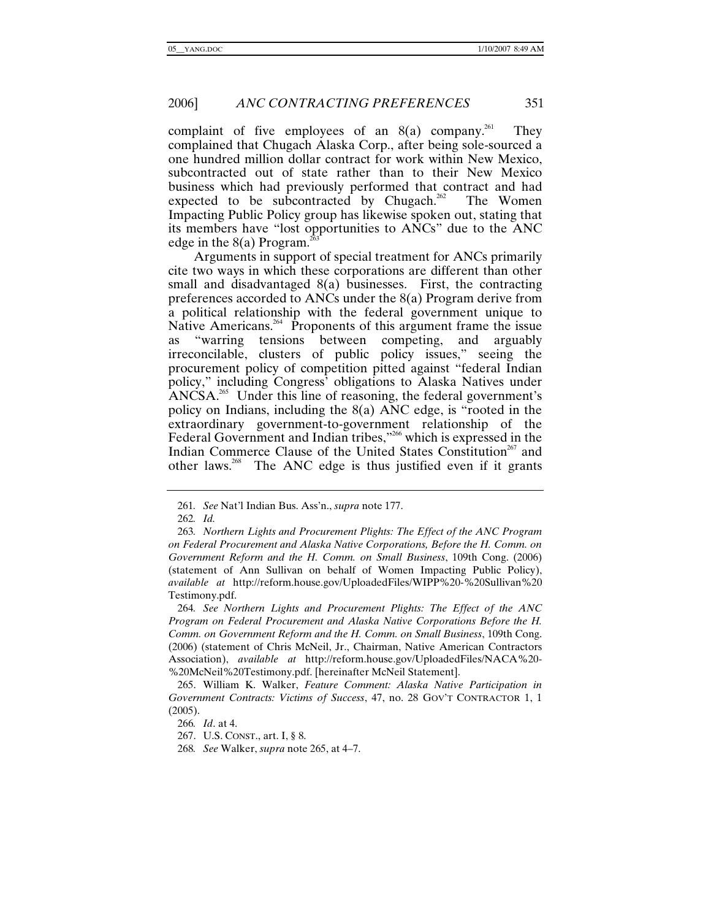complaint of five employees of an 8(a) company.[261] They complained that Chugach Alaska Corp., after being sole-sourced a one hundred million dollar contract for work within New Mexico, subcontracted out of state rather than to their New Mexico business which had previously performed that contract and had expected to be subcontracted by Chugach.[262] The Women Impacting Public Policy group has likewise spoken out, stating that its members have "lost opportunities to ANCs" due to the ANC edge in the 8(a) Program.[263]

Arguments in support of special treatment for ANCs primarily cite two ways in which these corporations are different than other small and disadvantaged 8(a) businesses. First, the contracting preferences accorded to ANCs under the 8(a) Program derive from a political relationship with the federal government unique to Native Americans.[264] Proponents of this argument frame the issue as "warring tensions between competing, and arguably irreconcilable, clusters of public policy issues," seeing the procurement policy of competition pitted against "federal Indian policy," including Congress' obligations to Alaska Natives under ANCSA.[265] Under this line of reasoning, the federal government's policy on Indians, including the 8(a) ANC edge, is "rooted in the extraordinary government-to-government relationship of the Federal Government and Indian tribes,"[266] which is expressed in the Indian Commerce Clause of the United States Constitution[267] and other laws.[268] The ANC edge is thus justified even if it grants

---

261. *See* Nat'l Indian Bus. Ass'n., *supra* note 177.

262. *Id.*

263. *Northern Lights and Procurement Plights: The Effect of the ANC Program on Federal Procurement and Alaska Native Corporations, Before the H. Comm. on Government Reform and the H. Comm. on Small Business*, 109th Cong. (2006) (statement of Ann Sullivan on behalf of Women Impacting Public Policy), *available at* http://reform.house.gov/UploadedFiles/WIPP%20-%20Sullivan%20Testimony.pdf.

264. *See Northern Lights and Procurement Plights: The Effect of the ANC Program on Federal Procurement and Alaska Native Corporations Before the H. Comm. on Government Reform and the H. Comm. on Small Business*, 109th Cong. (2006) (statement of Chris McNeil, Jr., Chairman, Native American Contractors Association), *available at* http://reform.house.gov/UploadedFiles/NACA%20-%20McNeil%20Testimony.pdf. [hereinafter McNeil Statement].

265. William K. Walker, *Feature Comment: Alaska Native Participation in Government Contracts: Victims of Success*, 47, no. 28 GOV'T CONTRACTOR 1, 1 (2005).

266. *Id*. at 4.

267. U.S. CONST., art. I, § 8.

268. *See* Walker, *supra* note 265, at 4–7.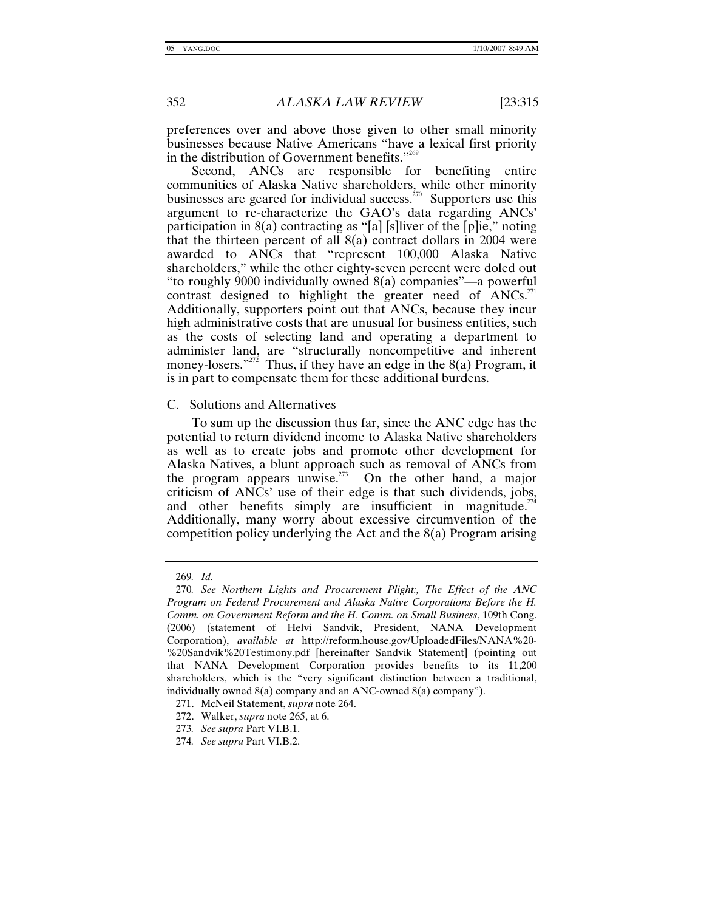preferences over and above those given to other small minority businesses because Native Americans "have a lexical first priority in the distribution of Government benefits."[269]

Second, ANCs are responsible for benefiting entire communities of Alaska Native shareholders, while other minority businesses are geared for individual success.[270] Supporters use this argument to re-characterize the GAO's data regarding ANCs' participation in 8(a) contracting as "[a] [s]liver of the [p]ie," noting that the thirteen percent of all 8(a) contract dollars in 2004 were awarded to ANCs that "represent 100,000 Alaska Native shareholders," while the other eighty-seven percent were doled out "to roughly 9000 individually owned 8(a) companies"—a powerful contrast designed to highlight the greater need of ANCs.[271] Additionally, supporters point out that ANCs, because they incur high administrative costs that are unusual for business entities, such as the costs of selecting land and operating a department to administer land, are "structurally noncompetitive and inherent money-losers."[272] Thus, if they have an edge in the 8(a) Program, it is in part to compensate them for these additional burdens.

### C. Solutions and Alternatives

To sum up the discussion thus far, since the ANC edge has the potential to return dividend income to Alaska Native shareholders as well as to create jobs and promote other development for Alaska Natives, a blunt approach such as removal of ANCs from the program appears unwise.[273] On the other hand, a major criticism of ANCs' use of their edge is that such dividends, jobs, and other benefits simply are insufficient in magnitude.[274] Additionally, many worry about excessive circumvention of the competition policy underlying the Act and the 8(a) Program arising

---

269. *Id.*

270. *See Northern Lights and Procurement Plight:, The Effect of the ANC Program on Federal Procurement and Alaska Native Corporations Before the H. Comm. on Government Reform and the H. Comm. on Small Business*, 109th Cong. (2006) (statement of Helvi Sandvik, President, NANA Development Corporation), *available at* http://reform.house.gov/UploadedFiles/NANA%20-%20Sandvik%20Testimony.pdf [hereinafter Sandvik Statement] (pointing out that NANA Development Corporation provides benefits to its 11,200 shareholders, which is the "very significant distinction between a traditional, individually owned 8(a) company and an ANC-owned 8(a) company").

271. McNeil Statement, *supra* note 264.

272. Walker, *supra* note 265, at 6.

273. *See supra* Part VI.B.1.

274. *See supra* Part VI.B.2.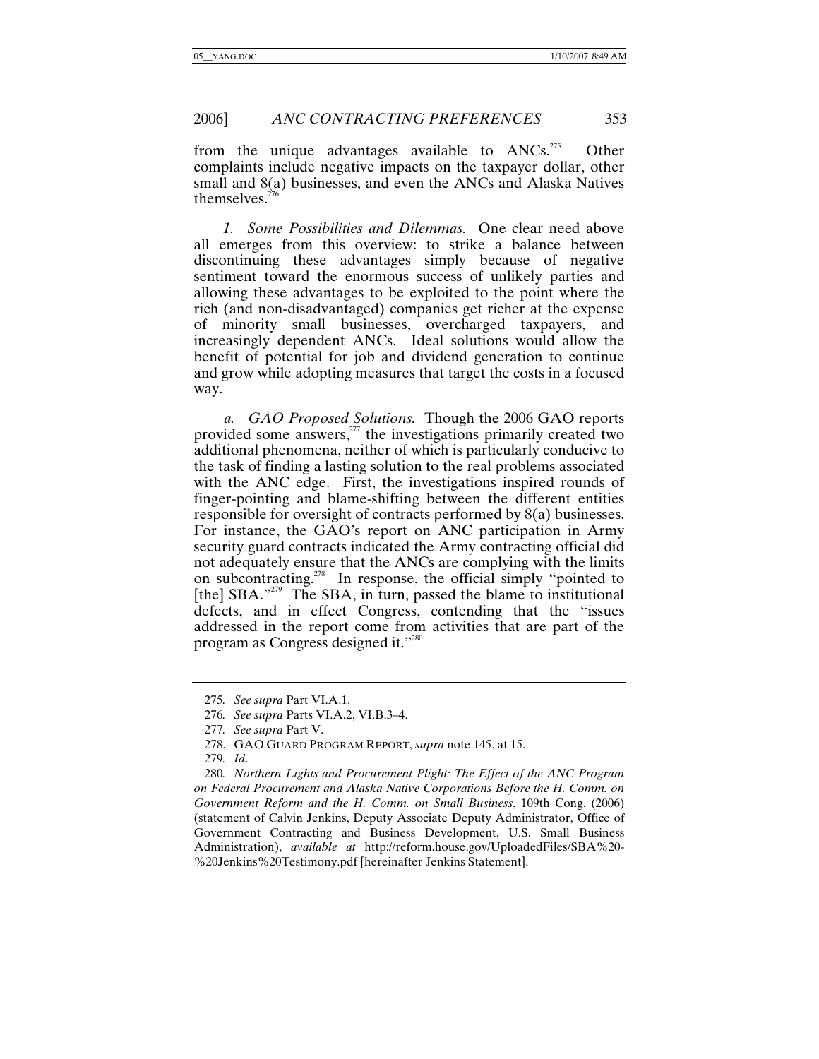from the unique advantages available to ANCs.[275] Other complaints include negative impacts on the taxpayer dollar, other small and 8(a) businesses, and even the ANCs and Alaska Natives themselves.[276]

*1. Some Possibilities and Dilemmas.* One clear need above all emerges from this overview: to strike a balance between discontinuing these advantages simply because of negative sentiment toward the enormous success of unlikely parties and allowing these advantages to be exploited to the point where the rich (and non-disadvantaged) companies get richer at the expense of minority small businesses, overcharged taxpayers, and increasingly dependent ANCs. Ideal solutions would allow the benefit of potential for job and dividend generation to continue and grow while adopting measures that target the costs in a focused way.

*a. GAO Proposed Solutions.* Though the 2006 GAO reports provided some answers,[277] the investigations primarily created two additional phenomena, neither of which is particularly conducive to the task of finding a lasting solution to the real problems associated with the ANC edge. First, the investigations inspired rounds of finger-pointing and blame-shifting between the different entities responsible for oversight of contracts performed by 8(a) businesses. For instance, the GAO's report on ANC participation in Army security guard contracts indicated the Army contracting official did not adequately ensure that the ANCs are complying with the limits on subcontracting.[278] In response, the official simply "pointed to [the] SBA."[279] The SBA, in turn, passed the blame to institutional defects, and in effect Congress, contending that the "issues addressed in the report come from activities that are part of the program as Congress designed it."[280]

---

275. *See supra* Part VI.A.1.

276. *See supra* Parts VI.A.2, VI.B.3–4.

277. *See supra* Part V.

278. GAO GUARD PROGRAM REPORT, *supra* note 145, at 15.

279. *Id*.

280. *Northern Lights and Procurement Plight: The Effect of the ANC Program on Federal Procurement and Alaska Native Corporations Before the H. Comm. on Government Reform and the H. Comm. on Small Business*, 109th Cong. (2006) (statement of Calvin Jenkins, Deputy Associate Deputy Administrator, Office of Government Contracting and Business Development, U.S. Small Business Administration), *available at* http://reform.house.gov/UploadedFiles/SBA%20-%20Jenkins%20Testimony.pdf [hereinafter Jenkins Statement].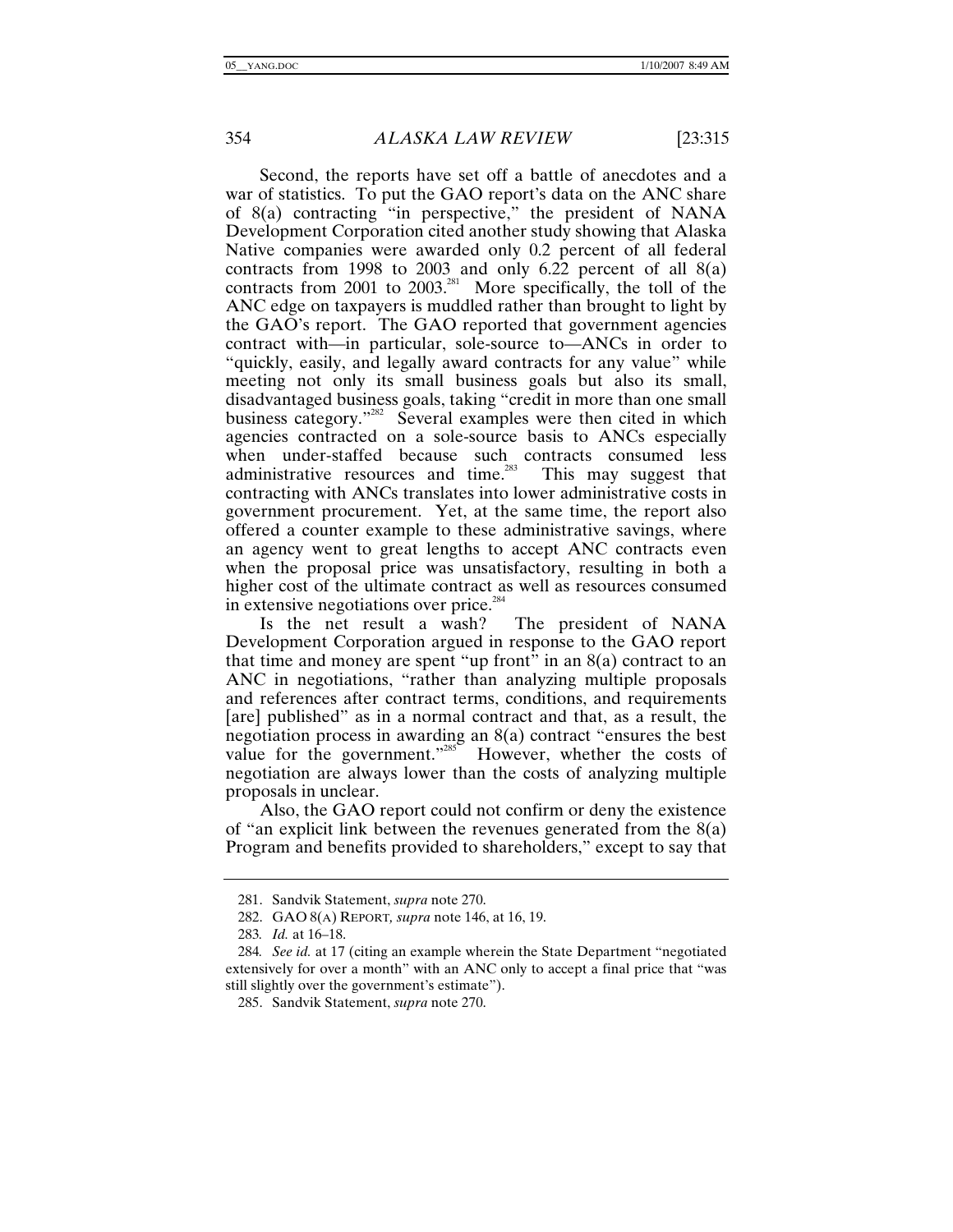Second, the reports have set off a battle of anecdotes and a war of statistics. To put the GAO report's data on the ANC share of 8(a) contracting "in perspective," the president of NANA Development Corporation cited another study showing that Alaska Native companies were awarded only 0.2 percent of all federal contracts from 1998 to 2003 and only 6.22 percent of all 8(a) contracts from 2001 to 2003.[281] More specifically, the toll of the ANC edge on taxpayers is muddled rather than brought to light by the GAO's report. The GAO reported that government agencies contract with—in particular, sole-source to—ANCs in order to "quickly, easily, and legally award contracts for any value" while meeting not only its small business goals but also its small, disadvantaged business goals, taking "credit in more than one small business category."[282] Several examples were then cited in which agencies contracted on a sole-source basis to ANCs especially when under-staffed because such contracts consumed less administrative resources and time.[283] This may suggest that contracting with ANCs translates into lower administrative costs in government procurement. Yet, at the same time, the report also offered a counter example to these administrative savings, where an agency went to great lengths to accept ANC contracts even when the proposal price was unsatisfactory, resulting in both a higher cost of the ultimate contract as well as resources consumed in extensive negotiations over price.[284]

Is the net result a wash? The president of NANA Development Corporation argued in response to the GAO report that time and money are spent "up front" in an 8(a) contract to an ANC in negotiations, "rather than analyzing multiple proposals and references after contract terms, conditions, and requirements [are] published" as in a normal contract and that, as a result, the negotiation process in awarding an 8(a) contract "ensures the best value for the government."[285] However, whether the costs of negotiation are always lower than the costs of analyzing multiple proposals in unclear.

Also, the GAO report could not confirm or deny the existence of "an explicit link between the revenues generated from the 8(a) Program and benefits provided to shareholders," except to say that

---

281. Sandvik Statement, *supra* note 270.

282. GAO 8(A) REPORT, *supra* note 146, at 16, 19.

283. *Id.* at 16–18.

284. *See id.* at 17 (citing an example wherein the State Department "negotiated extensively for over a month" with an ANC only to accept a final price that "was still slightly over the government's estimate").

285. Sandvik Statement, *supra* note 270.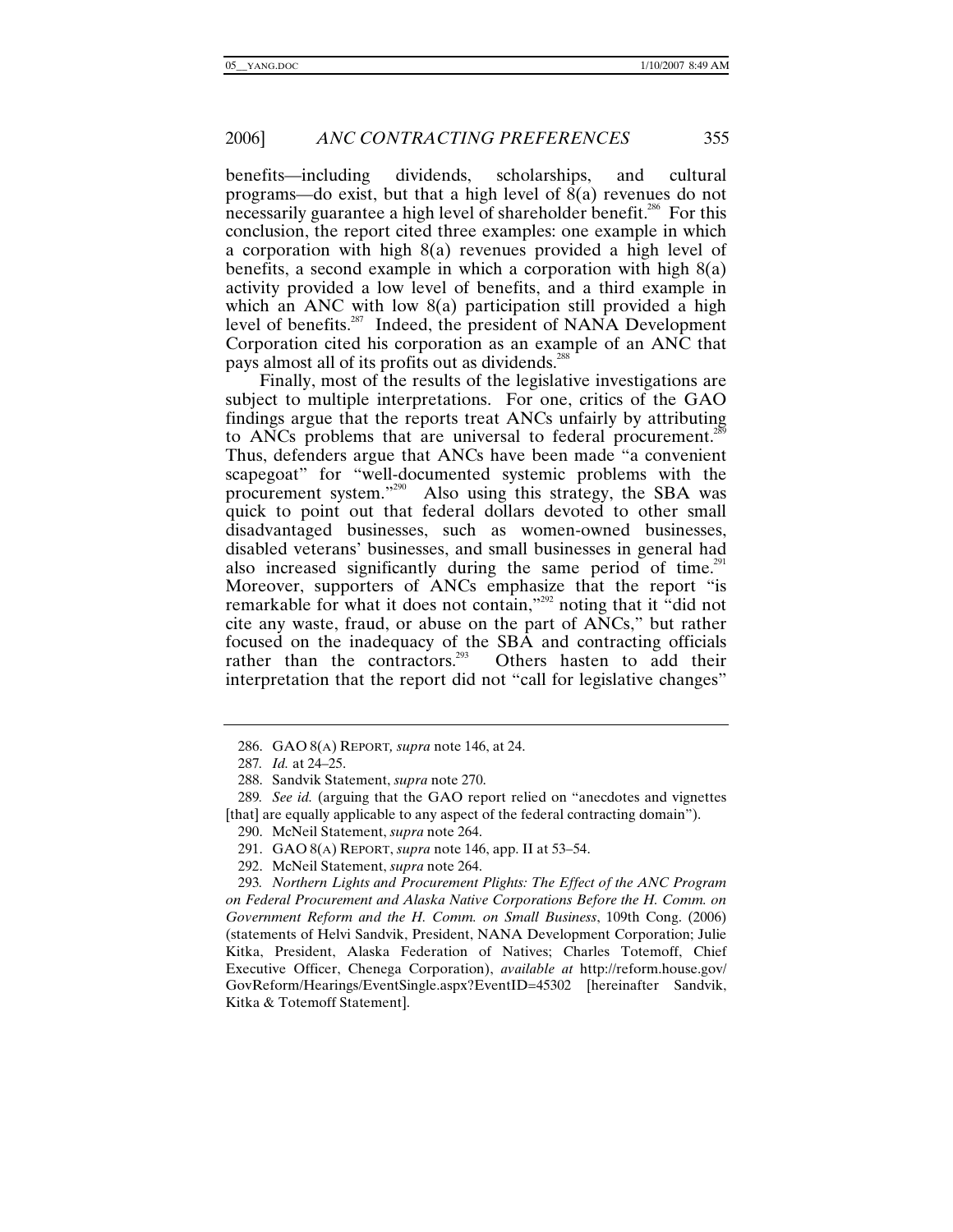benefits—including dividends, scholarships, and cultural programs—do exist, but that a high level of 8(a) revenues do not necessarily guarantee a high level of shareholder benefit.[286] For this conclusion, the report cited three examples: one example in which a corporation with high 8(a) revenues provided a high level of benefits, a second example in which a corporation with high 8(a) activity provided a low level of benefits, and a third example in which an ANC with low 8(a) participation still provided a high level of benefits.[287] Indeed, the president of NANA Development Corporation cited his corporation as an example of an ANC that pays almost all of its profits out as dividends.[288]

Finally, most of the results of the legislative investigations are subject to multiple interpretations. For one, critics of the GAO findings argue that the reports treat ANCs unfairly by attributing to ANCs problems that are universal to federal procurement.[289] Thus, defenders argue that ANCs have been made "a convenient scapegoat" for "well-documented systemic problems with the procurement system."[290] Also using this strategy, the SBA was quick to point out that federal dollars devoted to other small disadvantaged businesses, such as women-owned businesses, disabled veterans' businesses, and small businesses in general had also increased significantly during the same period of time.[291] Moreover, supporters of ANCs emphasize that the report "is remarkable for what it does not contain,"[292] noting that it "did not cite any waste, fraud, or abuse on the part of ANCs," but rather focused on the inadequacy of the SBA and contracting officials rather than the contractors.[293] Others hasten to add their interpretation that the report did not "call for legislative changes"

---

286. GAO 8(A) REPORT, *supra* note 146, at 24.

287. *Id.* at 24–25.

288. Sandvik Statement, *supra* note 270.

289. *See id.* (arguing that the GAO report relied on "anecdotes and vignettes [that] are equally applicable to any aspect of the federal contracting domain").

290. McNeil Statement, *supra* note 264.

291. GAO 8(A) REPORT, *supra* note 146, app. II at 53–54.

292. McNeil Statement, *supra* note 264.

293. *Northern Lights and Procurement Plights: The Effect of the ANC Program on Federal Procurement and Alaska Native Corporations Before the H. Comm. on Government Reform and the H. Comm. on Small Business*, 109th Cong. (2006) (statements of Helvi Sandvik, President, NANA Development Corporation; Julie Kitka, President, Alaska Federation of Natives; Charles Totemoff, Chief Executive Officer, Chenega Corporation), *available at* http://reform.house.gov/GovReform/Hearings/EventSingle.aspx?EventID=45302 [hereinafter Sandvik, Kitka & Totemoff Statement].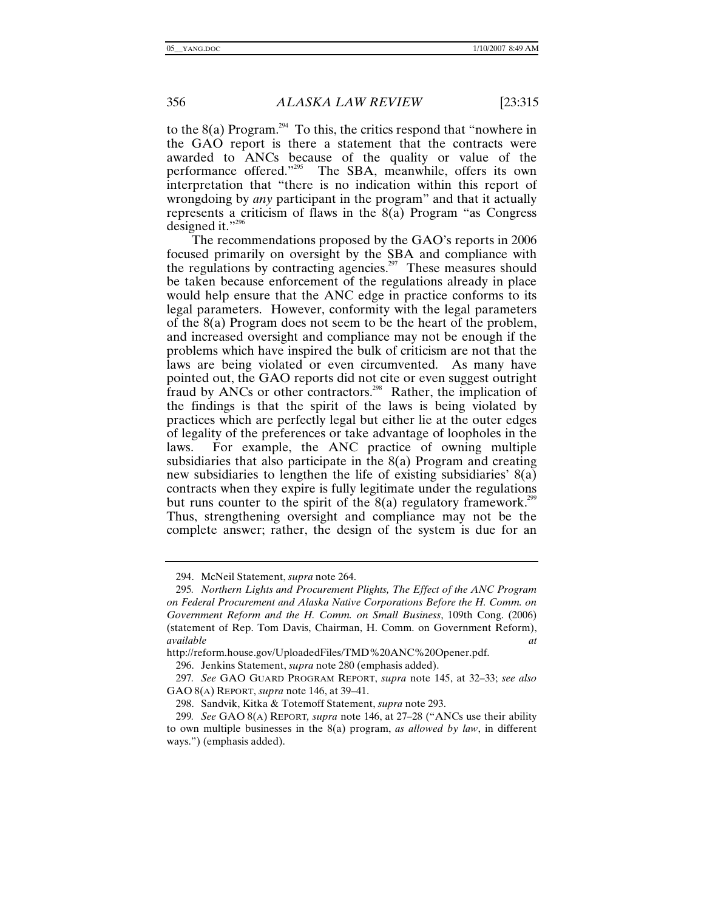to the 8(a) Program.[294] To this, the critics respond that "nowhere in the GAO report is there a statement that the contracts were awarded to ANCs because of the quality or value of the performance offered."[295] The SBA, meanwhile, offers its own interpretation that "there is no indication within this report of wrongdoing by *any* participant in the program" and that it actually represents a criticism of flaws in the 8(a) Program "as Congress designed it."[296]

The recommendations proposed by the GAO's reports in 2006 focused primarily on oversight by the SBA and compliance with the regulations by contracting agencies.[297] These measures should be taken because enforcement of the regulations already in place would help ensure that the ANC edge in practice conforms to its legal parameters. However, conformity with the legal parameters of the 8(a) Program does not seem to be the heart of the problem, and increased oversight and compliance may not be enough if the problems which have inspired the bulk of criticism are not that the laws are being violated or even circumvented. As many have pointed out, the GAO reports did not cite or even suggest outright fraud by ANCs or other contractors.[298] Rather, the implication of the findings is that the spirit of the laws is being violated by practices which are perfectly legal but either lie at the outer edges of legality of the preferences or take advantage of loopholes in the laws. For example, the ANC practice of owning multiple subsidiaries that also participate in the 8(a) Program and creating new subsidiaries to lengthen the life of existing subsidiaries' 8(a) contracts when they expire is fully legitimate under the regulations but runs counter to the spirit of the 8(a) regulatory framework.[299] Thus, strengthening oversight and compliance may not be the complete answer; rather, the design of the system is due for an

---

294. McNeil Statement, *supra* note 264.

295. *Northern Lights and Procurement Plights, The Effect of the ANC Program on Federal Procurement and Alaska Native Corporations Before the H. Comm. on Government Reform and the H. Comm. on Small Business*, 109th Cong. (2006) (statement of Rep. Tom Davis, Chairman, H. Comm. on Government Reform), *available at* http://reform.house.gov/UploadedFiles/TMD%20ANC%20Opener.pdf.

296. Jenkins Statement, *supra* note 280 (emphasis added).

297. *See* GAO GUARD PROGRAM REPORT, *supra* note 145, at 32–33; *see also* GAO 8(A) REPORT, *supra* note 146, at 39–41.

298. Sandvik, Kitka & Totemoff Statement, *supra* note 293.

299. *See* GAO 8(A) REPORT, *supra* note 146, at 27–28 ("ANCs use their ability to own multiple businesses in the 8(a) program, *as allowed by law*, in different ways.") (emphasis added).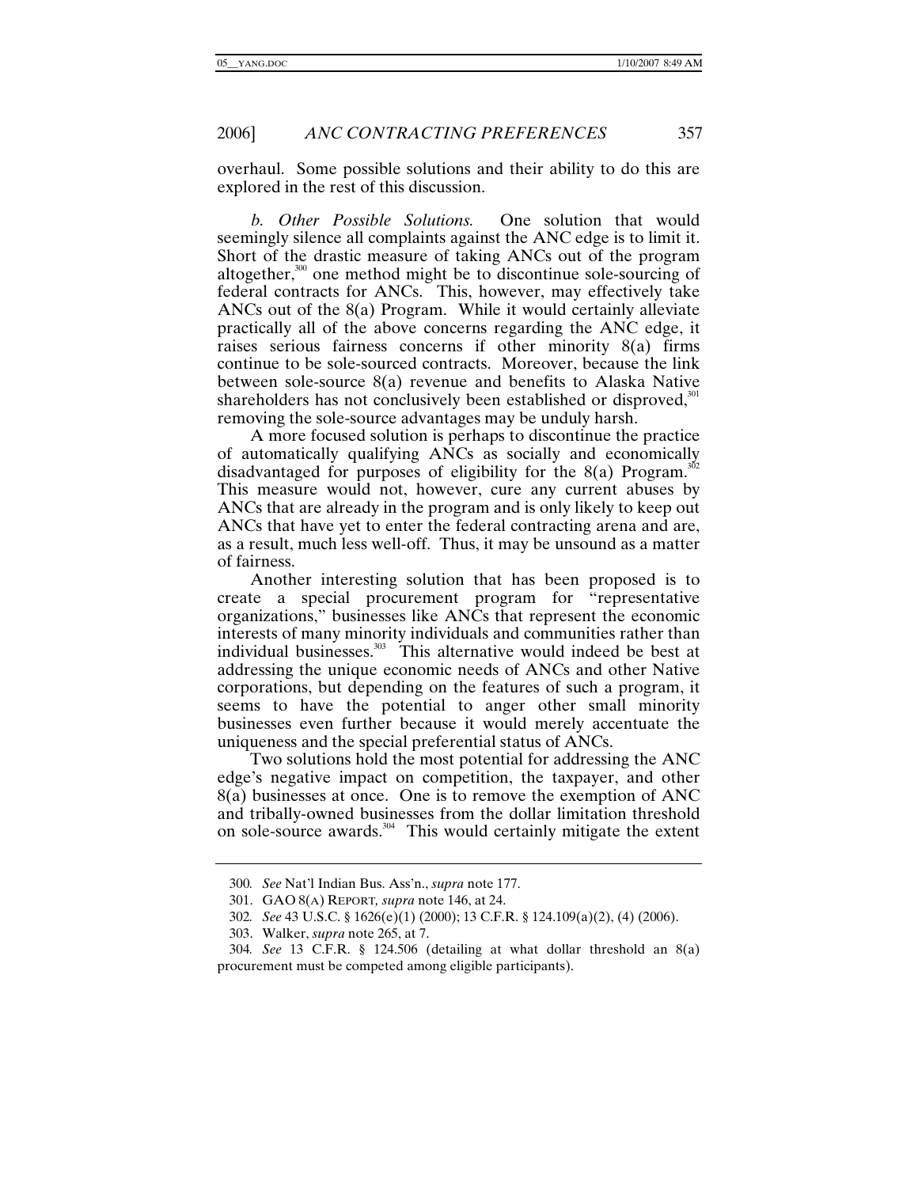overhaul. Some possible solutions and their ability to do this are explored in the rest of this discussion.

*b. Other Possible Solutions.* One solution that would seemingly silence all complaints against the ANC edge is to limit it. Short of the drastic measure of taking ANCs out of the program altogether,[300] one method might be to discontinue sole-sourcing of federal contracts for ANCs. This, however, may effectively take ANCs out of the 8(a) Program. While it would certainly alleviate practically all of the above concerns regarding the ANC edge, it raises serious fairness concerns if other minority 8(a) firms continue to be sole-sourced contracts. Moreover, because the link between sole-source 8(a) revenue and benefits to Alaska Native shareholders has not conclusively been established or disproved,[301] removing the sole-source advantages may be unduly harsh.

A more focused solution is perhaps to discontinue the practice of automatically qualifying ANCs as socially and economically disadvantaged for purposes of eligibility for the 8(a) Program.[302] This measure would not, however, cure any current abuses by ANCs that are already in the program and is only likely to keep out ANCs that have yet to enter the federal contracting arena and are, as a result, much less well-off. Thus, it may be unsound as a matter of fairness.

Another interesting solution that has been proposed is to create a special procurement program for "representative organizations," businesses like ANCs that represent the economic interests of many minority individuals and communities rather than individual businesses.[303] This alternative would indeed be best at addressing the unique economic needs of ANCs and other Native corporations, but depending on the features of such a program, it seems to have the potential to anger other small minority businesses even further because it would merely accentuate the uniqueness and the special preferential status of ANCs.

Two solutions hold the most potential for addressing the ANC edge's negative impact on competition, the taxpayer, and other 8(a) businesses at once. One is to remove the exemption of ANC and tribally-owned businesses from the dollar limitation threshold on sole-source awards.[304] This would certainly mitigate the extent

---

300. *See* Nat'l Indian Bus. Ass'n., *supra* note 177.

301. GAO 8(A) REPORT, *supra* note 146, at 24.

302. *See* 43 U.S.C. § 1626(e)(1) (2000); 13 C.F.R. § 124.109(a)(2), (4) (2006).

303. Walker, *supra* note 265, at 7.

304. *See* 13 C.F.R. § 124.506 (detailing at what dollar threshold an 8(a) procurement must be competed among eligible participants).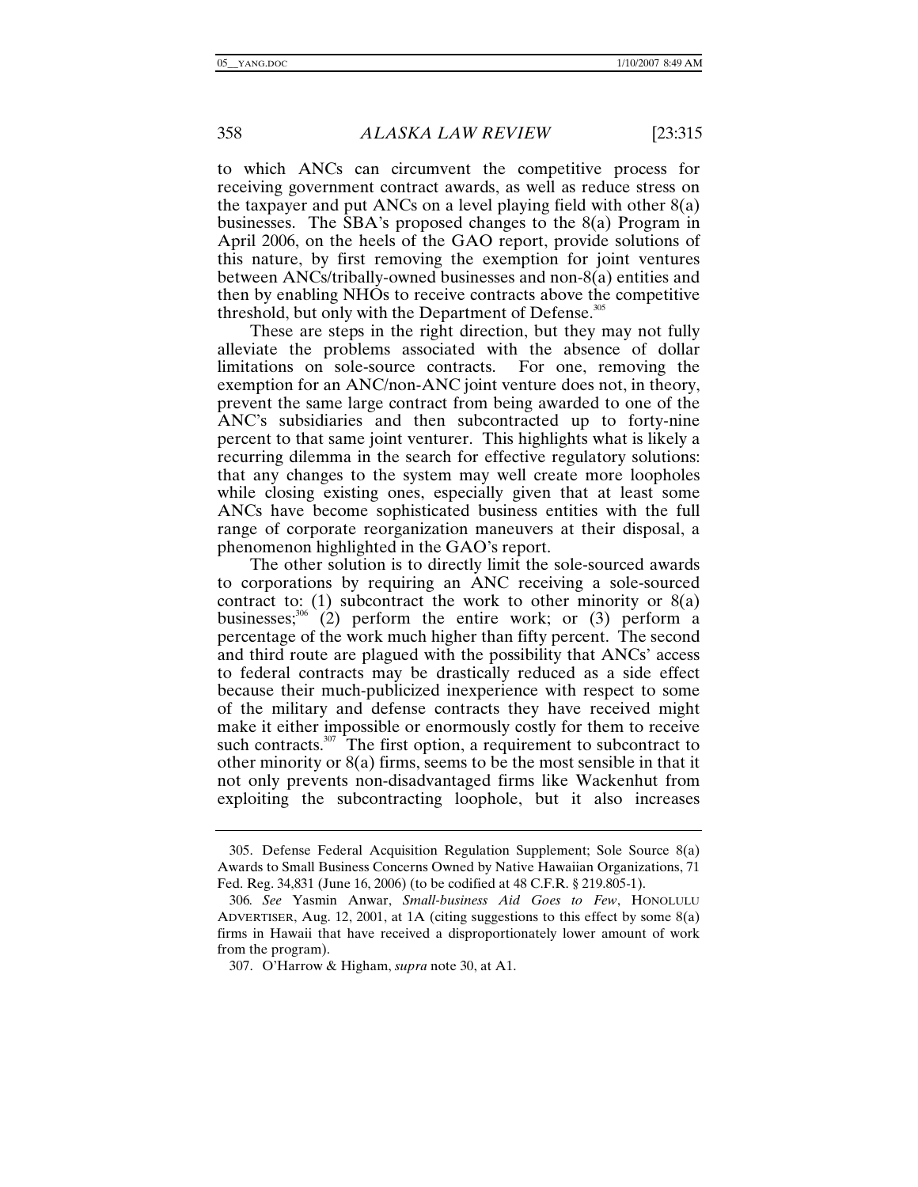to which ANCs can circumvent the competitive process for receiving government contract awards, as well as reduce stress on the taxpayer and put ANCs on a level playing field with other 8(a) businesses. The SBA's proposed changes to the 8(a) Program in April 2006, on the heels of the GAO report, provide solutions of this nature, by first removing the exemption for joint ventures between ANCs/tribally-owned businesses and non-8(a) entities and then by enabling NHOs to receive contracts above the competitive threshold, but only with the Department of Defense.[305]

These are steps in the right direction, but they may not fully alleviate the problems associated with the absence of dollar limitations on sole-source contracts. For one, removing the exemption for an ANC/non-ANC joint venture does not, in theory, prevent the same large contract from being awarded to one of the ANC's subsidiaries and then subcontracted up to forty-nine percent to that same joint venturer. This highlights what is likely a recurring dilemma in the search for effective regulatory solutions: that any changes to the system may well create more loopholes while closing existing ones, especially given that at least some ANCs have become sophisticated business entities with the full range of corporate reorganization maneuvers at their disposal, a phenomenon highlighted in the GAO's report.

The other solution is to directly limit the sole-sourced awards to corporations by requiring an ANC receiving a sole-sourced contract to: (1) subcontract the work to other minority or 8(a) businesses;[306] (2) perform the entire work; or (3) perform a percentage of the work much higher than fifty percent. The second and third route are plagued with the possibility that ANCs' access to federal contracts may be drastically reduced as a side effect because their much-publicized inexperience with respect to some of the military and defense contracts they have received might make it either impossible or enormously costly for them to receive such contracts.[307] The first option, a requirement to subcontract to other minority or 8(a) firms, seems to be the most sensible in that it not only prevents non-disadvantaged firms like Wackenhut from exploiting the subcontracting loophole, but it also increases

---

305. Defense Federal Acquisition Regulation Supplement; Sole Source 8(a) Awards to Small Business Concerns Owned by Native Hawaiian Organizations, 71 Fed. Reg. 34,831 (June 16, 2006) (to be codified at 48 C.F.R. § 219.805-1).

306. *See* Yasmin Anwar, *Small-business Aid Goes to Few*, HONOLULU ADVERTISER, Aug. 12, 2001, at 1A (citing suggestions to this effect by some 8(a) firms in Hawaii that have received a disproportionately lower amount of work from the program).

307. O'Harrow & Higham, *supra* note 30, at A1.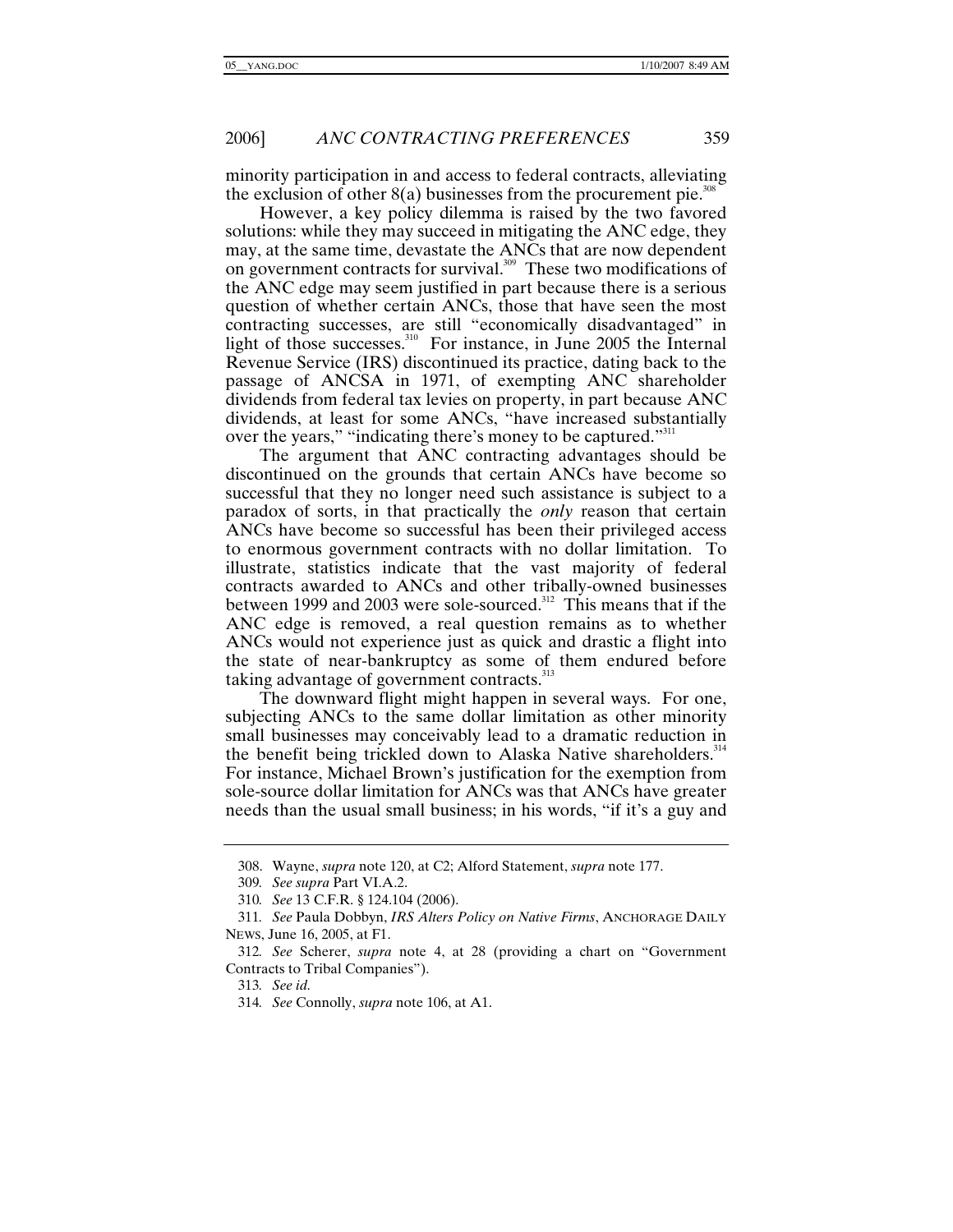minority participation in and access to federal contracts, alleviating the exclusion of other 8(a) businesses from the procurement pie.[308]

However, a key policy dilemma is raised by the two favored solutions: while they may succeed in mitigating the ANC edge, they may, at the same time, devastate the ANCs that are now dependent on government contracts for survival.[309] These two modifications of the ANC edge may seem justified in part because there is a serious question of whether certain ANCs, those that have seen the most contracting successes, are still "economically disadvantaged" in light of those successes.[310] For instance, in June 2005 the Internal Revenue Service (IRS) discontinued its practice, dating back to the passage of ANCSA in 1971, of exempting ANC shareholder dividends from federal tax levies on property, in part because ANC dividends, at least for some ANCs, "have increased substantially over the years," "indicating there's money to be captured."[311]

The argument that ANC contracting advantages should be discontinued on the grounds that certain ANCs have become so successful that they no longer need such assistance is subject to a paradox of sorts, in that practically the *only* reason that certain ANCs have become so successful has been their privileged access to enormous government contracts with no dollar limitation. To illustrate, statistics indicate that the vast majority of federal contracts awarded to ANCs and other tribally-owned businesses between 1999 and 2003 were sole-sourced.[312] This means that if the ANC edge is removed, a real question remains as to whether ANCs would not experience just as quick and drastic a flight into the state of near-bankruptcy as some of them endured before taking advantage of government contracts.[313]

The downward flight might happen in several ways. For one, subjecting ANCs to the same dollar limitation as other minority small businesses may conceivably lead to a dramatic reduction in the benefit being trickled down to Alaska Native shareholders.[314] For instance, Michael Brown's justification for the exemption from sole-source dollar limitation for ANCs was that ANCs have greater needs than the usual small business; in his words, "if it's a guy and

---

308. Wayne, *supra* note 120, at C2; Alford Statement, *supra* note 177.

309. *See supra* Part VI.A.2.

310. *See* 13 C.F.R. § 124.104 (2006).

311. *See* Paula Dobbyn, *IRS Alters Policy on Native Firms*, ANCHORAGE DAILY NEWS, June 16, 2005, at F1.

312. *See* Scherer, *supra* note 4, at 28 (providing a chart on "Government Contracts to Tribal Companies").

313. *See id.*

314. *See* Connolly, *supra* note 106, at A1.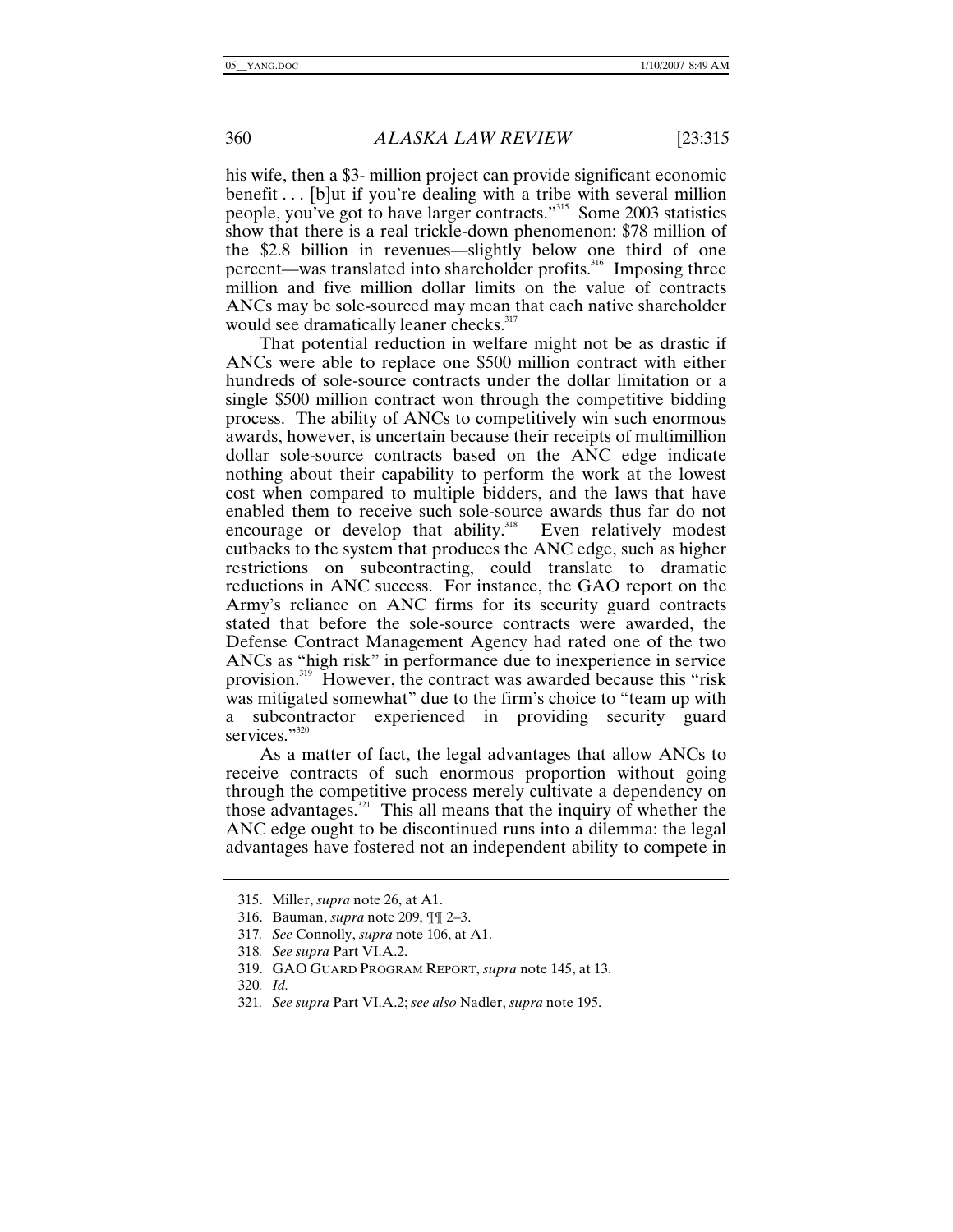his wife, then a $3- million project can provide significant economic benefit . . . [b]ut if you're dealing with a tribe with several million people, you've got to have larger contracts."[315] Some 2003 statistics show that there is a real trickle-down phenomenon: $78 million of the $2.8 billion in revenues—slightly below one third of one percent—was translated into shareholder profits.[316] Imposing three million and five million dollar limits on the value of contracts ANCs may be sole-sourced may mean that each native shareholder would see dramatically leaner checks.[317]

That potential reduction in welfare might not be as drastic if ANCs were able to replace one $500 million contract with either hundreds of sole-source contracts under the dollar limitation or a single $500 million contract won through the competitive bidding process. The ability of ANCs to competitively win such enormous awards, however, is uncertain because their receipts of multimillion dollar sole-source contracts based on the ANC edge indicate nothing about their capability to perform the work at the lowest cost when compared to multiple bidders, and the laws that have enabled them to receive such sole-source awards thus far do not encourage or develop that ability.[318] Even relatively modest cutbacks to the system that produces the ANC edge, such as higher restrictions on subcontracting, could translate to dramatic reductions in ANC success. For instance, the GAO report on the Army's reliance on ANC firms for its security guard contracts stated that before the sole-source contracts were awarded, the Defense Contract Management Agency had rated one of the two ANCs as "high risk" in performance due to inexperience in service provision.[319] However, the contract was awarded because this "risk was mitigated somewhat" due to the firm's choice to "team up with a subcontractor experienced in providing security guard services."[320]

As a matter of fact, the legal advantages that allow ANCs to receive contracts of such enormous proportion without going through the competitive process merely cultivate a dependency on those advantages.[321] This all means that the inquiry of whether the ANC edge ought to be discontinued runs into a dilemma: the legal advantages have fostered not an independent ability to compete in

---

315. Miller, *supra* note 26, at A1.

316. Bauman, *supra* note 209, ¶¶ 2–3.

317. *See* Connolly, *supra* note 106, at A1.

318. *See supra* Part VI.A.2.

319. GAO GUARD PROGRAM REPORT, *supra* note 145, at 13.

320. *Id.*

321. *See supra* Part VI.A.2; *see also* Nadler, *supra* note 195.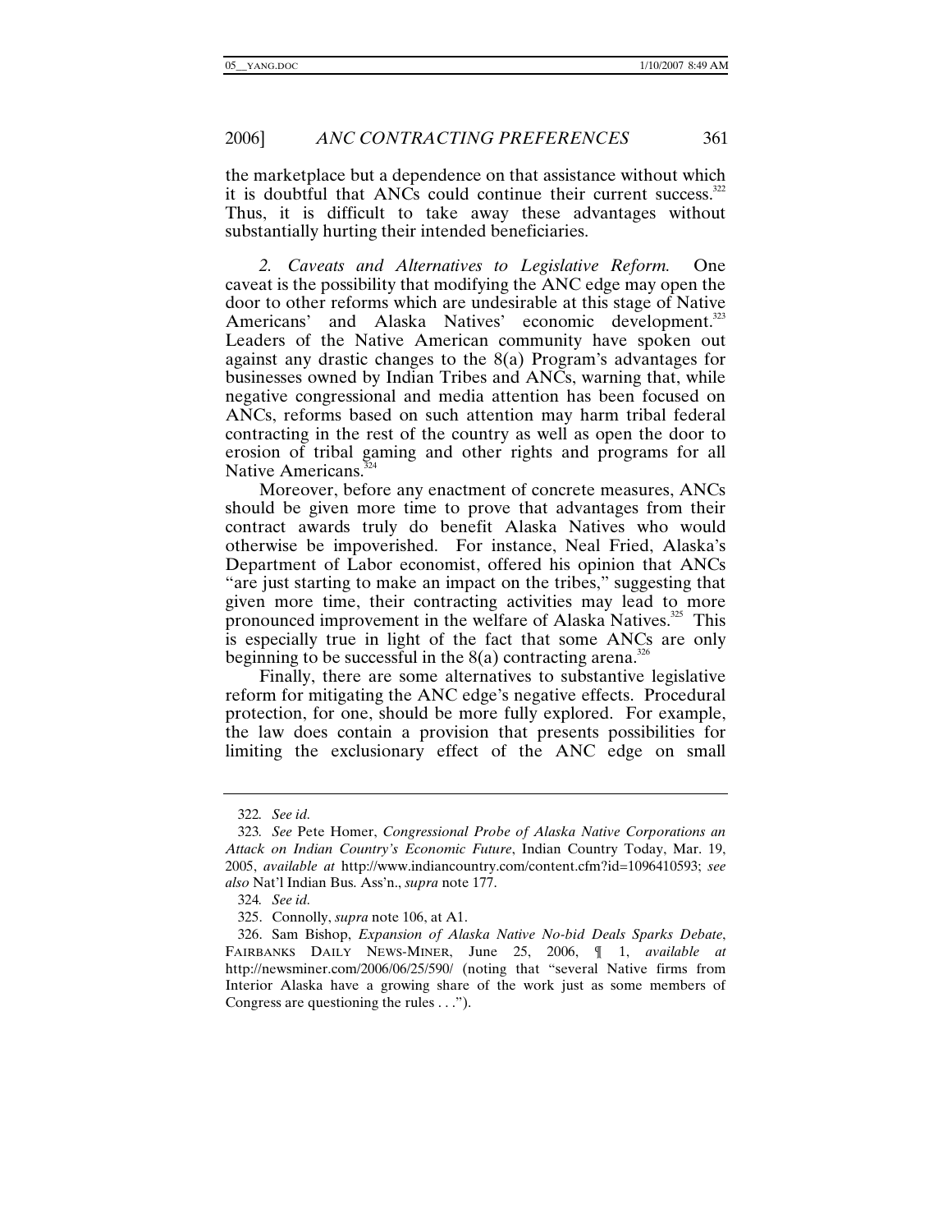the marketplace but a dependence on that assistance without which it is doubtful that ANCs could continue their current success.[322] Thus, it is difficult to take away these advantages without substantially hurting their intended beneficiaries.

*2. Caveats and Alternatives to Legislative Reform.* One caveat is the possibility that modifying the ANC edge may open the door to other reforms which are undesirable at this stage of Native Americans' and Alaska Natives' economic development.[323] Leaders of the Native American community have spoken out against any drastic changes to the 8(a) Program's advantages for businesses owned by Indian Tribes and ANCs, warning that, while negative congressional and media attention has been focused on ANCs, reforms based on such attention may harm tribal federal contracting in the rest of the country as well as open the door to erosion of tribal gaming and other rights and programs for all Native Americans.[324]

Moreover, before any enactment of concrete measures, ANCs should be given more time to prove that advantages from their contract awards truly do benefit Alaska Natives who would otherwise be impoverished. For instance, Neal Fried, Alaska's Department of Labor economist, offered his opinion that ANCs "are just starting to make an impact on the tribes," suggesting that given more time, their contracting activities may lead to more pronounced improvement in the welfare of Alaska Natives.[325] This is especially true in light of the fact that some ANCs are only beginning to be successful in the 8(a) contracting arena.[326]

Finally, there are some alternatives to substantive legislative reform for mitigating the ANC edge's negative effects. Procedural protection, for one, should be more fully explored. For example, the law does contain a provision that presents possibilities for limiting the exclusionary effect of the ANC edge on small

---

322. *See id.*

323. *See* Pete Homer, *Congressional Probe of Alaska Native Corporations an Attack on Indian Country's Economic Future*, Indian Country Today, Mar. 19, 2005, *available at* http://www.indiancountry.com/content.cfm?id=1096410593; *see also* Nat'l Indian Bus. Ass'n., *supra* note 177.

324. *See id.*

325. Connolly, *supra* note 106, at A1.

326. Sam Bishop, *Expansion of Alaska Native No-bid Deals Sparks Debate*, FAIRBANKS DAILY NEWS-MINER, June 25, 2006, ¶ 1, *available at* http://newsminer.com/2006/06/25/590/ (noting that "several Native firms from Interior Alaska have a growing share of the work just as some members of Congress are questioning the rules . . .").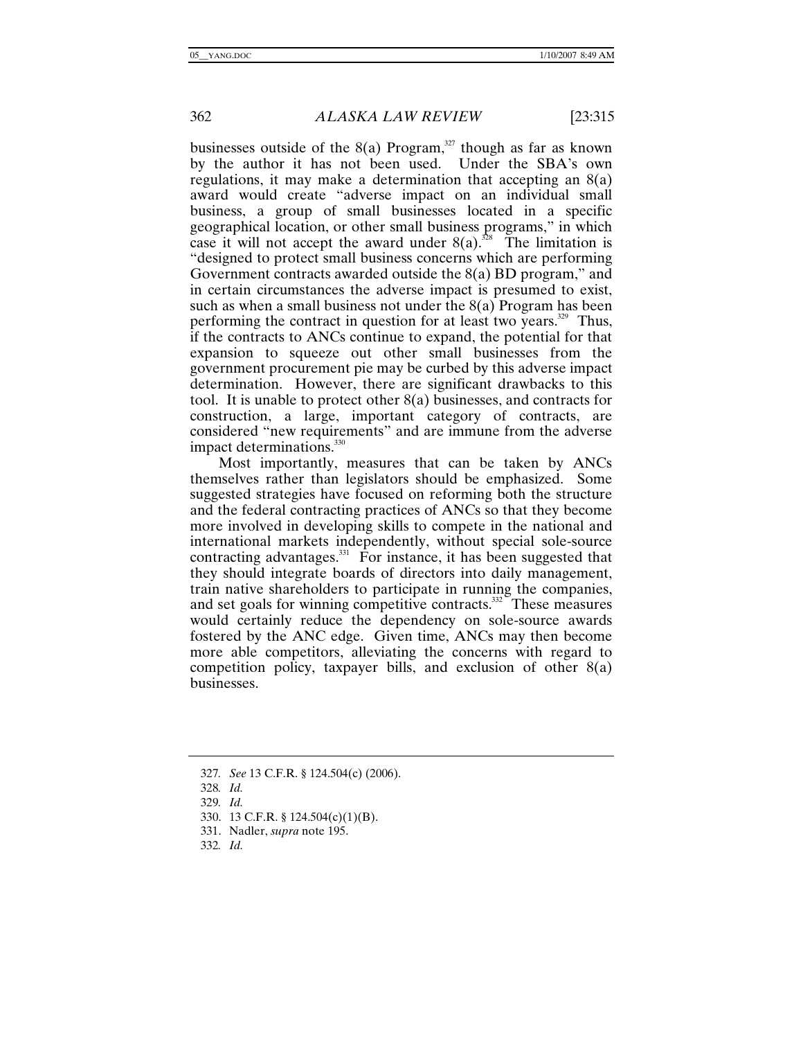businesses outside of the 8(a) Program,[327] though as far as known by the author it has not been used. Under the SBA's own regulations, it may make a determination that accepting an 8(a) award would create "adverse impact on an individual small business, a group of small businesses located in a specific geographical location, or other small business programs," in which case it will not accept the award under 8(a).[328] The limitation is "designed to protect small business concerns which are performing Government contracts awarded outside the 8(a) BD program," and in certain circumstances the adverse impact is presumed to exist, such as when a small business not under the 8(a) Program has been performing the contract in question for at least two years.[329] Thus, if the contracts to ANCs continue to expand, the potential for that expansion to squeeze out other small businesses from the government procurement pie may be curbed by this adverse impact determination. However, there are significant drawbacks to this tool. It is unable to protect other 8(a) businesses, and contracts for construction, a large, important category of contracts, are considered "new requirements" and are immune from the adverse impact determinations.[330]

Most importantly, measures that can be taken by ANCs themselves rather than legislators should be emphasized. Some suggested strategies have focused on reforming both the structure and the federal contracting practices of ANCs so that they become more involved in developing skills to compete in the national and international markets independently, without special sole-source contracting advantages.[331] For instance, it has been suggested that they should integrate boards of directors into daily management, train native shareholders to participate in running the companies, and set goals for winning competitive contracts.[332] These measures would certainly reduce the dependency on sole-source awards fostered by the ANC edge. Given time, ANCs may then become more able competitors, alleviating the concerns with regard to competition policy, taxpayer bills, and exclusion of other 8(a) businesses.

---

327. *See* 13 C.F.R. § 124.504(c) (2006).

328. *Id.*

329. *Id.*

330. 13 C.F.R. § 124.504(c)(1)(B).

331. Nadler, *supra* note 195.

332. *Id.*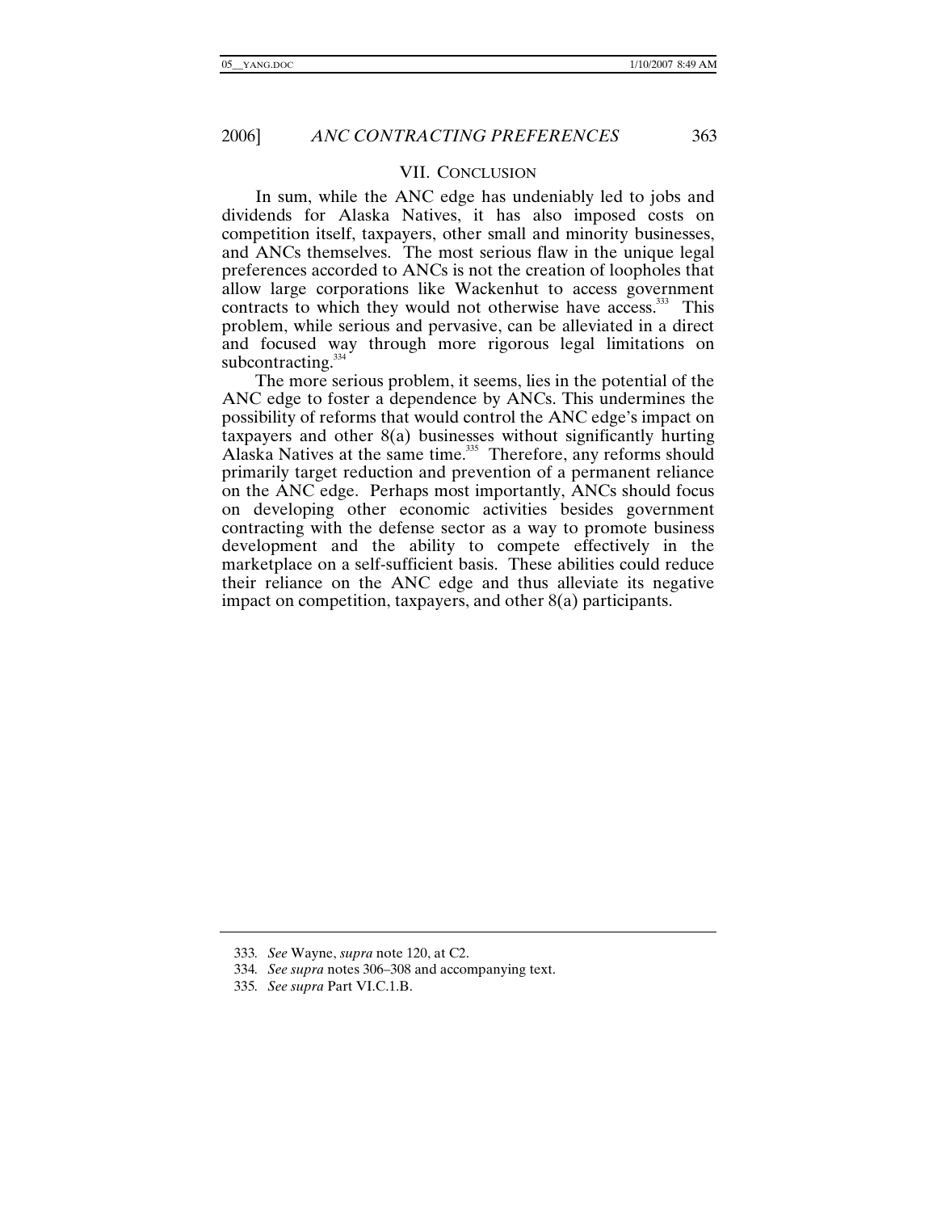## VII. CONCLUSION

In sum, while the ANC edge has undeniably led to jobs and dividends for Alaska Natives, it has also imposed costs on competition itself, taxpayers, other small and minority businesses, and ANCs themselves. The most serious flaw in the unique legal preferences accorded to ANCs is not the creation of loopholes that allow large corporations like Wackenhut to access government contracts to which they would not otherwise have access.[333] This problem, while serious and pervasive, can be alleviated in a direct and focused way through more rigorous legal limitations on subcontracting.[334]

The more serious problem, it seems, lies in the potential of the ANC edge to foster a dependence by ANCs. This undermines the possibility of reforms that would control the ANC edge's impact on taxpayers and other 8(a) businesses without significantly hurting Alaska Natives at the same time.[335] Therefore, any reforms should primarily target reduction and prevention of a permanent reliance on the ANC edge. Perhaps most importantly, ANCs should focus on developing other economic activities besides government contracting with the defense sector as a way to promote business development and the ability to compete effectively in the marketplace on a self-sufficient basis. These abilities could reduce their reliance on the ANC edge and thus alleviate its negative impact on competition, taxpayers, and other 8(a) participants.

---

333. *See* Wayne, *supra* note 120, at C2.

334. *See supra* notes 306–308 and accompanying text.

335. *See supra* Part VI.C.1.B.